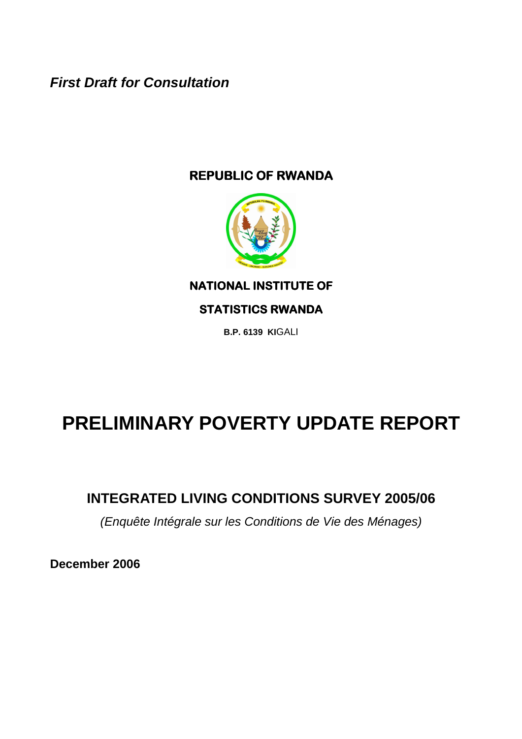***First Draft for Consultation***

**REPUBLIC OF RWANDA**

**NATIONAL INSTITUTE OF**

**STATISTICS RWANDA**

**B.P. 6139 KI**GALI

# PRELIMINARY POVERTY UPDATE REPORT

## INTEGRATED LIVING CONDITIONS SURVEY 2005/06

*(Enquête Intégrale sur les Conditions de Vie des Ménages)*

**December 2006**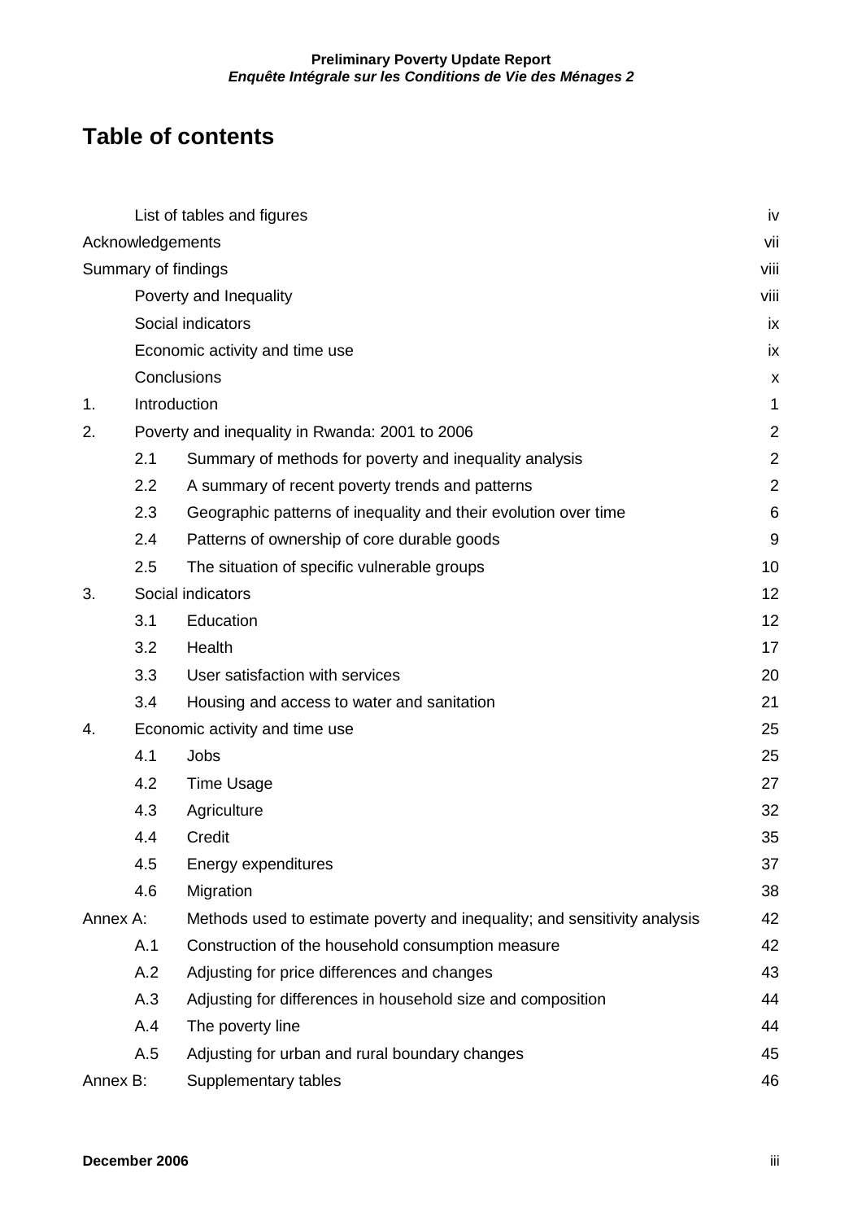# Table of contents

| | | |
|---|---|---|
| List of tables and figures | | iv |
| Acknowledgements | | vii |
| Summary of findings | | viii |
| Poverty and Inequality | | viii |
| Social indicators | | ix |
| Economic activity and time use | | ix |
| Conclusions | | x |
| 1. | Introduction | 1 |
| 2. | Poverty and inequality in Rwanda: 2001 to 2006 | 2 |
| 2.1 | Summary of methods for poverty and inequality analysis | 2 |
| 2.2 | A summary of recent poverty trends and patterns | 2 |
| 2.3 | Geographic patterns of inequality and their evolution over time | 6 |
| 2.4 | Patterns of ownership of core durable goods | 9 |
| 2.5 | The situation of specific vulnerable groups | 10 |
| 3. | Social indicators | 12 |
| 3.1 | Education | 12 |
| 3.2 | Health | 17 |
| 3.3 | User satisfaction with services | 20 |
| 3.4 | Housing and access to water and sanitation | 21 |
| 4. | Economic activity and time use | 25 |
| 4.1 | Jobs | 25 |
| 4.2 | Time Usage | 27 |
| 4.3 | Agriculture | 32 |
| 4.4 | Credit | 35 |
| 4.5 | Energy expenditures | 37 |
| 4.6 | Migration | 38 |
| Annex A: | Methods used to estimate poverty and inequality; and sensitivity analysis | 42 |
| A.1 | Construction of the household consumption measure | 42 |
| A.2 | Adjusting for price differences and changes | 43 |
| A.3 | Adjusting for differences in household size and composition | 44 |
| A.4 | The poverty line | 44 |
| A.5 | Adjusting for urban and rural boundary changes | 45 |
| Annex B: | Supplementary tables | 46 |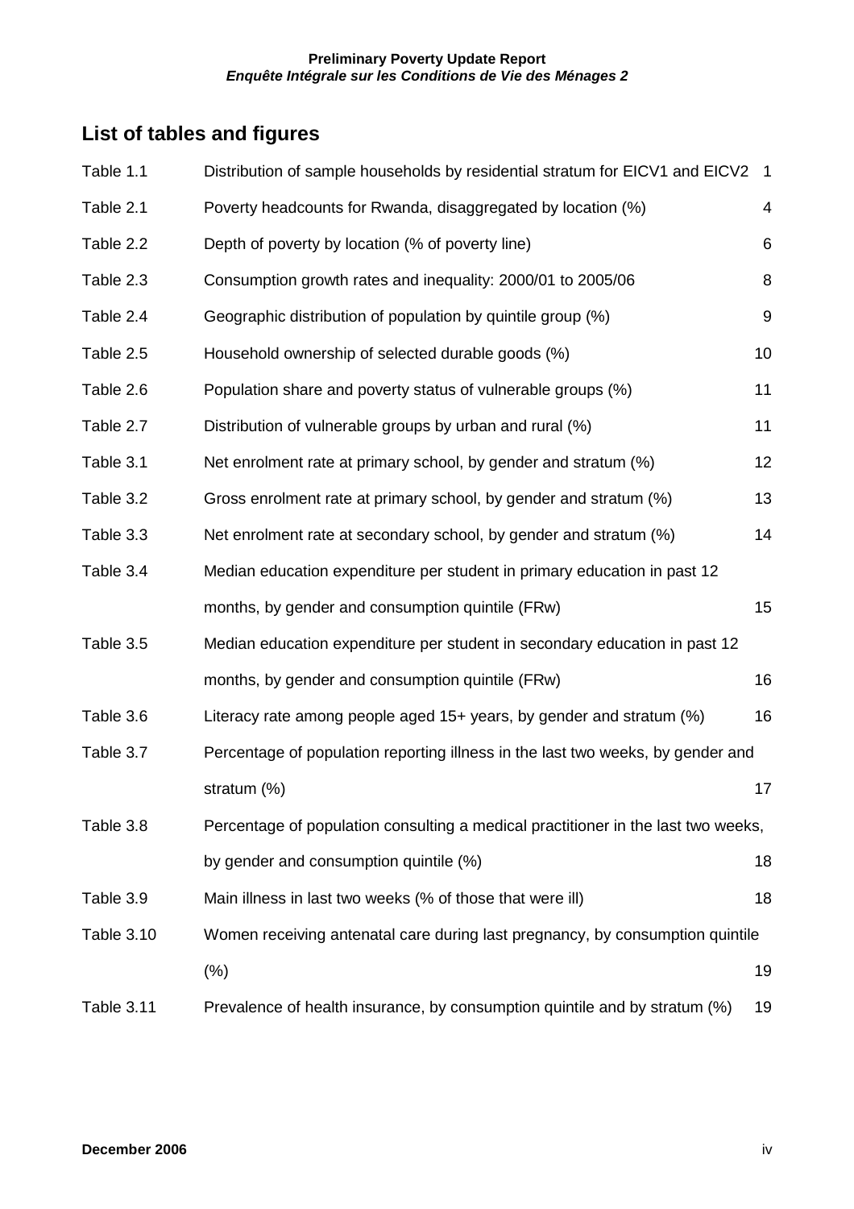## List of tables and figures

| | | |
|---|---|---|
| Table 1.1 | Distribution of sample households by residential stratum for EICV1 and EICV2 | 1 |
| Table 2.1 | Poverty headcounts for Rwanda, disaggregated by location (%) | 4 |
| Table 2.2 | Depth of poverty by location (% of poverty line) | 6 |
| Table 2.3 | Consumption growth rates and inequality: 2000/01 to 2005/06 | 8 |
| Table 2.4 | Geographic distribution of population by quintile group (%) | 9 |
| Table 2.5 | Household ownership of selected durable goods (%) | 10 |
| Table 2.6 | Population share and poverty status of vulnerable groups (%) | 11 |
| Table 2.7 | Distribution of vulnerable groups by urban and rural (%) | 11 |
| Table 3.1 | Net enrolment rate at primary school, by gender and stratum (%) | 12 |
| Table 3.2 | Gross enrolment rate at primary school, by gender and stratum (%) | 13 |
| Table 3.3 | Net enrolment rate at secondary school, by gender and stratum (%) | 14 |
| Table 3.4 | Median education expenditure per student in primary education in past 12 months, by gender and consumption quintile (FRw) | 15 |
| Table 3.5 | Median education expenditure per student in secondary education in past 12 months, by gender and consumption quintile (FRw) | 16 |
| Table 3.6 | Literacy rate among people aged 15+ years, by gender and stratum (%) | 16 |
| Table 3.7 | Percentage of population reporting illness in the last two weeks, by gender and stratum (%) | 17 |
| Table 3.8 | Percentage of population consulting a medical practitioner in the last two weeks, by gender and consumption quintile (%) | 18 |
| Table 3.9 | Main illness in last two weeks (% of those that were ill) | 18 |
| Table 3.10 | Women receiving antenatal care during last pregnancy, by consumption quintile (%) | 19 |
| Table 3.11 | Prevalence of health insurance, by consumption quintile and by stratum (%) | 19 |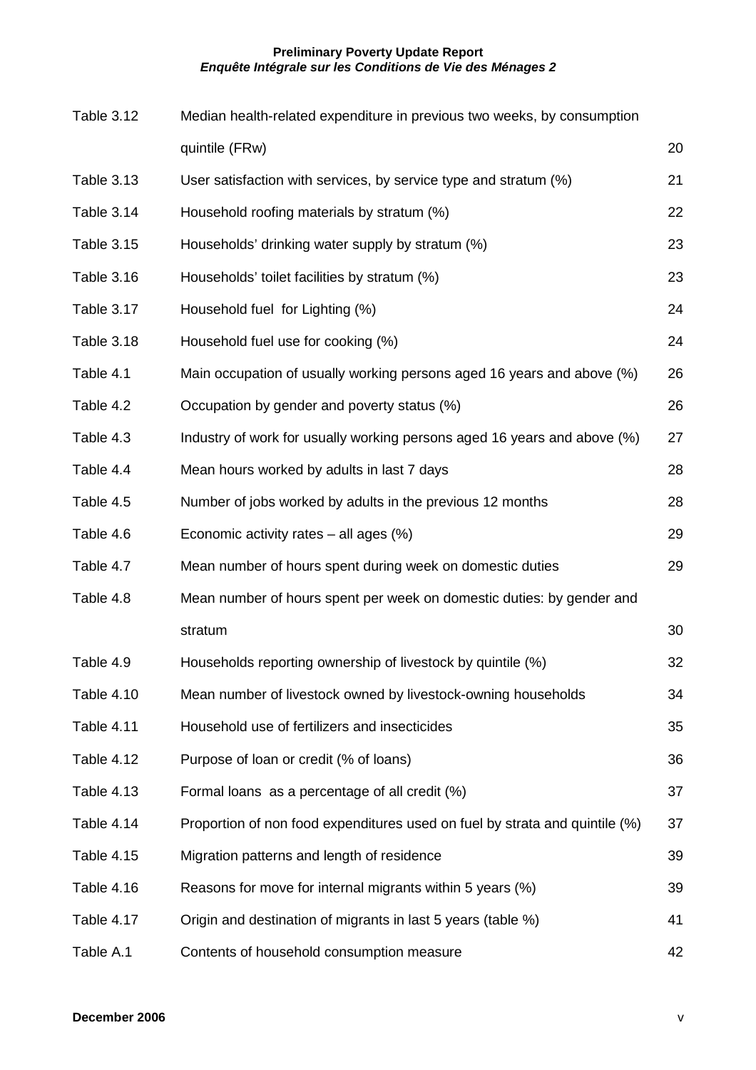| | | |
|---|---|---|
| Table 3.12 | Median health-related expenditure in previous two weeks, by consumption quintile (FRw) | 20 |
| Table 3.13 | User satisfaction with services, by service type and stratum (%) | 21 |
| Table 3.14 | Household roofing materials by stratum (%) | 22 |
| Table 3.15 | Households' drinking water supply by stratum (%) | 23 |
| Table 3.16 | Households' toilet facilities by stratum (%) | 23 |
| Table 3.17 | Household fuel for Lighting (%) | 24 |
| Table 3.18 | Household fuel use for cooking (%) | 24 |
| Table 4.1 | Main occupation of usually working persons aged 16 years and above (%) | 26 |
| Table 4.2 | Occupation by gender and poverty status (%) | 26 |
| Table 4.3 | Industry of work for usually working persons aged 16 years and above (%) | 27 |
| Table 4.4 | Mean hours worked by adults in last 7 days | 28 |
| Table 4.5 | Number of jobs worked by adults in the previous 12 months | 28 |
| Table 4.6 | Economic activity rates – all ages (%) | 29 |
| Table 4.7 | Mean number of hours spent during week on domestic duties | 29 |
| Table 4.8 | Mean number of hours spent per week on domestic duties: by gender and stratum | 30 |
| Table 4.9 | Households reporting ownership of livestock by quintile (%) | 32 |
| Table 4.10 | Mean number of livestock owned by livestock-owning households | 34 |
| Table 4.11 | Household use of fertilizers and insecticides | 35 |
| Table 4.12 | Purpose of loan or credit (% of loans) | 36 |
| Table 4.13 | Formal loans as a percentage of all credit (%) | 37 |
| Table 4.14 | Proportion of non food expenditures used on fuel by strata and quintile (%) | 37 |
| Table 4.15 | Migration patterns and length of residence | 39 |
| Table 4.16 | Reasons for move for internal migrants within 5 years (%) | 39 |
| Table 4.17 | Origin and destination of migrants in last 5 years (table %) | 41 |
| Table A.1 | Contents of household consumption measure | 42 |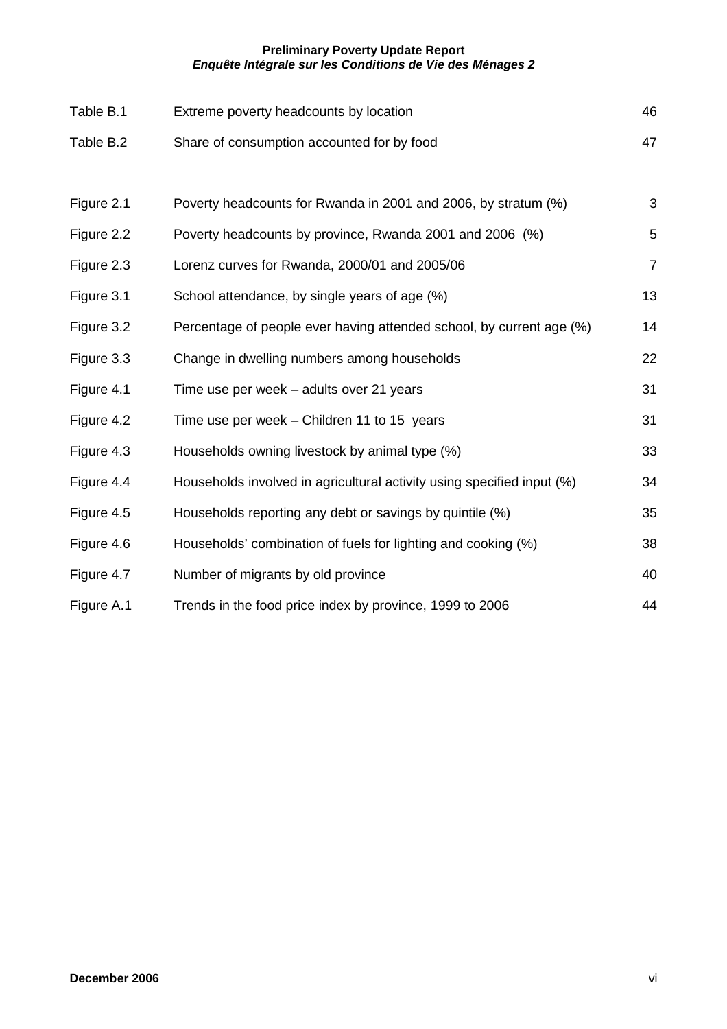| | | |
|---|---|---|
| Table B.1 | Extreme poverty headcounts by location | 46 |
| Table B.2 | Share of consumption accounted for by food | 47 |
| | | |
| Figure 2.1 | Poverty headcounts for Rwanda in 2001 and 2006, by stratum (%) | 3 |
| Figure 2.2 | Poverty headcounts by province, Rwanda 2001 and 2006 (%) | 5 |
| Figure 2.3 | Lorenz curves for Rwanda, 2000/01 and 2005/06 | 7 |
| Figure 3.1 | School attendance, by single years of age (%) | 13 |
| Figure 3.2 | Percentage of people ever having attended school, by current age (%) | 14 |
| Figure 3.3 | Change in dwelling numbers among households | 22 |
| Figure 4.1 | Time use per week – adults over 21 years | 31 |
| Figure 4.2 | Time use per week – Children 11 to 15 years | 31 |
| Figure 4.3 | Households owning livestock by animal type (%) | 33 |
| Figure 4.4 | Households involved in agricultural activity using specified input (%) | 34 |
| Figure 4.5 | Households reporting any debt or savings by quintile (%) | 35 |
| Figure 4.6 | Households' combination of fuels for lighting and cooking (%) | 38 |
| Figure 4.7 | Number of migrants by old province | 40 |
| Figure A.1 | Trends in the food price index by province, 1999 to 2006 | 44 |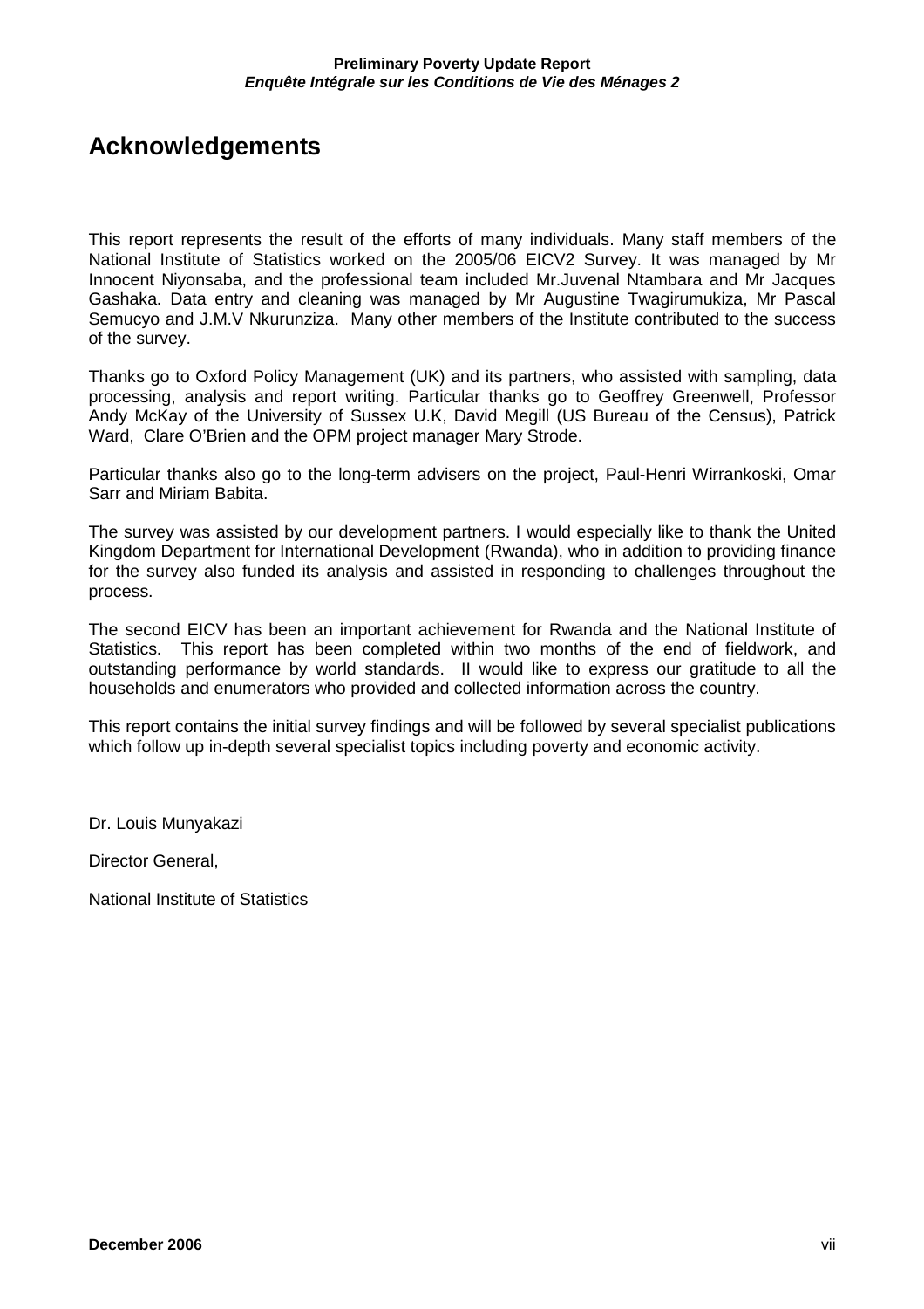# Acknowledgements

This report represents the result of the efforts of many individuals. Many staff members of the National Institute of Statistics worked on the 2005/06 EICV2 Survey. It was managed by Mr Innocent Niyonsaba, and the professional team included Mr.Juvenal Ntambara and Mr Jacques Gashaka. Data entry and cleaning was managed by Mr Augustine Twagirumukiza, Mr Pascal Semucyo and J.M.V Nkurunziza. Many other members of the Institute contributed to the success of the survey.

Thanks go to Oxford Policy Management (UK) and its partners, who assisted with sampling, data processing, analysis and report writing. Particular thanks go to Geoffrey Greenwell, Professor Andy McKay of the University of Sussex U.K, David Megill (US Bureau of the Census), Patrick Ward, Clare O'Brien and the OPM project manager Mary Strode.

Particular thanks also go to the long-term advisers on the project, Paul-Henri Wirrankoski, Omar Sarr and Miriam Babita.

The survey was assisted by our development partners. I would especially like to thank the United Kingdom Department for International Development (Rwanda), who in addition to providing finance for the survey also funded its analysis and assisted in responding to challenges throughout the process.

The second EICV has been an important achievement for Rwanda and the National Institute of Statistics. This report has been completed within two months of the end of fieldwork, and outstanding performance by world standards. II would like to express our gratitude to all the households and enumerators who provided and collected information across the country.

This report contains the initial survey findings and will be followed by several specialist publications which follow up in-depth several specialist topics including poverty and economic activity.

Dr. Louis Munyakazi

Director General,

National Institute of Statistics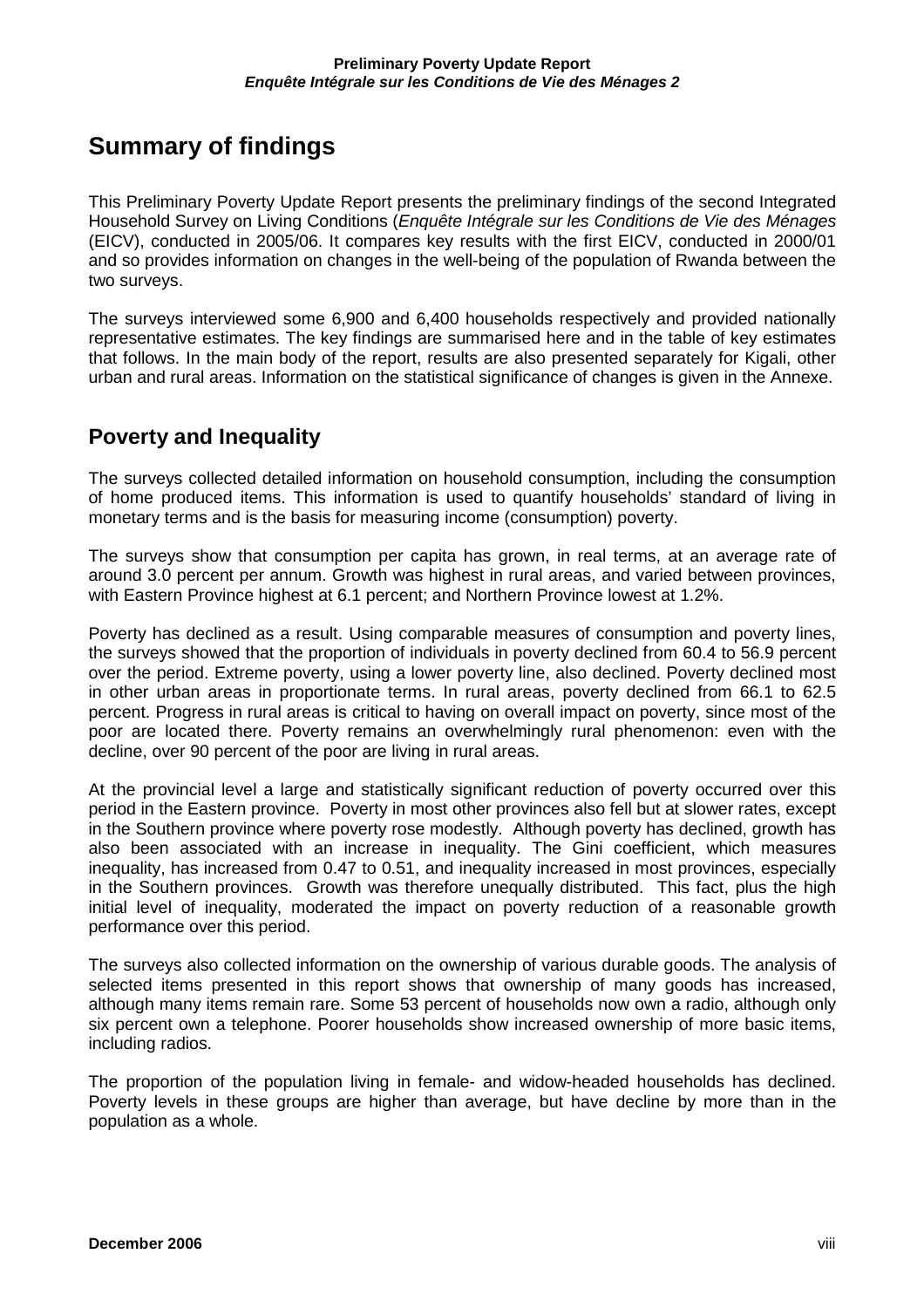# Summary of findings

This Preliminary Poverty Update Report presents the preliminary findings of the second Integrated Household Survey on Living Conditions (*Enquête Intégrale sur les Conditions de Vie des Ménages* (EICV), conducted in 2005/06. It compares key results with the first EICV, conducted in 2000/01 and so provides information on changes in the well-being of the population of Rwanda between the two surveys.

The surveys interviewed some 6,900 and 6,400 households respectively and provided nationally representative estimates. The key findings are summarised here and in the table of key estimates that follows. In the main body of the report, results are also presented separately for Kigali, other urban and rural areas. Information on the statistical significance of changes is given in the Annexe.

## Poverty and Inequality

The surveys collected detailed information on household consumption, including the consumption of home produced items. This information is used to quantify households' standard of living in monetary terms and is the basis for measuring income (consumption) poverty.

The surveys show that consumption per capita has grown, in real terms, at an average rate of around 3.0 percent per annum. Growth was highest in rural areas, and varied between provinces, with Eastern Province highest at 6.1 percent; and Northern Province lowest at 1.2%.

Poverty has declined as a result. Using comparable measures of consumption and poverty lines, the surveys showed that the proportion of individuals in poverty declined from 60.4 to 56.9 percent over the period. Extreme poverty, using a lower poverty line, also declined. Poverty declined most in other urban areas in proportionate terms. In rural areas, poverty declined from 66.1 to 62.5 percent. Progress in rural areas is critical to having on overall impact on poverty, since most of the poor are located there. Poverty remains an overwhelmingly rural phenomenon: even with the decline, over 90 percent of the poor are living in rural areas.

At the provincial level a large and statistically significant reduction of poverty occurred over this period in the Eastern province. Poverty in most other provinces also fell but at slower rates, except in the Southern province where poverty rose modestly. Although poverty has declined, growth has also been associated with an increase in inequality. The Gini coefficient, which measures inequality, has increased from 0.47 to 0.51, and inequality increased in most provinces, especially in the Southern provinces. Growth was therefore unequally distributed. This fact, plus the high initial level of inequality, moderated the impact on poverty reduction of a reasonable growth performance over this period.

The surveys also collected information on the ownership of various durable goods. The analysis of selected items presented in this report shows that ownership of many goods has increased, although many items remain rare. Some 53 percent of households now own a radio, although only six percent own a telephone. Poorer households show increased ownership of more basic items, including radios.

The proportion of the population living in female- and widow-headed households has declined. Poverty levels in these groups are higher than average, but have decline by more than in the population as a whole.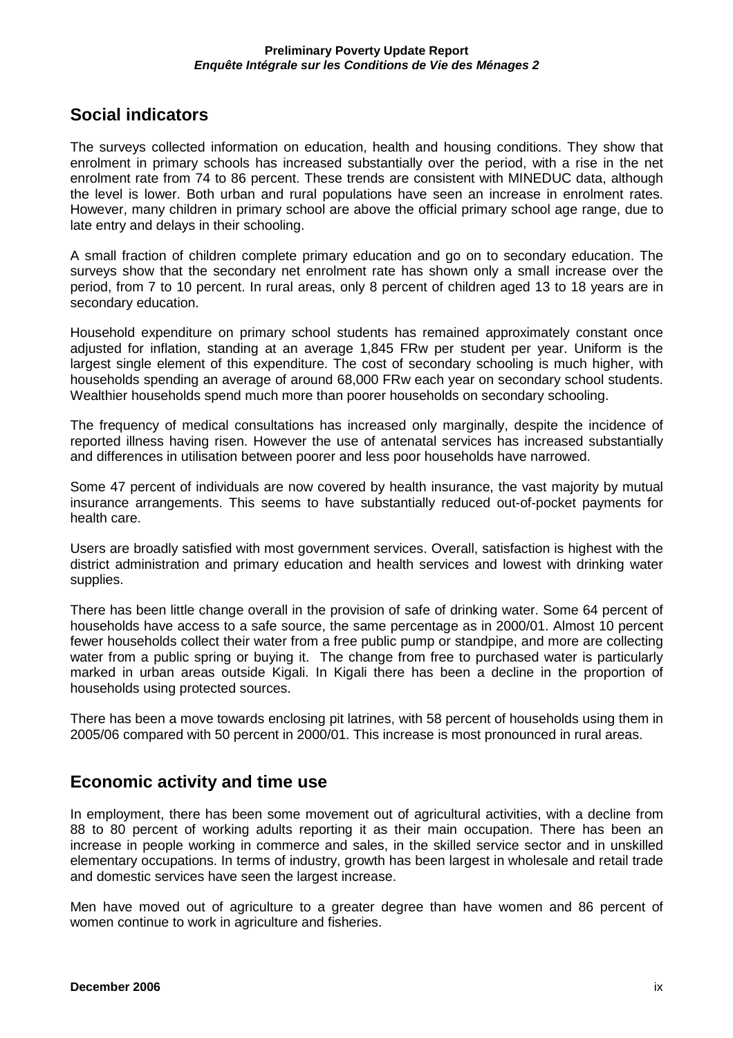## Social indicators

The surveys collected information on education, health and housing conditions. They show that enrolment in primary schools has increased substantially over the period, with a rise in the net enrolment rate from 74 to 86 percent. These trends are consistent with MINEDUC data, although the level is lower. Both urban and rural populations have seen an increase in enrolment rates. However, many children in primary school are above the official primary school age range, due to late entry and delays in their schooling.

A small fraction of children complete primary education and go on to secondary education. The surveys show that the secondary net enrolment rate has shown only a small increase over the period, from 7 to 10 percent. In rural areas, only 8 percent of children aged 13 to 18 years are in secondary education.

Household expenditure on primary school students has remained approximately constant once adjusted for inflation, standing at an average 1,845 FRw per student per year. Uniform is the largest single element of this expenditure. The cost of secondary schooling is much higher, with households spending an average of around 68,000 FRw each year on secondary school students. Wealthier households spend much more than poorer households on secondary schooling.

The frequency of medical consultations has increased only marginally, despite the incidence of reported illness having risen. However the use of antenatal services has increased substantially and differences in utilisation between poorer and less poor households have narrowed.

Some 47 percent of individuals are now covered by health insurance, the vast majority by mutual insurance arrangements. This seems to have substantially reduced out-of-pocket payments for health care.

Users are broadly satisfied with most government services. Overall, satisfaction is highest with the district administration and primary education and health services and lowest with drinking water supplies.

There has been little change overall in the provision of safe of drinking water. Some 64 percent of households have access to a safe source, the same percentage as in 2000/01. Almost 10 percent fewer households collect their water from a free public pump or standpipe, and more are collecting water from a public spring or buying it. The change from free to purchased water is particularly marked in urban areas outside Kigali. In Kigali there has been a decline in the proportion of households using protected sources.

There has been a move towards enclosing pit latrines, with 58 percent of households using them in 2005/06 compared with 50 percent in 2000/01. This increase is most pronounced in rural areas.

## Economic activity and time use

In employment, there has been some movement out of agricultural activities, with a decline from 88 to 80 percent of working adults reporting it as their main occupation. There has been an increase in people working in commerce and sales, in the skilled service sector and in unskilled elementary occupations. In terms of industry, growth has been largest in wholesale and retail trade and domestic services have seen the largest increase.

Men have moved out of agriculture to a greater degree than have women and 86 percent of women continue to work in agriculture and fisheries.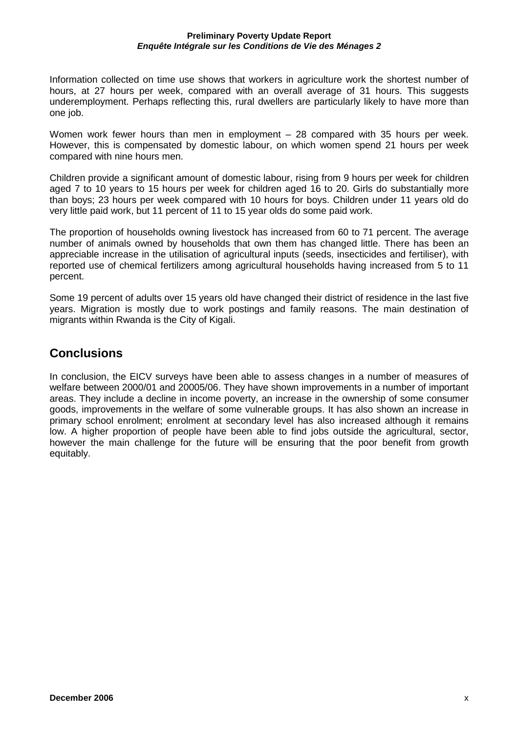Information collected on time use shows that workers in agriculture work the shortest number of hours, at 27 hours per week, compared with an overall average of 31 hours. This suggests underemployment. Perhaps reflecting this, rural dwellers are particularly likely to have more than one job.

Women work fewer hours than men in employment – 28 compared with 35 hours per week. However, this is compensated by domestic labour, on which women spend 21 hours per week compared with nine hours men.

Children provide a significant amount of domestic labour, rising from 9 hours per week for children aged 7 to 10 years to 15 hours per week for children aged 16 to 20. Girls do substantially more than boys; 23 hours per week compared with 10 hours for boys. Children under 11 years old do very little paid work, but 11 percent of 11 to 15 year olds do some paid work.

The proportion of households owning livestock has increased from 60 to 71 percent. The average number of animals owned by households that own them has changed little. There has been an appreciable increase in the utilisation of agricultural inputs (seeds, insecticides and fertiliser), with reported use of chemical fertilizers among agricultural households having increased from 5 to 11 percent.

Some 19 percent of adults over 15 years old have changed their district of residence in the last five years. Migration is mostly due to work postings and family reasons. The main destination of migrants within Rwanda is the City of Kigali.

## Conclusions

In conclusion, the EICV surveys have been able to assess changes in a number of measures of welfare between 2000/01 and 20005/06. They have shown improvements in a number of important areas. They include a decline in income poverty, an increase in the ownership of some consumer goods, improvements in the welfare of some vulnerable groups. It has also shown an increase in primary school enrolment; enrolment at secondary level has also increased although it remains low. A higher proportion of people have been able to find jobs outside the agricultural, sector, however the main challenge for the future will be ensuring that the poor benefit from growth equitably.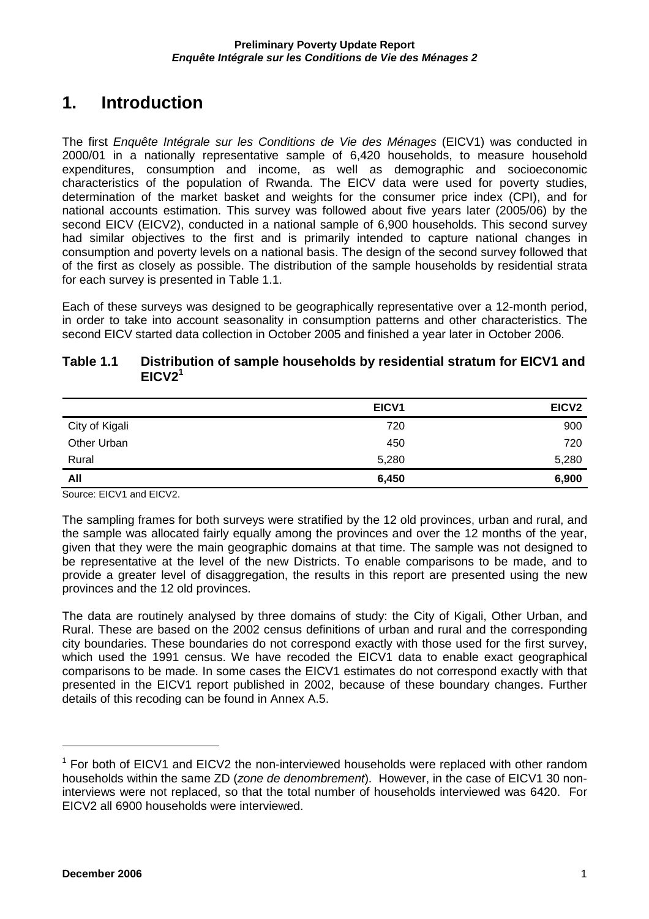# 1. Introduction

The first *Enquête Intégrale sur les Conditions de Vie des Ménages* (EICV1) was conducted in 2000/01 in a nationally representative sample of 6,420 households, to measure household expenditures, consumption and income, as well as demographic and socioeconomic characteristics of the population of Rwanda. The EICV data were used for poverty studies, determination of the market basket and weights for the consumer price index (CPI), and for national accounts estimation. This survey was followed about five years later (2005/06) by the second EICV (EICV2), conducted in a national sample of 6,900 households. This second survey had similar objectives to the first and is primarily intended to capture national changes in consumption and poverty levels on a national basis. The design of the second survey followed that of the first as closely as possible. The distribution of the sample households by residential strata for each survey is presented in Table 1.1.

Each of these surveys was designed to be geographically representative over a 12-month period, in order to take into account seasonality in consumption patterns and other characteristics. The second EICV started data collection in October 2005 and finished a year later in October 2006.

### Table 1.1 Distribution of sample households by residential stratum for EICV1 and EICV2[1]

| | EICV1 | EICV2 |
|---|---|---|
| City of Kigali | 720 | 900 |
| Other Urban | 450 | 720 |
| Rural | 5,280 | 5,280 |
| **All** | **6,450** | **6,900** |

Source: EICV1 and EICV2.

The sampling frames for both surveys were stratified by the 12 old provinces, urban and rural, and the sample was allocated fairly equally among the provinces and over the 12 months of the year, given that they were the main geographic domains at that time. The sample was not designed to be representative at the level of the new Districts. To enable comparisons to be made, and to provide a greater level of disaggregation, the results in this report are presented using the new provinces and the 12 old provinces.

The data are routinely analysed by three domains of study: the City of Kigali, Other Urban, and Rural. These are based on the 2002 census definitions of urban and rural and the corresponding city boundaries. These boundaries do not correspond exactly with those used for the first survey, which used the 1991 census. We have recoded the EICV1 data to enable exact geographical comparisons to be made. In some cases the EICV1 estimates do not correspond exactly with that presented in the EICV1 report published in 2002, because of these boundary changes. Further details of this recoding can be found in Annex A.5.

[1] For both of EICV1 and EICV2 the non-interviewed households were replaced with other random households within the same ZD (*zone de denombrement*). However, in the case of EICV1 30 non-interviews were not replaced, so that the total number of households interviewed was 6420. For EICV2 all 6900 households were interviewed.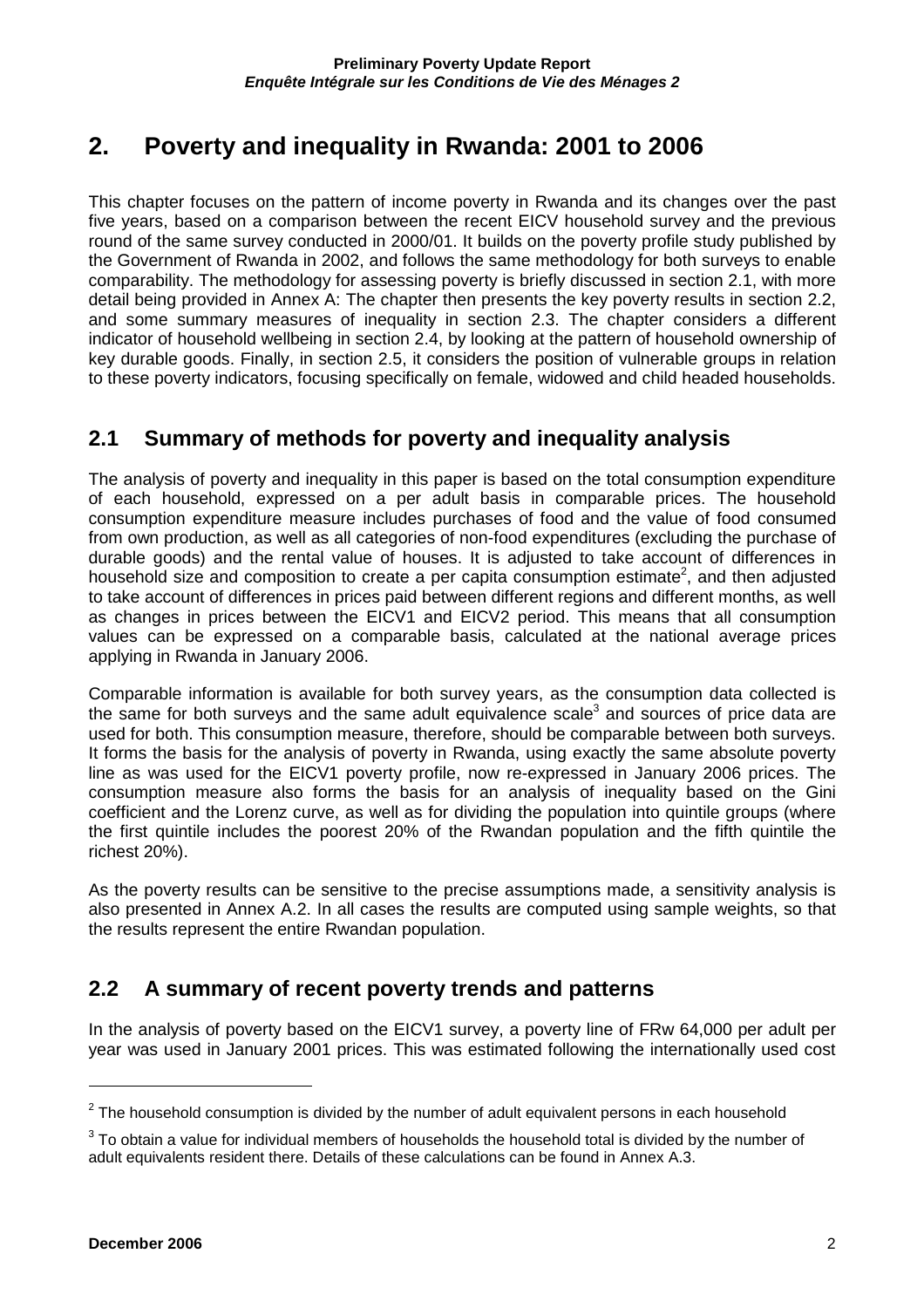# 2. Poverty and inequality in Rwanda: 2001 to 2006

This chapter focuses on the pattern of income poverty in Rwanda and its changes over the past five years, based on a comparison between the recent EICV household survey and the previous round of the same survey conducted in 2000/01. It builds on the poverty profile study published by the Government of Rwanda in 2002, and follows the same methodology for both surveys to enable comparability. The methodology for assessing poverty is briefly discussed in section 2.1, with more detail being provided in Annex A: The chapter then presents the key poverty results in section 2.2, and some summary measures of inequality in section 2.3. The chapter considers a different indicator of household wellbeing in section 2.4, by looking at the pattern of household ownership of key durable goods. Finally, in section 2.5, it considers the position of vulnerable groups in relation to these poverty indicators, focusing specifically on female, widowed and child headed households.

## 2.1 Summary of methods for poverty and inequality analysis

The analysis of poverty and inequality in this paper is based on the total consumption expenditure of each household, expressed on a per adult basis in comparable prices. The household consumption expenditure measure includes purchases of food and the value of food consumed from own production, as well as all categories of non-food expenditures (excluding the purchase of durable goods) and the rental value of houses. It is adjusted to take account of differences in household size and composition to create a per capita consumption estimate[2], and then adjusted to take account of differences in prices paid between different regions and different months, as well as changes in prices between the EICV1 and EICV2 period. This means that all consumption values can be expressed on a comparable basis, calculated at the national average prices applying in Rwanda in January 2006.

Comparable information is available for both survey years, as the consumption data collected is the same for both surveys and the same adult equivalence scale[3] and sources of price data are used for both. This consumption measure, therefore, should be comparable between both surveys. It forms the basis for the analysis of poverty in Rwanda, using exactly the same absolute poverty line as was used for the EICV1 poverty profile, now re-expressed in January 2006 prices. The consumption measure also forms the basis for an analysis of inequality based on the Gini coefficient and the Lorenz curve, as well as for dividing the population into quintile groups (where the first quintile includes the poorest 20% of the Rwandan population and the fifth quintile the richest 20%).

As the poverty results can be sensitive to the precise assumptions made, a sensitivity analysis is also presented in Annex A.2. In all cases the results are computed using sample weights, so that the results represent the entire Rwandan population.

## 2.2 A summary of recent poverty trends and patterns

In the analysis of poverty based on the EICV1 survey, a poverty line of FRw 64,000 per adult per year was used in January 2001 prices. This was estimated following the internationally used cost

[2] The household consumption is divided by the number of adult equivalent persons in each household

[3] To obtain a value for individual members of households the household total is divided by the number of adult equivalents resident there. Details of these calculations can be found in Annex A.3.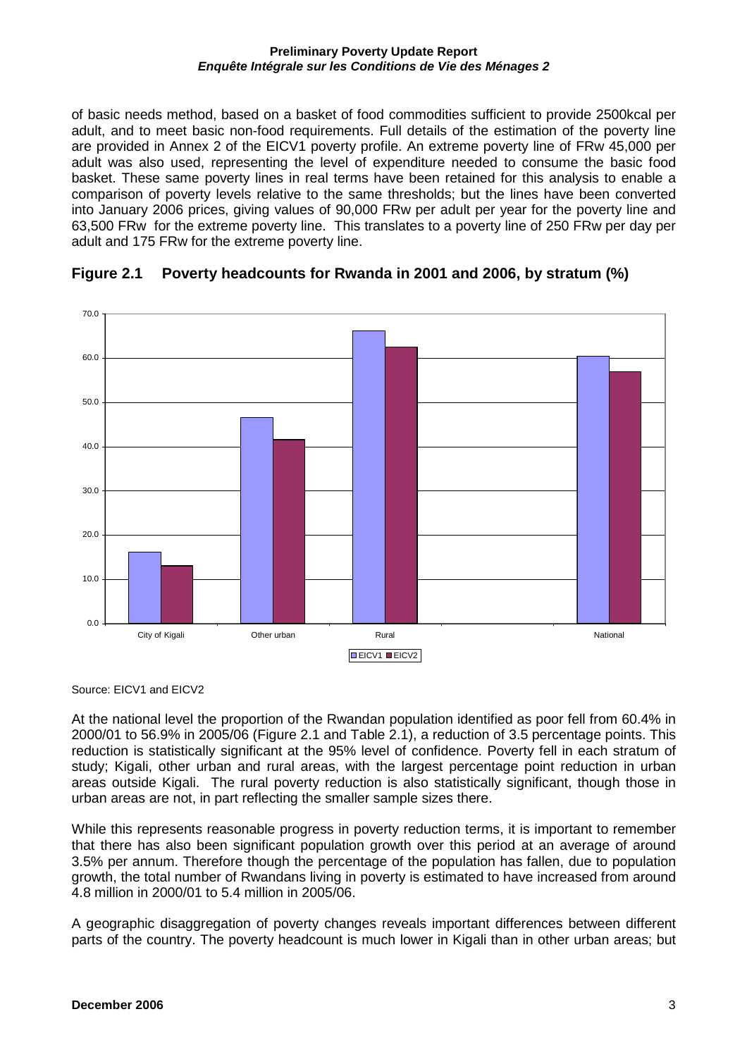of basic needs method, based on a basket of food commodities sufficient to provide 2500kcal per adult, and to meet basic non-food requirements. Full details of the estimation of the poverty line are provided in Annex 2 of the EICV1 poverty profile. An extreme poverty line of FRw 45,000 per adult was also used, representing the level of expenditure needed to consume the basic food basket. These same poverty lines in real terms have been retained for this analysis to enable a comparison of poverty levels relative to the same thresholds; but the lines have been converted into January 2006 prices, giving values of 90,000 FRw per adult per year for the poverty line and 63,500 FRw for the extreme poverty line. This translates to a poverty line of 250 FRw per day per adult and 175 FRw for the extreme poverty line.

## Figure 2.1 Poverty headcounts for Rwanda in 2001 and 2006, by stratum (%)

Source: EICV1 and EICV2

At the national level the proportion of the Rwandan population identified as poor fell from 60.4% in 2000/01 to 56.9% in 2005/06 (Figure 2.1 and Table 2.1), a reduction of 3.5 percentage points. This reduction is statistically significant at the 95% level of confidence. Poverty fell in each stratum of study; Kigali, other urban and rural areas, with the largest percentage point reduction in urban areas outside Kigali. The rural poverty reduction is also statistically significant, though those in urban areas are not, in part reflecting the smaller sample sizes there.

While this represents reasonable progress in poverty reduction terms, it is important to remember that there has also been significant population growth over this period at an average of around 3.5% per annum. Therefore though the percentage of the population has fallen, due to population growth, the total number of Rwandans living in poverty is estimated to have increased from around 4.8 million in 2000/01 to 5.4 million in 2005/06.

A geographic disaggregation of poverty changes reveals important differences between different parts of the country. The poverty headcount is much lower in Kigali than in other urban areas; but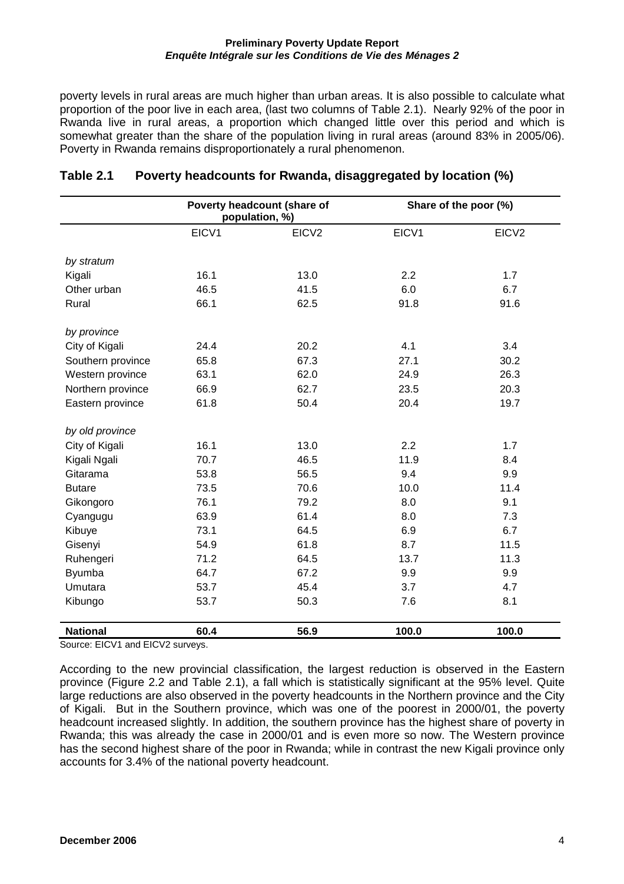poverty levels in rural areas are much higher than urban areas. It is also possible to calculate what proportion of the poor live in each area, (last two columns of Table 2.1). Nearly 92% of the poor in Rwanda live in rural areas, a proportion which changed little over this period and which is somewhat greater than the share of the population living in rural areas (around 83% in 2005/06). Poverty in Rwanda remains disproportionately a rural phenomenon.

## Table 2.1 Poverty headcounts for Rwanda, disaggregated by location (%)

| | Poverty headcount (share of population, %) | | Share of the poor (%) | |
|---|---|---|---|---|
| | EICV1 | EICV2 | EICV1 | EICV2 |
| *by stratum* | | | | |
| Kigali | 16.1 | 13.0 | 2.2 | 1.7 |
| Other urban | 46.5 | 41.5 | 6.0 | 6.7 |
| Rural | 66.1 | 62.5 | 91.8 | 91.6 |
| *by province* | | | | |
| City of Kigali | 24.4 | 20.2 | 4.1 | 3.4 |
| Southern province | 65.8 | 67.3 | 27.1 | 30.2 |
| Western province | 63.1 | 62.0 | 24.9 | 26.3 |
| Northern province | 66.9 | 62.7 | 23.5 | 20.3 |
| Eastern province | 61.8 | 50.4 | 20.4 | 19.7 |
| *by old province* | | | | |
| City of Kigali | 16.1 | 13.0 | 2.2 | 1.7 |
| Kigali Ngali | 70.7 | 46.5 | 11.9 | 8.4 |
| Gitarama | 53.8 | 56.5 | 9.4 | 9.9 |
| Butare | 73.5 | 70.6 | 10.0 | 11.4 |
| Gikongoro | 76.1 | 79.2 | 8.0 | 9.1 |
| Cyangugu | 63.9 | 61.4 | 8.0 | 7.3 |
| Kibuye | 73.1 | 64.5 | 6.9 | 6.7 |
| Gisenyi | 54.9 | 61.8 | 8.7 | 11.5 |
| Ruhengeri | 71.2 | 64.5 | 13.7 | 11.3 |
| Byumba | 64.7 | 67.2 | 9.9 | 9.9 |
| Umutara | 53.7 | 45.4 | 3.7 | 4.7 |
| Kibungo | 53.7 | 50.3 | 7.6 | 8.1 |
| **National** | **60.4** | **56.9** | **100.0** | **100.0** |

Source: EICV1 and EICV2 surveys.

According to the new provincial classification, the largest reduction is observed in the Eastern province (Figure 2.2 and Table 2.1), a fall which is statistically significant at the 95% level. Quite large reductions are also observed in the poverty headcounts in the Northern province and the City of Kigali. But in the Southern province, which was one of the poorest in 2000/01, the poverty headcount increased slightly. In addition, the southern province has the highest share of poverty in Rwanda; this was already the case in 2000/01 and is even more so now. The Western province has the second highest share of the poor in Rwanda; while in contrast the new Kigali province only accounts for 3.4% of the national poverty headcount.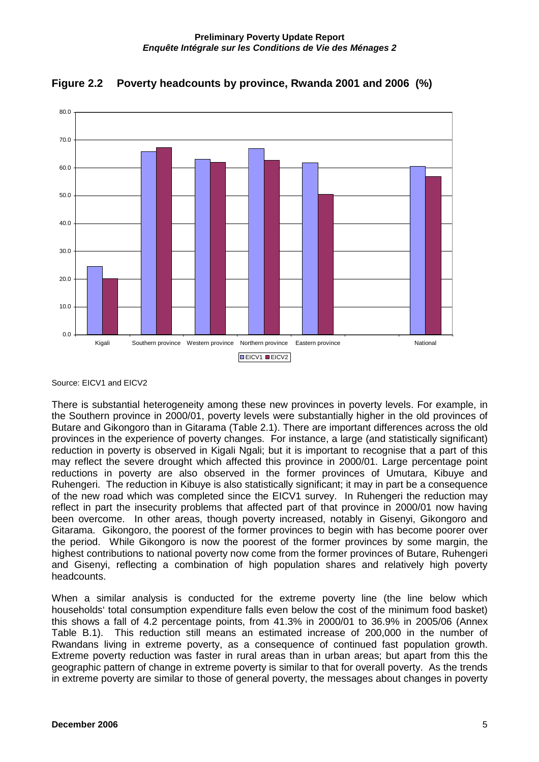## Figure 2.2 Poverty headcounts by province, Rwanda 2001 and 2006 (%)

Source: EICV1 and EICV2

There is substantial heterogeneity among these new provinces in poverty levels. For example, in the Southern province in 2000/01, poverty levels were substantially higher in the old provinces of Butare and Gikongoro than in Gitarama (Table 2.1). There are important differences across the old provinces in the experience of poverty changes. For instance, a large (and statistically significant) reduction in poverty is observed in Kigali Ngali; but it is important to recognise that a part of this may reflect the severe drought which affected this province in 2000/01. Large percentage point reductions in poverty are also observed in the former provinces of Umutara, Kibuye and Ruhengeri. The reduction in Kibuye is also statistically significant; it may in part be a consequence of the new road which was completed since the EICV1 survey. In Ruhengeri the reduction may reflect in part the insecurity problems that affected part of that province in 2000/01 now having been overcome. In other areas, though poverty increased, notably in Gisenyi, Gikongoro and Gitarama. Gikongoro, the poorest of the former provinces to begin with has become poorer over the period. While Gikongoro is now the poorest of the former provinces by some margin, the highest contributions to national poverty now come from the former provinces of Butare, Ruhengeri and Gisenyi, reflecting a combination of high population shares and relatively high poverty headcounts.

When a similar analysis is conducted for the extreme poverty line (the line below which households' total consumption expenditure falls even below the cost of the minimum food basket) this shows a fall of 4.2 percentage points, from 41.3% in 2000/01 to 36.9% in 2005/06 (Annex Table B.1). This reduction still means an estimated increase of 200,000 in the number of Rwandans living in extreme poverty, as a consequence of continued fast population growth. Extreme poverty reduction was faster in rural areas than in urban areas; but apart from this the geographic pattern of change in extreme poverty is similar to that for overall poverty. As the trends in extreme poverty are similar to those of general poverty, the messages about changes in poverty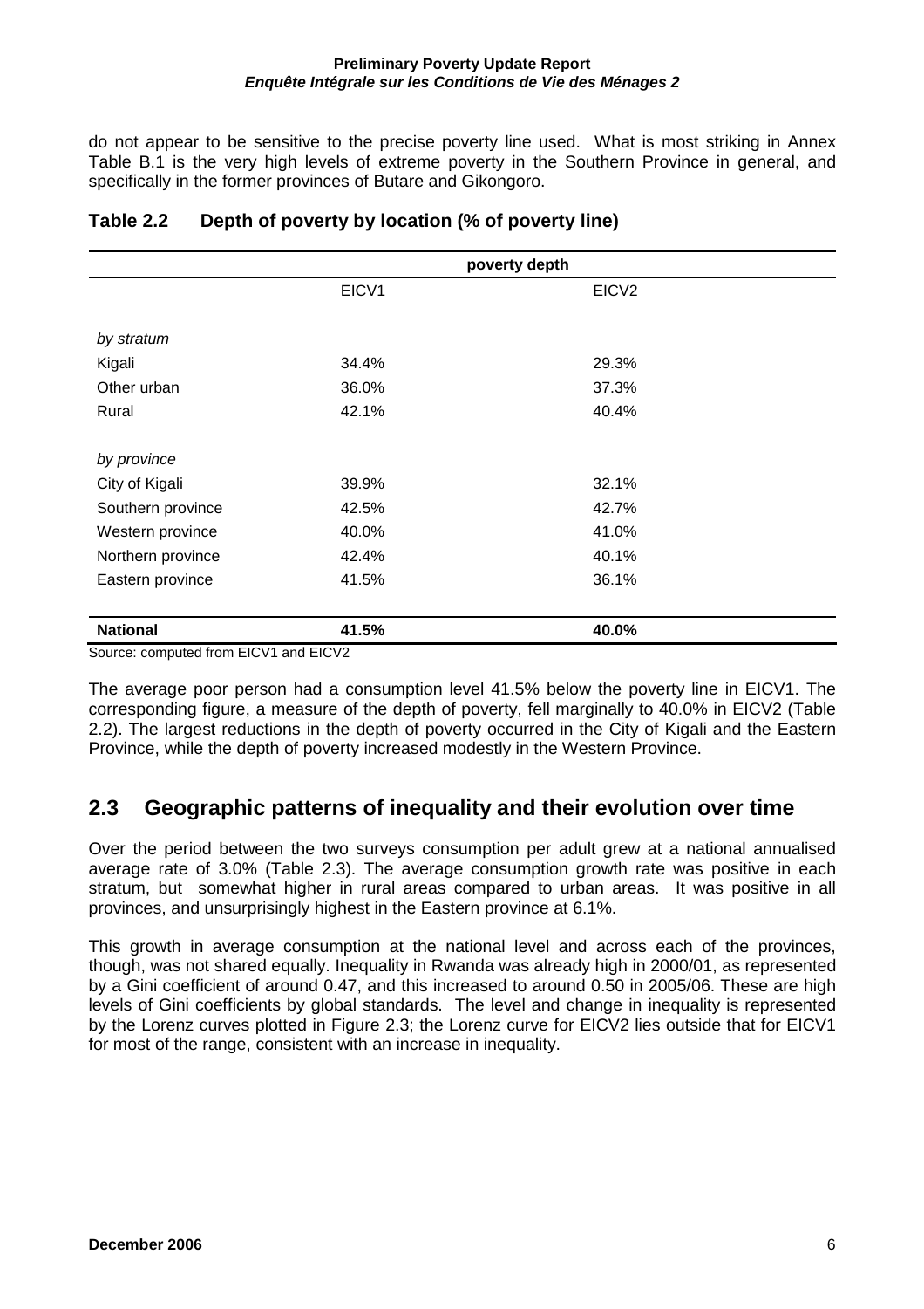do not appear to be sensitive to the precise poverty line used. What is most striking in Annex Table B.1 is the very high levels of extreme poverty in the Southern Province in general, and specifically in the former provinces of Butare and Gikongoro.

**Table 2.2 Depth of poverty by location (% of poverty line)**

| | poverty depth | |
|---|---|---|
| | EICV1 | EICV2 |
| *by stratum* | | |
| Kigali | 34.4% | 29.3% |
| Other urban | 36.0% | 37.3% |
| Rural | 42.1% | 40.4% |
| *by province* | | |
| City of Kigali | 39.9% | 32.1% |
| Southern province | 42.5% | 42.7% |
| Western province | 40.0% | 41.0% |
| Northern province | 42.4% | 40.1% |
| Eastern province | 41.5% | 36.1% |
| **National** | **41.5%** | **40.0%** |

Source: computed from EICV1 and EICV2

The average poor person had a consumption level 41.5% below the poverty line in EICV1. The corresponding figure, a measure of the depth of poverty, fell marginally to 40.0% in EICV2 (Table 2.2). The largest reductions in the depth of poverty occurred in the City of Kigali and the Eastern Province, while the depth of poverty increased modestly in the Western Province.

## 2.3 Geographic patterns of inequality and their evolution over time

Over the period between the two surveys consumption per adult grew at a national annualised average rate of 3.0% (Table 2.3). The average consumption growth rate was positive in each stratum, but somewhat higher in rural areas compared to urban areas. It was positive in all provinces, and unsurprisingly highest in the Eastern province at 6.1%.

This growth in average consumption at the national level and across each of the provinces, though, was not shared equally. Inequality in Rwanda was already high in 2000/01, as represented by a Gini coefficient of around 0.47, and this increased to around 0.50 in 2005/06. These are high levels of Gini coefficients by global standards. The level and change in inequality is represented by the Lorenz curves plotted in Figure 2.3; the Lorenz curve for EICV2 lies outside that for EICV1 for most of the range, consistent with an increase in inequality.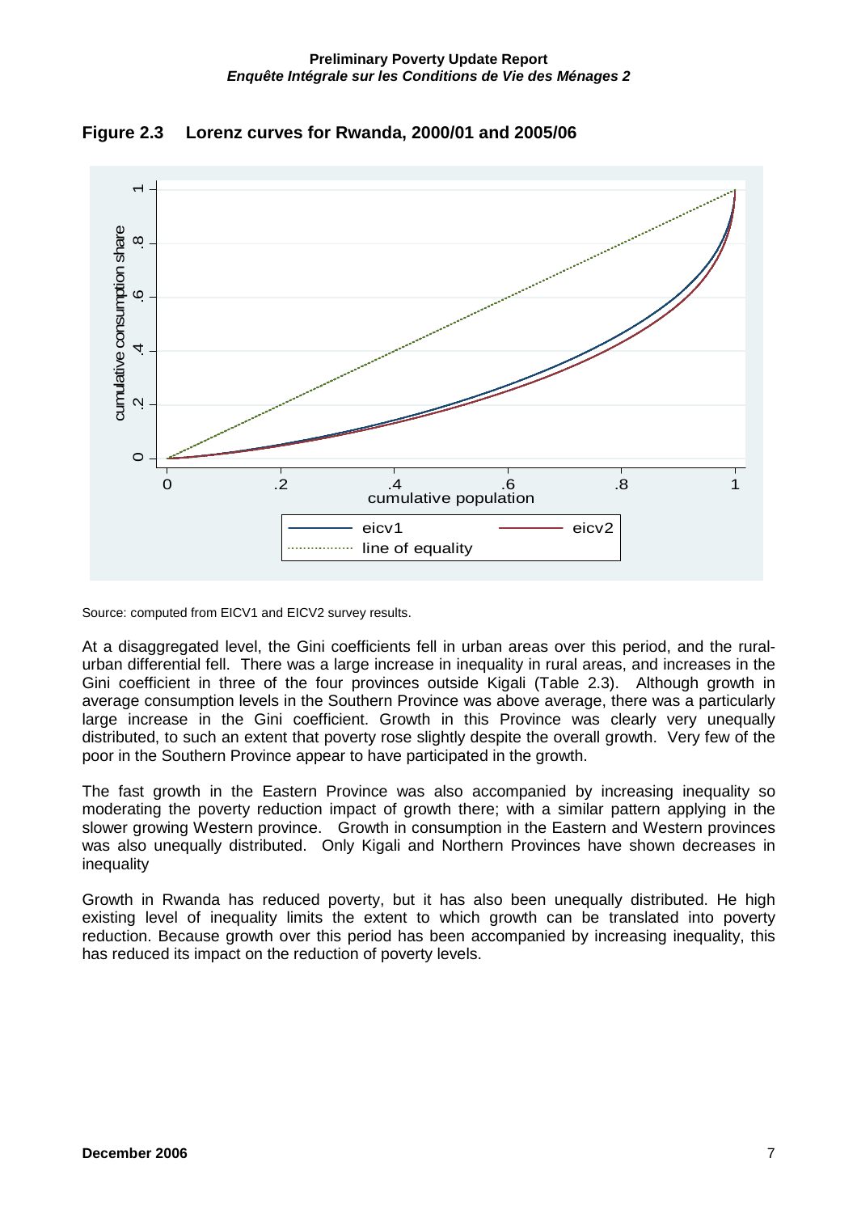**Figure 2.3 Lorenz curves for Rwanda, 2000/01 and 2005/06**

Source: computed from EICV1 and EICV2 survey results.

At a disaggregated level, the Gini coefficients fell in urban areas over this period, and the rural-urban differential fell. There was a large increase in inequality in rural areas, and increases in the Gini coefficient in three of the four provinces outside Kigali (Table 2.3). Although growth in average consumption levels in the Southern Province was above average, there was a particularly large increase in the Gini coefficient. Growth in this Province was clearly very unequally distributed, to such an extent that poverty rose slightly despite the overall growth. Very few of the poor in the Southern Province appear to have participated in the growth.

The fast growth in the Eastern Province was also accompanied by increasing inequality so moderating the poverty reduction impact of growth there; with a similar pattern applying in the slower growing Western province. Growth in consumption in the Eastern and Western provinces was also unequally distributed. Only Kigali and Northern Provinces have shown decreases in inequality

Growth in Rwanda has reduced poverty, but it has also been unequally distributed. He high existing level of inequality limits the extent to which growth can be translated into poverty reduction. Because growth over this period has been accompanied by increasing inequality, this has reduced its impact on the reduction of poverty levels.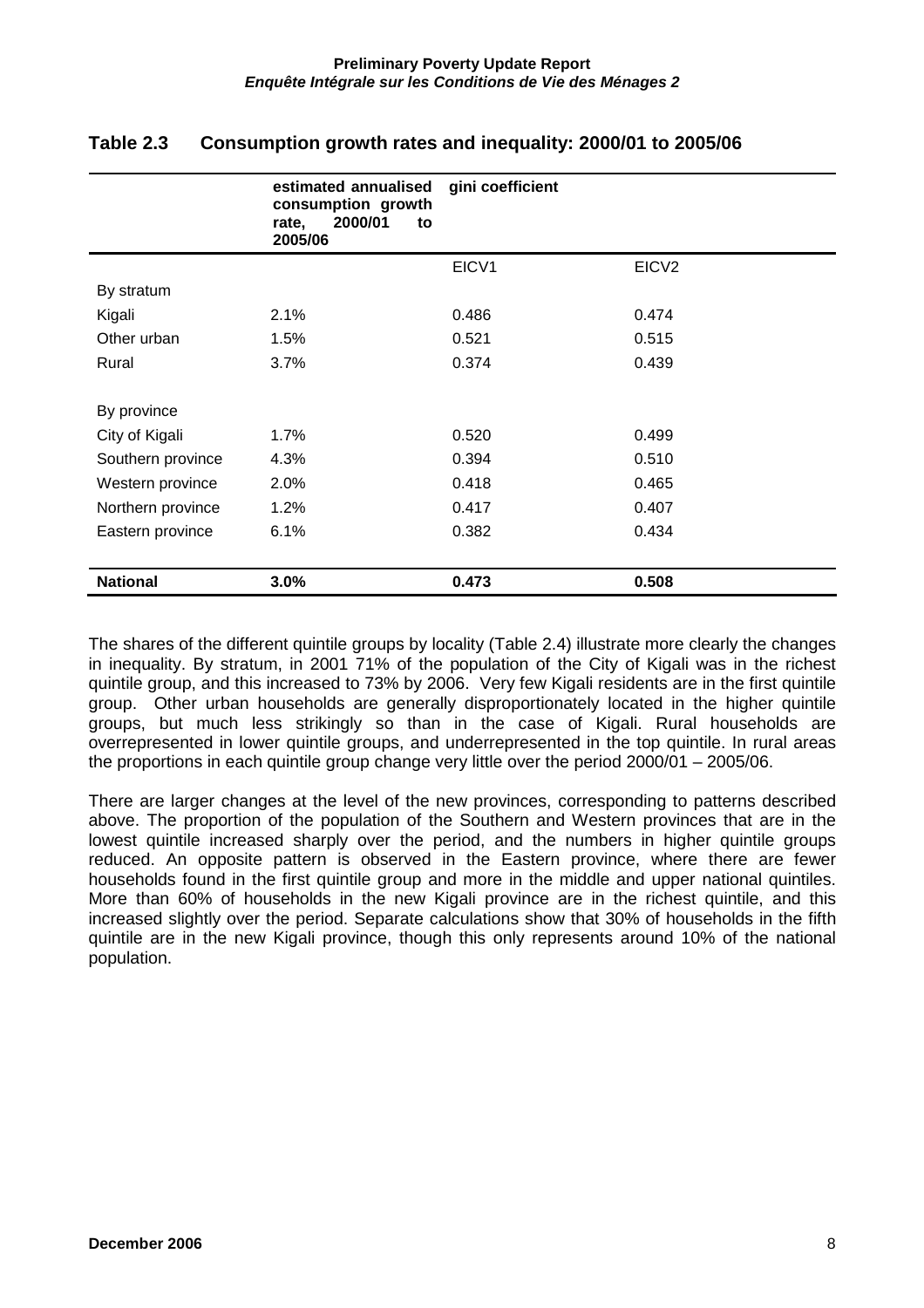## Table 2.3 Consumption growth rates and inequality: 2000/01 to 2005/06

| | estimated annualised consumption growth rate, 2000/01 to 2005/06 | gini coefficient | |
|---|---|---|---|
| | | EICV1 | EICV2 |
| By stratum | | | |
| Kigali | 2.1% | 0.486 | 0.474 |
| Other urban | 1.5% | 0.521 | 0.515 |
| Rural | 3.7% | 0.374 | 0.439 |
| | | | |
| By province | | | |
| City of Kigali | 1.7% | 0.520 | 0.499 |
| Southern province | 4.3% | 0.394 | 0.510 |
| Western province | 2.0% | 0.418 | 0.465 |
| Northern province | 1.2% | 0.417 | 0.407 |
| Eastern province | 6.1% | 0.382 | 0.434 |
| | | | |
| **National** | **3.0%** | **0.473** | **0.508** |

The shares of the different quintile groups by locality (Table 2.4) illustrate more clearly the changes in inequality. By stratum, in 2001 71% of the population of the City of Kigali was in the richest quintile group, and this increased to 73% by 2006. Very few Kigali residents are in the first quintile group. Other urban households are generally disproportionately located in the higher quintile groups, but much less strikingly so than in the case of Kigali. Rural households are overrepresented in lower quintile groups, and underrepresented in the top quintile. In rural areas the proportions in each quintile group change very little over the period 2000/01 – 2005/06.

There are larger changes at the level of the new provinces, corresponding to patterns described above. The proportion of the population of the Southern and Western provinces that are in the lowest quintile increased sharply over the period, and the numbers in higher quintile groups reduced. An opposite pattern is observed in the Eastern province, where there are fewer households found in the first quintile group and more in the middle and upper national quintiles. More than 60% of households in the new Kigali province are in the richest quintile, and this increased slightly over the period. Separate calculations show that 30% of households in the fifth quintile are in the new Kigali province, though this only represents around 10% of the national population.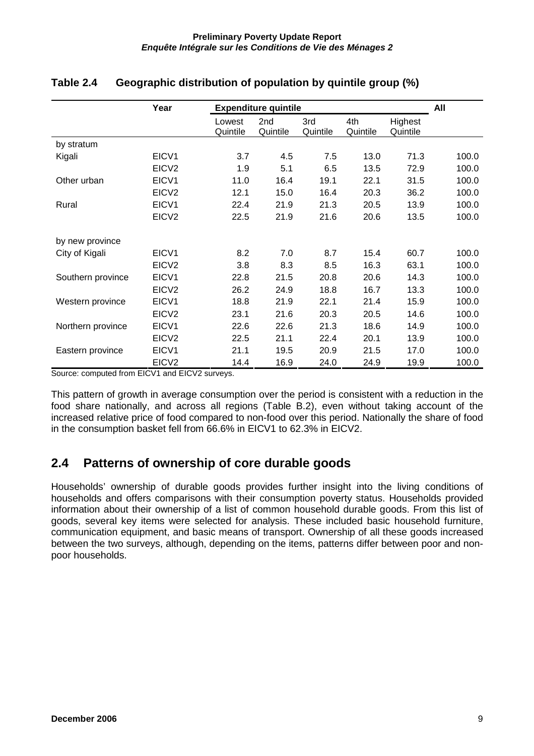**Table 2.4 Geographic distribution of population by quintile group (%)**

| | Year | Expenditure quintile | | | | | All |
|---|---|---|---|---|---|---|---|
| | | Lowest Quintile | 2nd Quintile | 3rd Quintile | 4th Quintile | Highest Quintile | |
| by stratum | | | | | | | |
| Kigali | EICV1 | 3.7 | 4.5 | 7.5 | 13.0 | 71.3 | 100.0 |
| | EICV2 | 1.9 | 5.1 | 6.5 | 13.5 | 72.9 | 100.0 |
| Other urban | EICV1 | 11.0 | 16.4 | 19.1 | 22.1 | 31.5 | 100.0 |
| | EICV2 | 12.1 | 15.0 | 16.4 | 20.3 | 36.2 | 100.0 |
| Rural | EICV1 | 22.4 | 21.9 | 21.3 | 20.5 | 13.9 | 100.0 |
| | EICV2 | 22.5 | 21.9 | 21.6 | 20.6 | 13.5 | 100.0 |
| by new province | | | | | | | |
| City of Kigali | EICV1 | 8.2 | 7.0 | 8.7 | 15.4 | 60.7 | 100.0 |
| | EICV2 | 3.8 | 8.3 | 8.5 | 16.3 | 63.1 | 100.0 |
| Southern province | EICV1 | 22.8 | 21.5 | 20.8 | 20.6 | 14.3 | 100.0 |
| | EICV2 | 26.2 | 24.9 | 18.8 | 16.7 | 13.3 | 100.0 |
| Western province | EICV1 | 18.8 | 21.9 | 22.1 | 21.4 | 15.9 | 100.0 |
| | EICV2 | 23.1 | 21.6 | 20.3 | 20.5 | 14.6 | 100.0 |
| Northern province | EICV1 | 22.6 | 22.6 | 21.3 | 18.6 | 14.9 | 100.0 |
| | EICV2 | 22.5 | 21.1 | 22.4 | 20.1 | 13.9 | 100.0 |
| Eastern province | EICV1 | 21.1 | 19.5 | 20.9 | 21.5 | 17.0 | 100.0 |
| | EICV2 | 14.4 | 16.9 | 24.0 | 24.9 | 19.9 | 100.0 |

Source: computed from EICV1 and EICV2 surveys.

This pattern of growth in average consumption over the period is consistent with a reduction in the food share nationally, and across all regions (Table B.2), even without taking account of the increased relative price of food compared to non-food over this period. Nationally the share of food in the consumption basket fell from 66.6% in EICV1 to 62.3% in EICV2.

## 2.4 Patterns of ownership of core durable goods

Households' ownership of durable goods provides further insight into the living conditions of households and offers comparisons with their consumption poverty status. Households provided information about their ownership of a list of common household durable goods. From this list of goods, several key items were selected for analysis. These included basic household furniture, communication equipment, and basic means of transport. Ownership of all these goods increased between the two surveys, although, depending on the items, patterns differ between poor and non-poor households.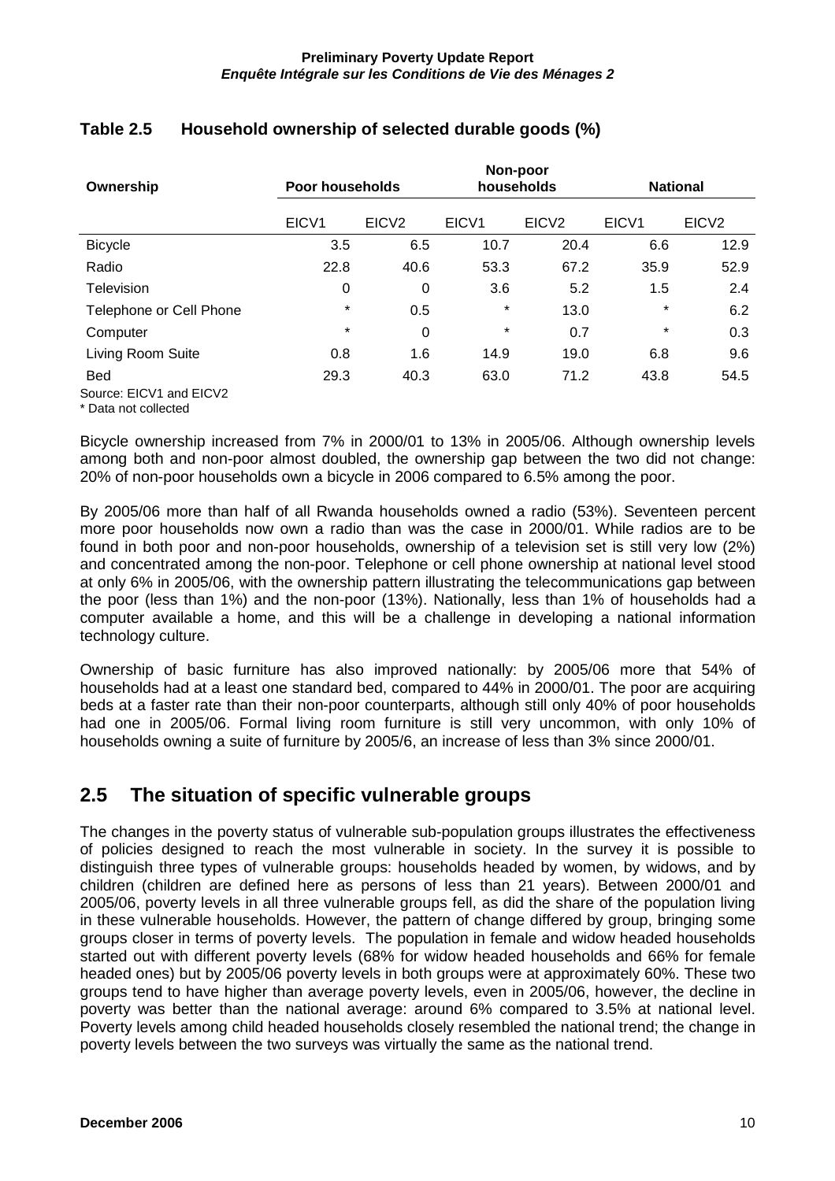## Table 2.5 Household ownership of selected durable goods (%)

| Ownership | Poor households | | Non-poor households | | National | |
|---|---|---|---|---|---|---|
| | EICV1 | EICV2 | EICV1 | EICV2 | EICV1 | EICV2 |
| Bicycle | 3.5 | 6.5 | 10.7 | 20.4 | 6.6 | 12.9 |
| Radio | 22.8 | 40.6 | 53.3 | 67.2 | 35.9 | 52.9 |
| Television | 0 | 0 | 3.6 | 5.2 | 1.5 | 2.4 |
| Telephone or Cell Phone | * | 0.5 | * | 13.0 | * | 6.2 |
| Computer | * | 0 | * | 0.7 | * | 0.3 |
| Living Room Suite | 0.8 | 1.6 | 14.9 | 19.0 | 6.8 | 9.6 |
| Bed | 29.3 | 40.3 | 63.0 | 71.2 | 43.8 | 54.5 |

Source: EICV1 and EICV2

* Data not collected

Bicycle ownership increased from 7% in 2000/01 to 13% in 2005/06. Although ownership levels among both and non-poor almost doubled, the ownership gap between the two did not change: 20% of non-poor households own a bicycle in 2006 compared to 6.5% among the poor.

By 2005/06 more than half of all Rwanda households owned a radio (53%). Seventeen percent more poor households now own a radio than was the case in 2000/01. While radios are to be found in both poor and non-poor households, ownership of a television set is still very low (2%) and concentrated among the non-poor. Telephone or cell phone ownership at national level stood at only 6% in 2005/06, with the ownership pattern illustrating the telecommunications gap between the poor (less than 1%) and the non-poor (13%). Nationally, less than 1% of households had a computer available a home, and this will be a challenge in developing a national information technology culture.

Ownership of basic furniture has also improved nationally: by 2005/06 more that 54% of households had at a least one standard bed, compared to 44% in 2000/01. The poor are acquiring beds at a faster rate than their non-poor counterparts, although still only 40% of poor households had one in 2005/06. Formal living room furniture is still very uncommon, with only 10% of households owning a suite of furniture by 2005/6, an increase of less than 3% since 2000/01.

## 2.5 The situation of specific vulnerable groups

The changes in the poverty status of vulnerable sub-population groups illustrates the effectiveness of policies designed to reach the most vulnerable in society. In the survey it is possible to distinguish three types of vulnerable groups: households headed by women, by widows, and by children (children are defined here as persons of less than 21 years). Between 2000/01 and 2005/06, poverty levels in all three vulnerable groups fell, as did the share of the population living in these vulnerable households. However, the pattern of change differed by group, bringing some groups closer in terms of poverty levels. The population in female and widow headed households started out with different poverty levels (68% for widow headed households and 66% for female headed ones) but by 2005/06 poverty levels in both groups were at approximately 60%. These two groups tend to have higher than average poverty levels, even in 2005/06, however, the decline in poverty was better than the national average: around 6% compared to 3.5% at national level. Poverty levels among child headed households closely resembled the national trend; the change in poverty levels between the two surveys was virtually the same as the national trend.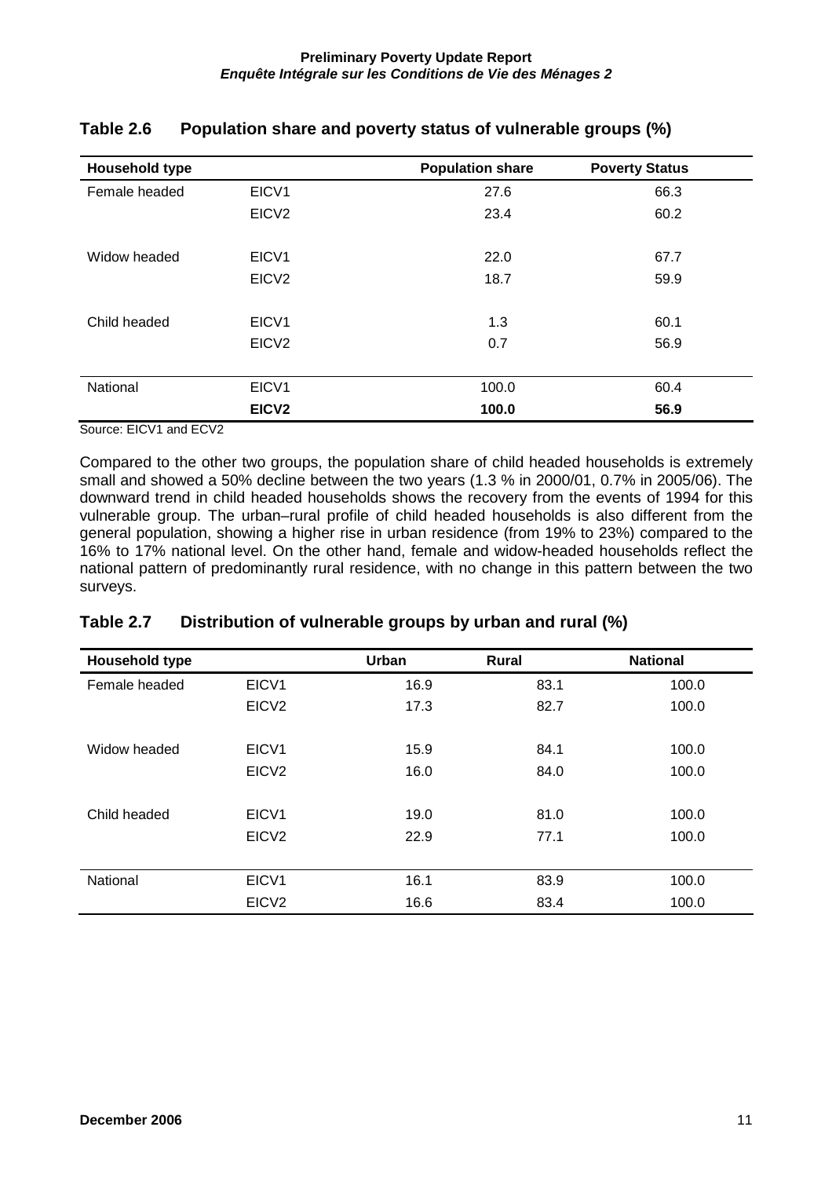### Table 2.6 Population share and poverty status of vulnerable groups (%)

| Household type | | Population share | Poverty Status |
|---|---|---|---|
| Female headed | EICV1 | 27.6 | 66.3 |
| | EICV2 | 23.4 | 60.2 |
| Widow headed | EICV1 | 22.0 | 67.7 |
| | EICV2 | 18.7 | 59.9 |
| Child headed | EICV1 | 1.3 | 60.1 |
| | EICV2 | 0.7 | 56.9 |
| National | EICV1 | 100.0 | 60.4 |
| | **EICV2** | **100.0** | **56.9** |

Source: EICV1 and ECV2

Compared to the other two groups, the population share of child headed households is extremely small and showed a 50% decline between the two years (1.3 % in 2000/01, 0.7% in 2005/06). The downward trend in child headed households shows the recovery from the events of 1994 for this vulnerable group. The urban–rural profile of child headed households is also different from the general population, showing a higher rise in urban residence (from 19% to 23%) compared to the 16% to 17% national level. On the other hand, female and widow-headed households reflect the national pattern of predominantly rural residence, with no change in this pattern between the two surveys.

### Table 2.7 Distribution of vulnerable groups by urban and rural (%)

| Household type | | Urban | Rural | National |
|---|---|---|---|---|
| Female headed | EICV1 | 16.9 | 83.1 | 100.0 |
| | EICV2 | 17.3 | 82.7 | 100.0 |
| Widow headed | EICV1 | 15.9 | 84.1 | 100.0 |
| | EICV2 | 16.0 | 84.0 | 100.0 |
| Child headed | EICV1 | 19.0 | 81.0 | 100.0 |
| | EICV2 | 22.9 | 77.1 | 100.0 |
| National | EICV1 | 16.1 | 83.9 | 100.0 |
| | EICV2 | 16.6 | 83.4 | 100.0 |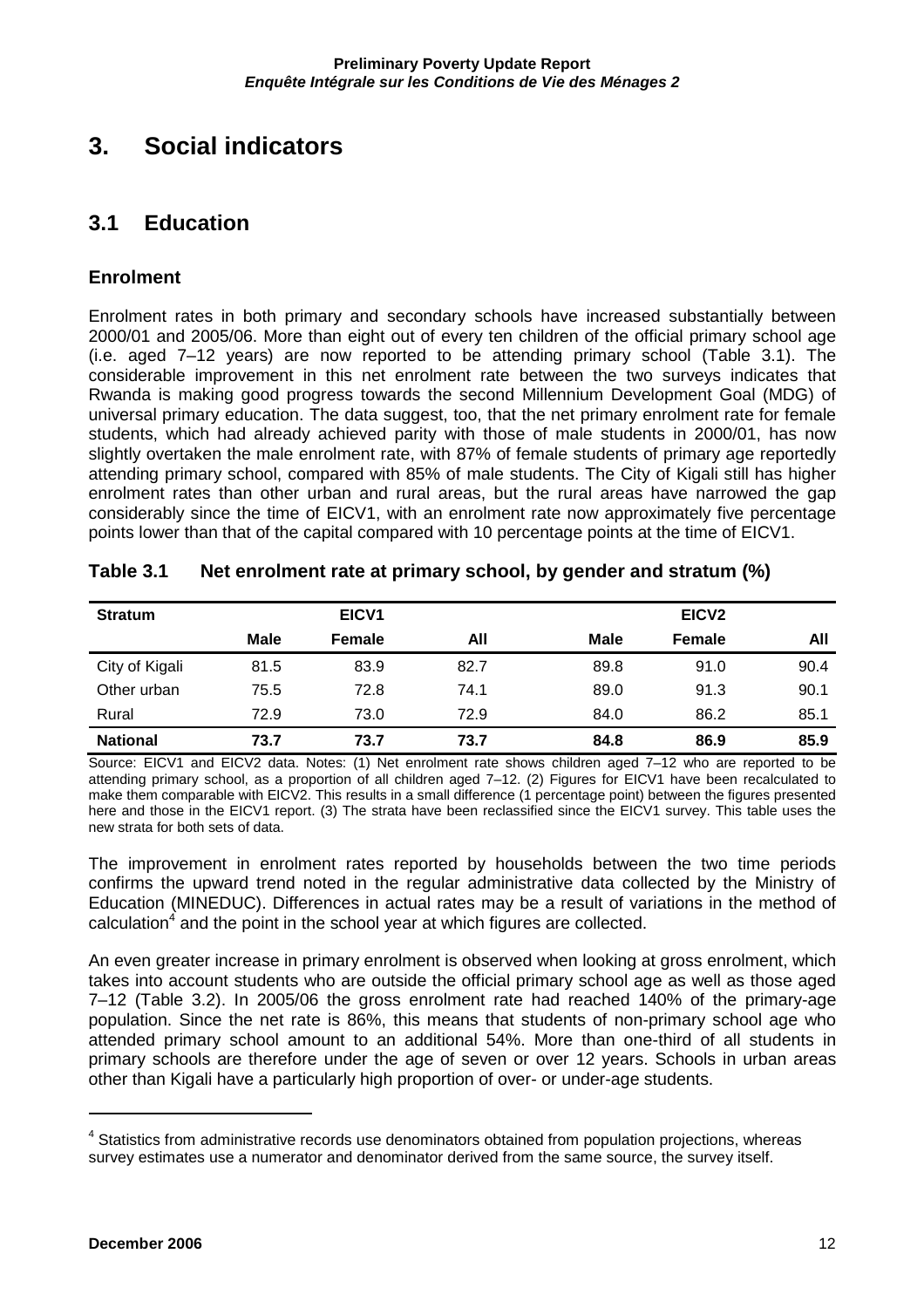# 3. Social indicators

## 3.1 Education

### Enrolment

Enrolment rates in both primary and secondary schools have increased substantially between 2000/01 and 2005/06. More than eight out of every ten children of the official primary school age (i.e. aged 7–12 years) are now reported to be attending primary school (Table 3.1). The considerable improvement in this net enrolment rate between the two surveys indicates that Rwanda is making good progress towards the second Millennium Development Goal (MDG) of universal primary education. The data suggest, too, that the net primary enrolment rate for female students, which had already achieved parity with those of male students in 2000/01, has now slightly overtaken the male enrolment rate, with 87% of female students of primary age reportedly attending primary school, compared with 85% of male students. The City of Kigali still has higher enrolment rates than other urban and rural areas, but the rural areas have narrowed the gap considerably since the time of EICV1, with an enrolment rate now approximately five percentage points lower than that of the capital compared with 10 percentage points at the time of EICV1.

**Table 3.1 Net enrolment rate at primary school, by gender and stratum (%)**

| Stratum | EICV1 | | | EICV2 | | |
|---|---|---|---|---|---|---|
| | Male | Female | All | Male | Female | All |
| City of Kigali | 81.5 | 83.9 | 82.7 | 89.8 | 91.0 | 90.4 |
| Other urban | 75.5 | 72.8 | 74.1 | 89.0 | 91.3 | 90.1 |
| Rural | 72.9 | 73.0 | 72.9 | 84.0 | 86.2 | 85.1 |
| **National** | **73.7** | **73.7** | **73.7** | **84.8** | **86.9** | **85.9** |

Source: EICV1 and EICV2 data. Notes: (1) Net enrolment rate shows children aged 7–12 who are reported to be attending primary school, as a proportion of all children aged 7–12. (2) Figures for EICV1 have been recalculated to make them comparable with EICV2. This results in a small difference (1 percentage point) between the figures presented here and those in the EICV1 report. (3) The strata have been reclassified since the EICV1 survey. This table uses the new strata for both sets of data.

The improvement in enrolment rates reported by households between the two time periods confirms the upward trend noted in the regular administrative data collected by the Ministry of Education (MINEDUC). Differences in actual rates may be a result of variations in the method of calculation[4] and the point in the school year at which figures are collected.

An even greater increase in primary enrolment is observed when looking at gross enrolment, which takes into account students who are outside the official primary school age as well as those aged 7–12 (Table 3.2). In 2005/06 the gross enrolment rate had reached 140% of the primary-age population. Since the net rate is 86%, this means that students of non-primary school age who attended primary school amount to an additional 54%. More than one-third of all students in primary schools are therefore under the age of seven or over 12 years. Schools in urban areas other than Kigali have a particularly high proportion of over- or under-age students.

[4] Statistics from administrative records use denominators obtained from population projections, whereas survey estimates use a numerator and denominator derived from the same source, the survey itself.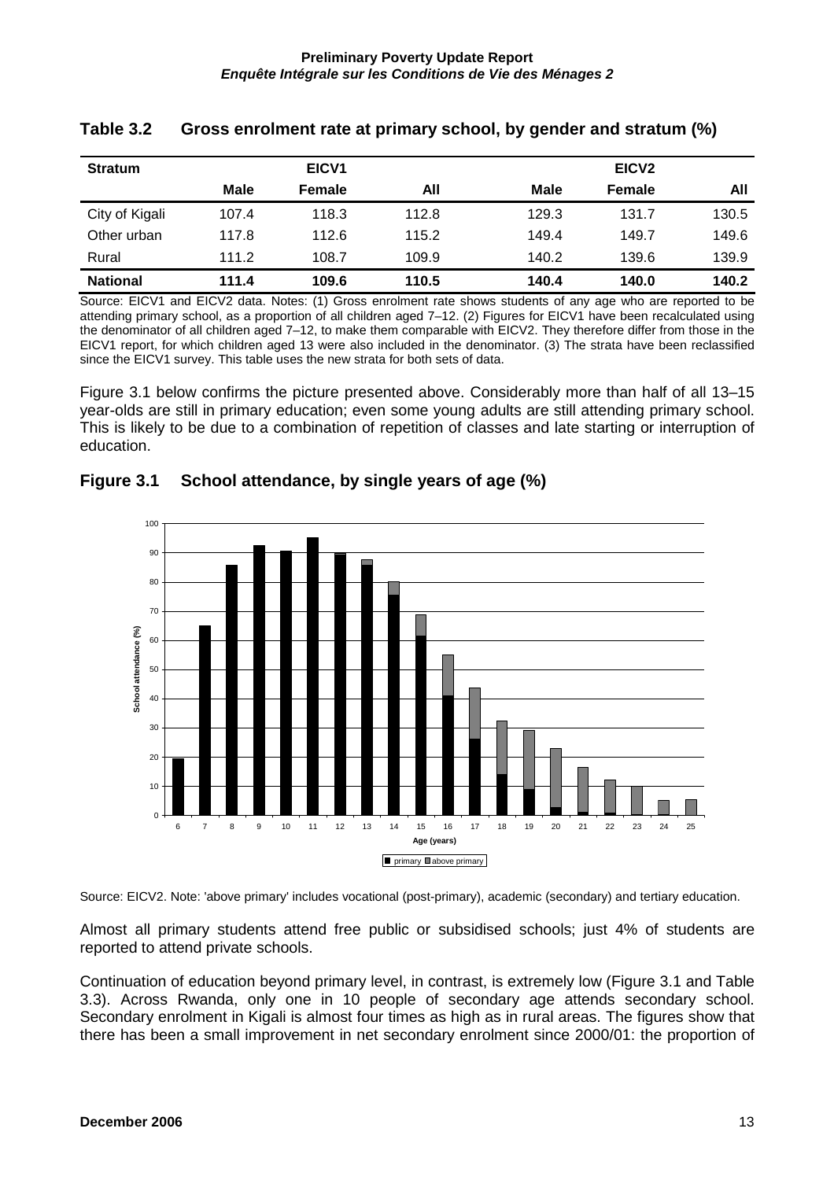## Table 3.2 Gross enrolment rate at primary school, by gender and stratum (%)

| Stratum | EICV1 | | | EICV2 | | |
|---|---|---|---|---|---|---|
| | Male | Female | All | Male | Female | All |
| City of Kigali | 107.4 | 118.3 | 112.8 | 129.3 | 131.7 | 130.5 |
| Other urban | 117.8 | 112.6 | 115.2 | 149.4 | 149.7 | 149.6 |
| Rural | 111.2 | 108.7 | 109.9 | 140.2 | 139.6 | 139.9 |
| **National** | **111.4** | **109.6** | **110.5** | **140.4** | **140.0** | **140.2** |

Source: EICV1 and EICV2 data. Notes: (1) Gross enrolment rate shows students of any age who are reported to be attending primary school, as a proportion of all children aged 7–12. (2) Figures for EICV1 have been recalculated using the denominator of all children aged 7–12, to make them comparable with EICV2. They therefore differ from those in the EICV1 report, for which children aged 13 were also included in the denominator. (3) The strata have been reclassified since the EICV1 survey. This table uses the new strata for both sets of data.

Figure 3.1 below confirms the picture presented above. Considerably more than half of all 13–15 year-olds are still in primary education; even some young adults are still attending primary school. This is likely to be due to a combination of repetition of classes and late starting or interruption of education.

## Figure 3.1 School attendance, by single years of age (%)

Source: EICV2. Note: 'above primary' includes vocational (post-primary), academic (secondary) and tertiary education.

Almost all primary students attend free public or subsidised schools; just 4% of students are reported to attend private schools.

Continuation of education beyond primary level, in contrast, is extremely low (Figure 3.1 and Table 3.3). Across Rwanda, only one in 10 people of secondary age attends secondary school. Secondary enrolment in Kigali is almost four times as high as in rural areas. The figures show that there has been a small improvement in net secondary enrolment since 2000/01: the proportion of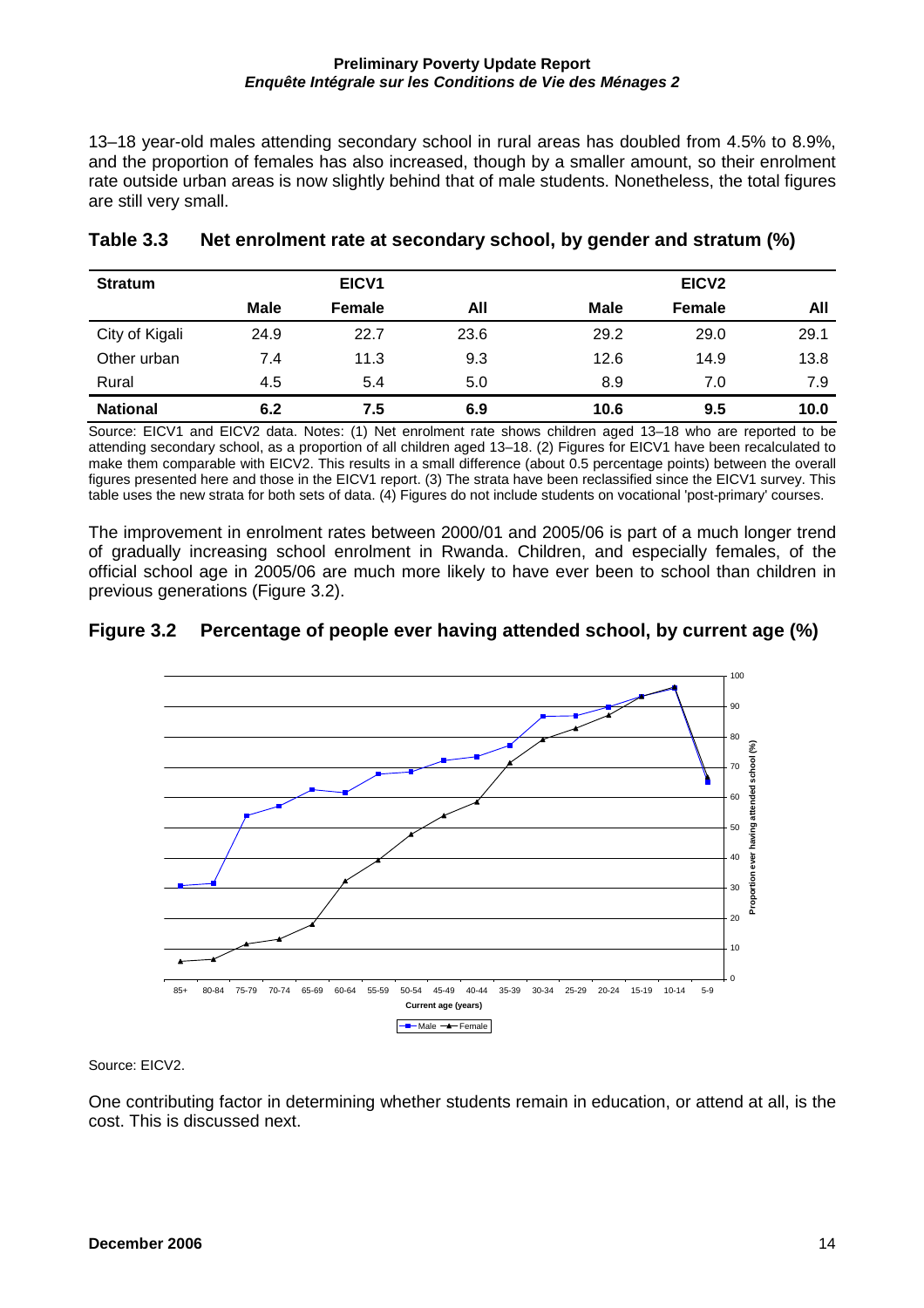13–18 year-old males attending secondary school in rural areas has doubled from 4.5% to 8.9%, and the proportion of females has also increased, though by a smaller amount, so their enrolment rate outside urban areas is now slightly behind that of male students. Nonetheless, the total figures are still very small.

### Table 3.3 Net enrolment rate at secondary school, by gender and stratum (%)

| Stratum | EICV1 | | | EICV2 | | |
|---|---|---|---|---|---|---|
| | Male | Female | All | Male | Female | All |
| City of Kigali | 24.9 | 22.7 | 23.6 | 29.2 | 29.0 | 29.1 |
| Other urban | 7.4 | 11.3 | 9.3 | 12.6 | 14.9 | 13.8 |
| Rural | 4.5 | 5.4 | 5.0 | 8.9 | 7.0 | 7.9 |
| **National** | **6.2** | **7.5** | **6.9** | **10.6** | **9.5** | **10.0** |

Source: EICV1 and EICV2 data. Notes: (1) Net enrolment rate shows children aged 13–18 who are reported to be attending secondary school, as a proportion of all children aged 13–18. (2) Figures for EICV1 have been recalculated to make them comparable with EICV2. This results in a small difference (about 0.5 percentage points) between the overall figures presented here and those in the EICV1 report. (3) The strata have been reclassified since the EICV1 survey. This table uses the new strata for both sets of data. (4) Figures do not include students on vocational 'post-primary' courses.

The improvement in enrolment rates between 2000/01 and 2005/06 is part of a much longer trend of gradually increasing school enrolment in Rwanda. Children, and especially females, of the official school age in 2005/06 are much more likely to have ever been to school than children in previous generations (Figure 3.2).

### Figure 3.2 Percentage of people ever having attended school, by current age (%)

Source: EICV2.

One contributing factor in determining whether students remain in education, or attend at all, is the cost. This is discussed next.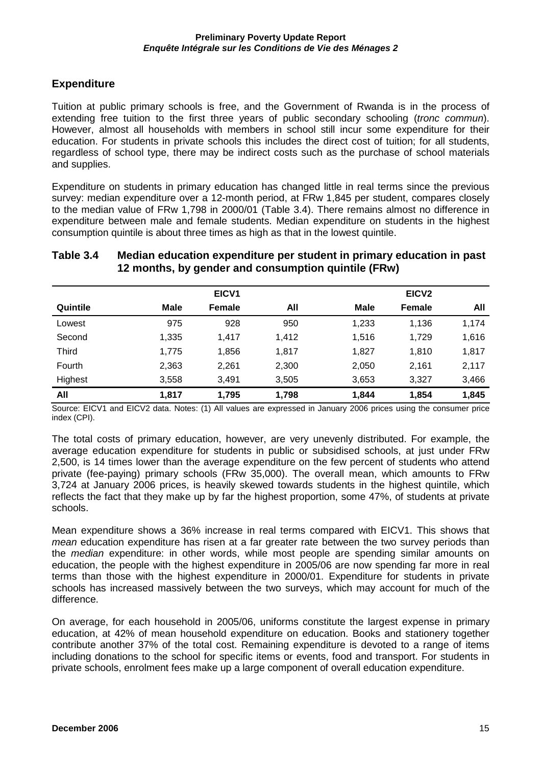## Expenditure

Tuition at public primary schools is free, and the Government of Rwanda is in the process of extending free tuition to the first three years of public secondary schooling (*tronc commun*). However, almost all households with members in school still incur some expenditure for their education. For students in private schools this includes the direct cost of tuition; for all students, regardless of school type, there may be indirect costs such as the purchase of school materials and supplies.

Expenditure on students in primary education has changed little in real terms since the previous survey: median expenditure over a 12-month period, at FRw 1,845 per student, compares closely to the median value of FRw 1,798 in 2000/01 (Table 3.4). There remains almost no difference in expenditure between male and female students. Median expenditure on students in the highest consumption quintile is about three times as high as that in the lowest quintile.

**Table 3.4 Median education expenditure per student in primary education in past 12 months, by gender and consumption quintile (FRw)**

| | EICV1 | | | EICV2 | | |
|---|---|---|---|---|---|---|
| **Quintile** | **Male** | **Female** | **All** | **Male** | **Female** | **All** |
| Lowest | 975 | 928 | 950 | 1,233 | 1,136 | 1,174 |
| Second | 1,335 | 1,417 | 1,412 | 1,516 | 1,729 | 1,616 |
| Third | 1,775 | 1,856 | 1,817 | 1,827 | 1,810 | 1,817 |
| Fourth | 2,363 | 2,261 | 2,300 | 2,050 | 2,161 | 2,117 |
| Highest | 3,558 | 3,491 | 3,505 | 3,653 | 3,327 | 3,466 |
| **All** | **1,817** | **1,795** | **1,798** | **1,844** | **1,854** | **1,845** |

Source: EICV1 and EICV2 data. Notes: (1) All values are expressed in January 2006 prices using the consumer price index (CPI).

The total costs of primary education, however, are very unevenly distributed. For example, the average education expenditure for students in public or subsidised schools, at just under FRw 2,500, is 14 times lower than the average expenditure on the few percent of students who attend private (fee-paying) primary schools (FRw 35,000). The overall mean, which amounts to FRw 3,724 at January 2006 prices, is heavily skewed towards students in the highest quintile, which reflects the fact that they make up by far the highest proportion, some 47%, of students at private schools.

Mean expenditure shows a 36% increase in real terms compared with EICV1. This shows that *mean* education expenditure has risen at a far greater rate between the two survey periods than the *median* expenditure: in other words, while most people are spending similar amounts on education, the people with the highest expenditure in 2005/06 are now spending far more in real terms than those with the highest expenditure in 2000/01. Expenditure for students in private schools has increased massively between the two surveys, which may account for much of the difference.

On average, for each household in 2005/06, uniforms constitute the largest expense in primary education, at 42% of mean household expenditure on education. Books and stationery together contribute another 37% of the total cost. Remaining expenditure is devoted to a range of items including donations to the school for specific items or events, food and transport. For students in private schools, enrolment fees make up a large component of overall education expenditure.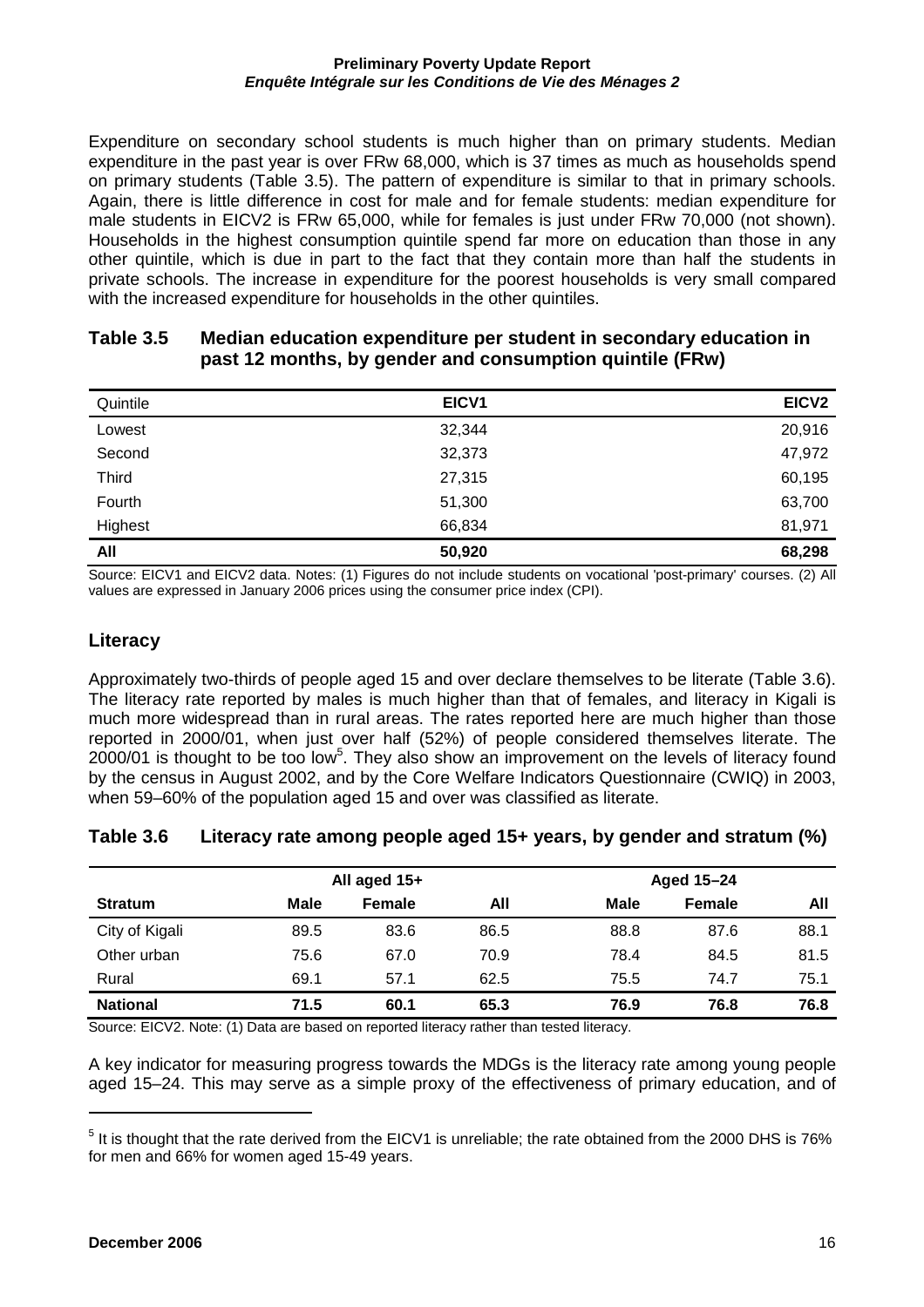Expenditure on secondary school students is much higher than on primary students. Median expenditure in the past year is over FRw 68,000, which is 37 times as much as households spend on primary students (Table 3.5). The pattern of expenditure is similar to that in primary schools. Again, there is little difference in cost for male and for female students: median expenditure for male students in EICV2 is FRw 65,000, while for females is just under FRw 70,000 (not shown). Households in the highest consumption quintile spend far more on education than those in any other quintile, which is due in part to the fact that they contain more than half the students in private schools. The increase in expenditure for the poorest households is very small compared with the increased expenditure for households in the other quintiles.

**Table 3.5 Median education expenditure per student in secondary education in past 12 months, by gender and consumption quintile (FRw)**

| Quintile | EICV1 | EICV2 |
|---|---|---|
| Lowest | 32,344 | 20,916 |
| Second | 32,373 | 47,972 |
| Third | 27,315 | 60,195 |
| Fourth | 51,300 | 63,700 |
| Highest | 66,834 | 81,971 |
| **All** | **50,920** | **68,298** |

Source: EICV1 and EICV2 data. Notes: (1) Figures do not include students on vocational 'post-primary' courses. (2) All values are expressed in January 2006 prices using the consumer price index (CPI).

## Literacy

Approximately two-thirds of people aged 15 and over declare themselves to be literate (Table 3.6). The literacy rate reported by males is much higher than that of females, and literacy in Kigali is much more widespread than in rural areas. The rates reported here are much higher than those reported in 2000/01, when just over half (52%) of people considered themselves literate. The 2000/01 is thought to be too low[5]. They also show an improvement on the levels of literacy found by the census in August 2002, and by the Core Welfare Indicators Questionnaire (CWIQ) in 2003, when 59–60% of the population aged 15 and over was classified as literate.

**Table 3.6 Literacy rate among people aged 15+ years, by gender and stratum (%)**

| | All aged 15+ | | | Aged 15–24 | | |
|---|---|---|---|---|---|---|
| **Stratum** | **Male** | **Female** | **All** | **Male** | **Female** | **All** |
| City of Kigali | 89.5 | 83.6 | 86.5 | 88.8 | 87.6 | 88.1 |
| Other urban | 75.6 | 67.0 | 70.9 | 78.4 | 84.5 | 81.5 |
| Rural | 69.1 | 57.1 | 62.5 | 75.5 | 74.7 | 75.1 |
| **National** | **71.5** | **60.1** | **65.3** | **76.9** | **76.8** | **76.8** |

Source: EICV2. Note: (1) Data are based on reported literacy rather than tested literacy.

A key indicator for measuring progress towards the MDGs is the literacy rate among young people aged 15–24. This may serve as a simple proxy of the effectiveness of primary education, and of

[5] It is thought that the rate derived from the EICV1 is unreliable; the rate obtained from the 2000 DHS is 76% for men and 66% for women aged 15-49 years.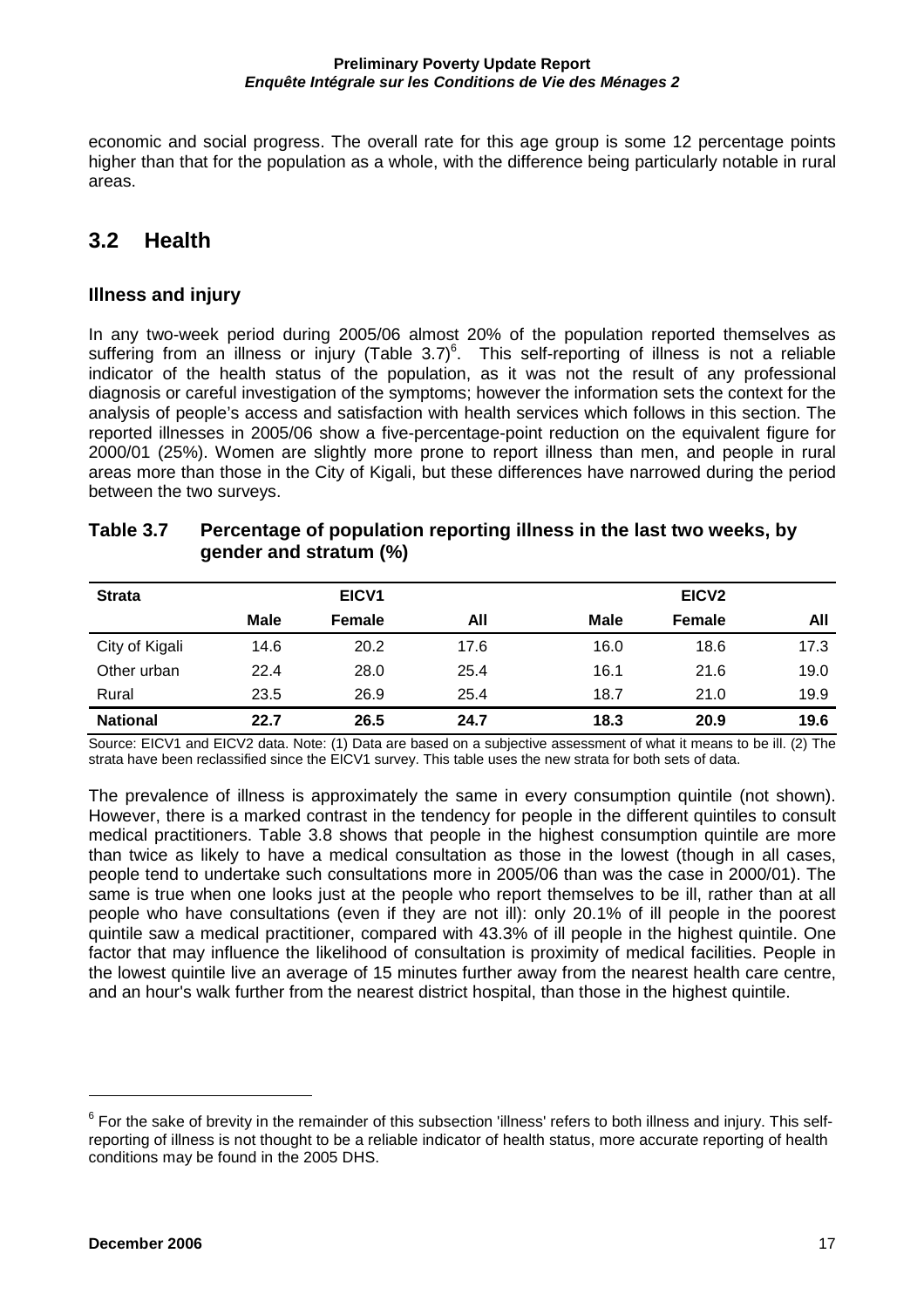economic and social progress. The overall rate for this age group is some 12 percentage points higher than that for the population as a whole, with the difference being particularly notable in rural areas.

## 3.2 Health

### Illness and injury

In any two-week period during 2005/06 almost 20% of the population reported themselves as suffering from an illness or injury (Table 3.7)[6]. This self-reporting of illness is not a reliable indicator of the health status of the population, as it was not the result of any professional diagnosis or careful investigation of the symptoms; however the information sets the context for the analysis of people's access and satisfaction with health services which follows in this section. The reported illnesses in 2005/06 show a five-percentage-point reduction on the equivalent figure for 2000/01 (25%). Women are slightly more prone to report illness than men, and people in rural areas more than those in the City of Kigali, but these differences have narrowed during the period between the two surveys.

**Table 3.7 Percentage of population reporting illness in the last two weeks, by gender and stratum (%)**

| Strata | EICV1 | | | EICV2 | | |
|---|---|---|---|---|---|---|
| | Male | Female | All | Male | Female | All |
| City of Kigali | 14.6 | 20.2 | 17.6 | 16.0 | 18.6 | 17.3 |
| Other urban | 22.4 | 28.0 | 25.4 | 16.1 | 21.6 | 19.0 |
| Rural | 23.5 | 26.9 | 25.4 | 18.7 | 21.0 | 19.9 |
| **National** | **22.7** | **26.5** | **24.7** | **18.3** | **20.9** | **19.6** |

Source: EICV1 and EICV2 data. Note: (1) Data are based on a subjective assessment of what it means to be ill. (2) The strata have been reclassified since the EICV1 survey. This table uses the new strata for both sets of data.

The prevalence of illness is approximately the same in every consumption quintile (not shown). However, there is a marked contrast in the tendency for people in the different quintiles to consult medical practitioners. Table 3.8 shows that people in the highest consumption quintile are more than twice as likely to have a medical consultation as those in the lowest (though in all cases, people tend to undertake such consultations more in 2005/06 than was the case in 2000/01). The same is true when one looks just at the people who report themselves to be ill, rather than at all people who have consultations (even if they are not ill): only 20.1% of ill people in the poorest quintile saw a medical practitioner, compared with 43.3% of ill people in the highest quintile. One factor that may influence the likelihood of consultation is proximity of medical facilities. People in the lowest quintile live an average of 15 minutes further away from the nearest health care centre, and an hour's walk further from the nearest district hospital, than those in the highest quintile.

[6] For the sake of brevity in the remainder of this subsection 'illness' refers to both illness and injury. This self-reporting of illness is not thought to be a reliable indicator of health status, more accurate reporting of health conditions may be found in the 2005 DHS.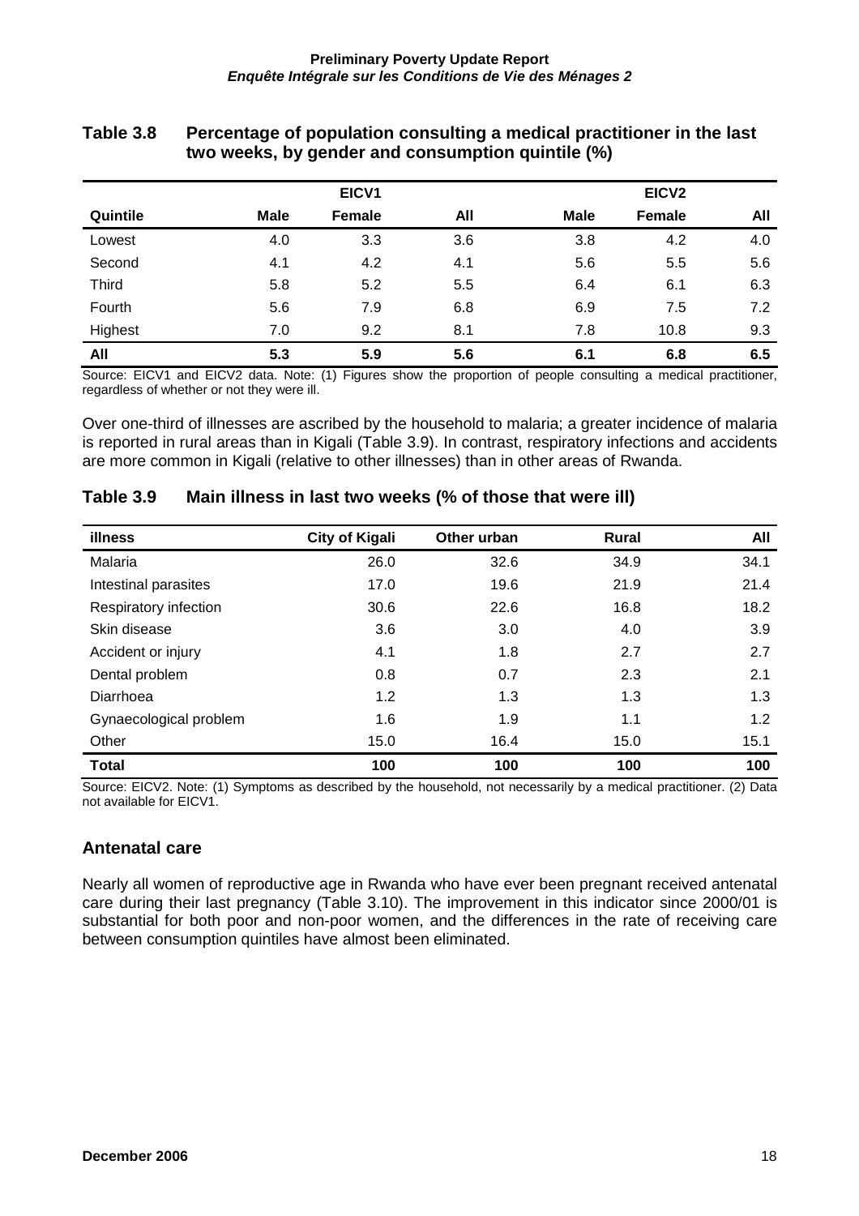**Table 3.8 Percentage of population consulting a medical practitioner in the last two weeks, by gender and consumption quintile (%)**

| | EICV1 | | | EICV2 | | |
|---|---|---|---|---|---|---|
| **Quintile** | **Male** | **Female** | **All** | **Male** | **Female** | **All** |
| Lowest | 4.0 | 3.3 | 3.6 | 3.8 | 4.2 | 4.0 |
| Second | 4.1 | 4.2 | 4.1 | 5.6 | 5.5 | 5.6 |
| Third | 5.8 | 5.2 | 5.5 | 6.4 | 6.1 | 6.3 |
| Fourth | 5.6 | 7.9 | 6.8 | 6.9 | 7.5 | 7.2 |
| Highest | 7.0 | 9.2 | 8.1 | 7.8 | 10.8 | 9.3 |
| **All** | **5.3** | **5.9** | **5.6** | **6.1** | **6.8** | **6.5** |

Source: EICV1 and EICV2 data. Note: (1) Figures show the proportion of people consulting a medical practitioner, regardless of whether or not they were ill.

Over one-third of illnesses are ascribed by the household to malaria; a greater incidence of malaria is reported in rural areas than in Kigali (Table 3.9). In contrast, respiratory infections and accidents are more common in Kigali (relative to other illnesses) than in other areas of Rwanda.

**Table 3.9 Main illness in last two weeks (% of those that were ill)**

| illness | City of Kigali | Other urban | Rural | All |
|---|---|---|---|---|
| Malaria | 26.0 | 32.6 | 34.9 | 34.1 |
| Intestinal parasites | 17.0 | 19.6 | 21.9 | 21.4 |
| Respiratory infection | 30.6 | 22.6 | 16.8 | 18.2 |
| Skin disease | 3.6 | 3.0 | 4.0 | 3.9 |
| Accident or injury | 4.1 | 1.8 | 2.7 | 2.7 |
| Dental problem | 0.8 | 0.7 | 2.3 | 2.1 |
| Diarrhoea | 1.2 | 1.3 | 1.3 | 1.3 |
| Gynaecological problem | 1.6 | 1.9 | 1.1 | 1.2 |
| Other | 15.0 | 16.4 | 15.0 | 15.1 |
| **Total** | **100** | **100** | **100** | **100** |

Source: EICV2. Note: (1) Symptoms as described by the household, not necessarily by a medical practitioner. (2) Data not available for EICV1.

## Antenatal care

Nearly all women of reproductive age in Rwanda who have ever been pregnant received antenatal care during their last pregnancy (Table 3.10). The improvement in this indicator since 2000/01 is substantial for both poor and non-poor women, and the differences in the rate of receiving care between consumption quintiles have almost been eliminated.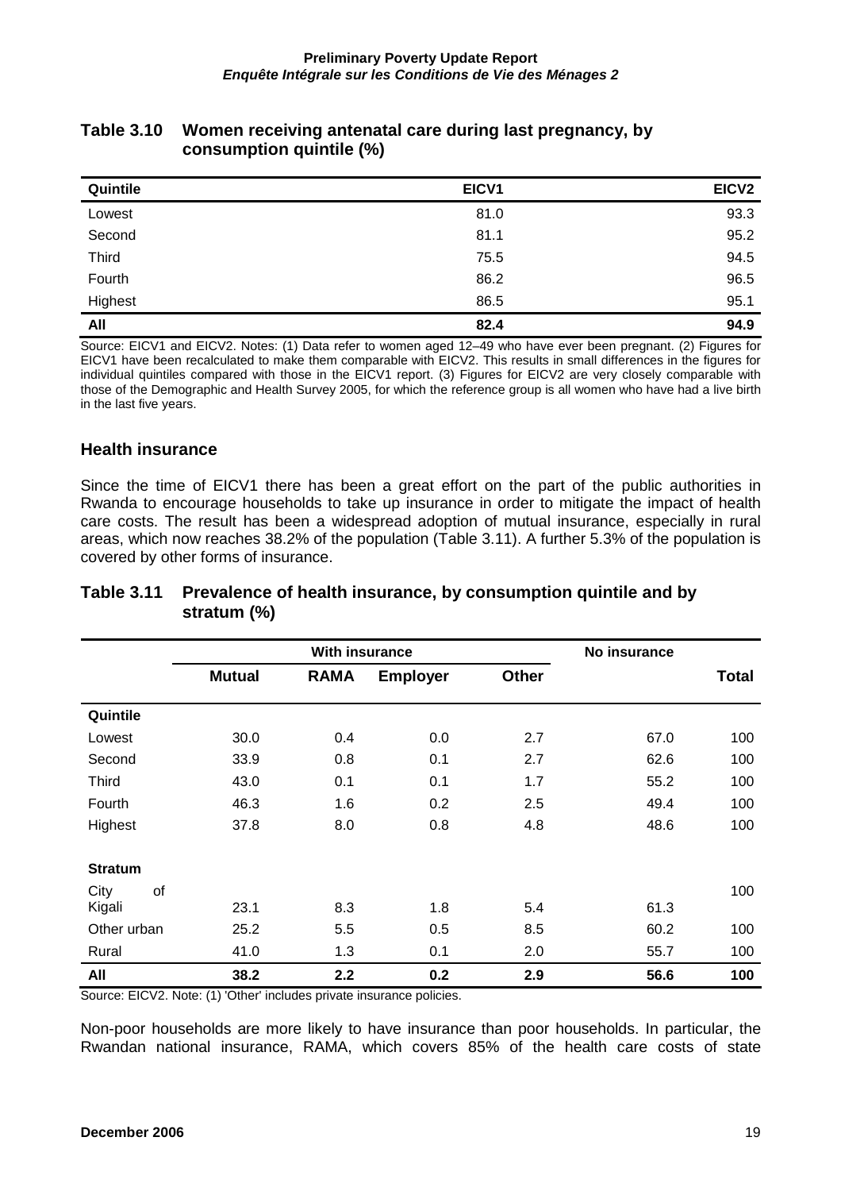### Table 3.10 Women receiving antenatal care during last pregnancy, by consumption quintile (%)

| Quintile | EICV1 | EICV2 |
|---|---|---|
| Lowest | 81.0 | 93.3 |
| Second | 81.1 | 95.2 |
| Third | 75.5 | 94.5 |
| Fourth | 86.2 | 96.5 |
| Highest | 86.5 | 95.1 |
| **All** | **82.4** | **94.9** |

Source: EICV1 and EICV2. Notes: (1) Data refer to women aged 12–49 who have ever been pregnant. (2) Figures for EICV1 have been recalculated to make them comparable with EICV2. This results in small differences in the figures for individual quintiles compared with those in the EICV1 report. (3) Figures for EICV2 are very closely comparable with those of the Demographic and Health Survey 2005, for which the reference group is all women who have had a live birth in the last five years.

### Health insurance

Since the time of EICV1 there has been a great effort on the part of the public authorities in Rwanda to encourage households to take up insurance in order to mitigate the impact of health care costs. The result has been a widespread adoption of mutual insurance, especially in rural areas, which now reaches 38.2% of the population (Table 3.11). A further 5.3% of the population is covered by other forms of insurance.

### Table 3.11 Prevalence of health insurance, by consumption quintile and by stratum (%)

| | With insurance | | | | No insurance | |
|---|---|---|---|---|---|---|
| | **Mutual** | **RAMA** | **Employer** | **Other** | | **Total** |
| **Quintile** | | | | | | |
| Lowest | 30.0 | 0.4 | 0.0 | 2.7 | 67.0 | 100 |
| Second | 33.9 | 0.8 | 0.1 | 2.7 | 62.6 | 100 |
| Third | 43.0 | 0.1 | 0.1 | 1.7 | 55.2 | 100 |
| Fourth | 46.3 | 1.6 | 0.2 | 2.5 | 49.4 | 100 |
| Highest | 37.8 | 8.0 | 0.8 | 4.8 | 48.6 | 100 |
| **Stratum** | | | | | | |
| City of Kigali | 23.1 | 8.3 | 1.8 | 5.4 | 61.3 | 100 |
| Other urban | 25.2 | 5.5 | 0.5 | 8.5 | 60.2 | 100 |
| Rural | 41.0 | 1.3 | 0.1 | 2.0 | 55.7 | 100 |
| **All** | **38.2** | **2.2** | **0.2** | **2.9** | **56.6** | **100** |

Source: EICV2. Note: (1) 'Other' includes private insurance policies.

Non-poor households are more likely to have insurance than poor households. In particular, the Rwandan national insurance, RAMA, which covers 85% of the health care costs of state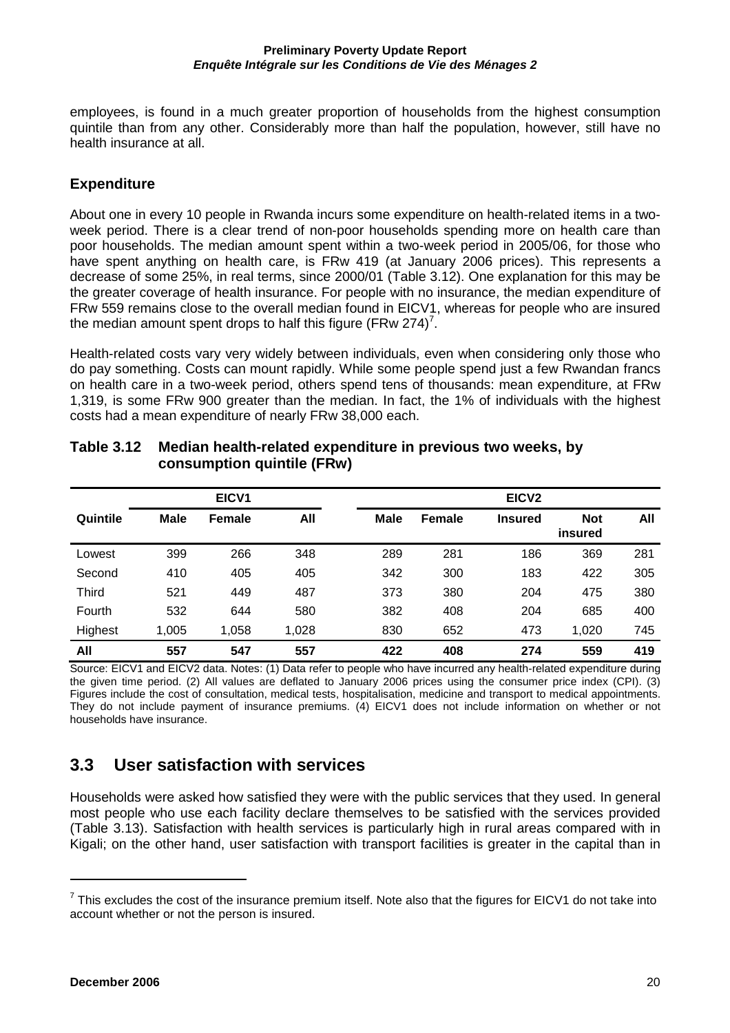employees, is found in a much greater proportion of households from the highest consumption quintile than from any other. Considerably more than half the population, however, still have no health insurance at all.

### Expenditure

About one in every 10 people in Rwanda incurs some expenditure on health-related items in a two-week period. There is a clear trend of non-poor households spending more on health care than poor households. The median amount spent within a two-week period in 2005/06, for those who have spent anything on health care, is FRw 419 (at January 2006 prices). This represents a decrease of some 25%, in real terms, since 2000/01 (Table 3.12). One explanation for this may be the greater coverage of health insurance. For people with no insurance, the median expenditure of FRw 559 remains close to the overall median found in EICV1, whereas for people who are insured the median amount spent drops to half this figure (FRw 274)[7].

Health-related costs vary very widely between individuals, even when considering only those who do pay something. Costs can mount rapidly. While some people spend just a few Rwandan francs on health care in a two-week period, others spend tens of thousands: mean expenditure, at FRw 1,319, is some FRw 900 greater than the median. In fact, the 1% of individuals with the highest costs had a mean expenditure of nearly FRw 38,000 each.

**Table 3.12 Median health-related expenditure in previous two weeks, by consumption quintile (FRw)**

| | EICV1 | | | EICV2 | | | | |
|---|---|---|---|---|---|---|---|---|
| **Quintile** | **Male** | **Female** | **All** | **Male** | **Female** | **Insured** | **Not insured** | **All** |
| Lowest | 399 | 266 | 348 | 289 | 281 | 186 | 369 | 281 |
| Second | 410 | 405 | 405 | 342 | 300 | 183 | 422 | 305 |
| Third | 521 | 449 | 487 | 373 | 380 | 204 | 475 | 380 |
| Fourth | 532 | 644 | 580 | 382 | 408 | 204 | 685 | 400 |
| Highest | 1,005 | 1,058 | 1,028 | 830 | 652 | 473 | 1,020 | 745 |
| **All** | **557** | **547** | **557** | **422** | **408** | **274** | **559** | **419** |

Source: EICV1 and EICV2 data. Notes: (1) Data refer to people who have incurred any health-related expenditure during the given time period. (2) All values are deflated to January 2006 prices using the consumer price index (CPI). (3) Figures include the cost of consultation, medical tests, hospitalisation, medicine and transport to medical appointments. They do not include payment of insurance premiums. (4) EICV1 does not include information on whether or not households have insurance.

## 3.3 User satisfaction with services

Households were asked how satisfied they were with the public services that they used. In general most people who use each facility declare themselves to be satisfied with the services provided (Table 3.13). Satisfaction with health services is particularly high in rural areas compared with in Kigali; on the other hand, user satisfaction with transport facilities is greater in the capital than in

[7] This excludes the cost of the insurance premium itself. Note also that the figures for EICV1 do not take into account whether or not the person is insured.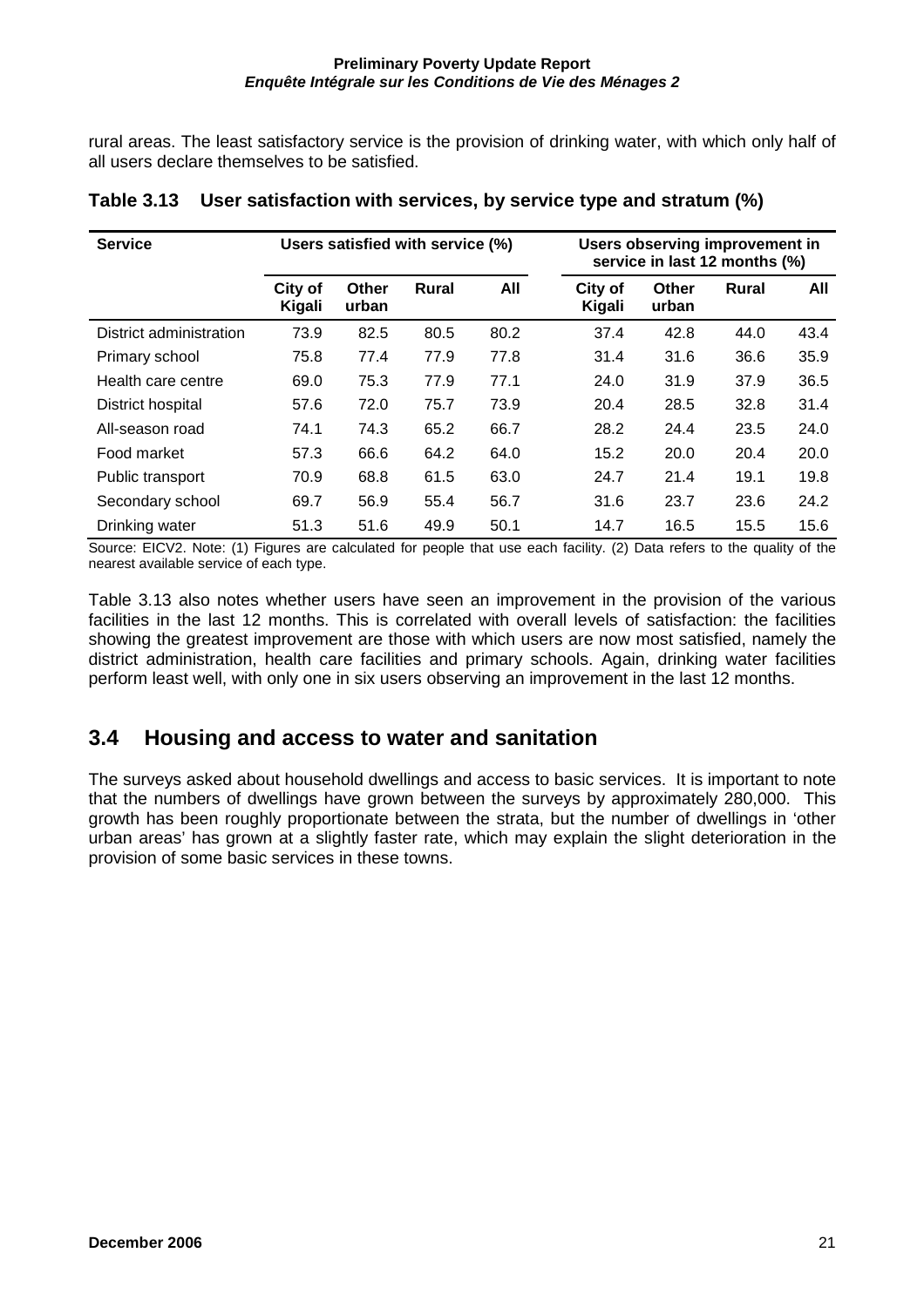rural areas. The least satisfactory service is the provision of drinking water, with which only half of all users declare themselves to be satisfied.

**Table 3.13 User satisfaction with services, by service type and stratum (%)**

| Service | Users satisfied with service (%) | | | | Users observing improvement in service in last 12 months (%) | | | |
|---|---|---|---|---|---|---|---|---|
| | City of Kigali | Other urban | Rural | All | City of Kigali | Other urban | Rural | All |
| District administration | 73.9 | 82.5 | 80.5 | 80.2 | 37.4 | 42.8 | 44.0 | 43.4 |
| Primary school | 75.8 | 77.4 | 77.9 | 77.8 | 31.4 | 31.6 | 36.6 | 35.9 |
| Health care centre | 69.0 | 75.3 | 77.9 | 77.1 | 24.0 | 31.9 | 37.9 | 36.5 |
| District hospital | 57.6 | 72.0 | 75.7 | 73.9 | 20.4 | 28.5 | 32.8 | 31.4 |
| All-season road | 74.1 | 74.3 | 65.2 | 66.7 | 28.2 | 24.4 | 23.5 | 24.0 |
| Food market | 57.3 | 66.6 | 64.2 | 64.0 | 15.2 | 20.0 | 20.4 | 20.0 |
| Public transport | 70.9 | 68.8 | 61.5 | 63.0 | 24.7 | 21.4 | 19.1 | 19.8 |
| Secondary school | 69.7 | 56.9 | 55.4 | 56.7 | 31.6 | 23.7 | 23.6 | 24.2 |
| Drinking water | 51.3 | 51.6 | 49.9 | 50.1 | 14.7 | 16.5 | 15.5 | 15.6 |

Source: EICV2. Note: (1) Figures are calculated for people that use each facility. (2) Data refers to the quality of the nearest available service of each type.

Table 3.13 also notes whether users have seen an improvement in the provision of the various facilities in the last 12 months. This is correlated with overall levels of satisfaction: the facilities showing the greatest improvement are those with which users are now most satisfied, namely the district administration, health care facilities and primary schools. Again, drinking water facilities perform least well, with only one in six users observing an improvement in the last 12 months.

## 3.4 Housing and access to water and sanitation

The surveys asked about household dwellings and access to basic services. It is important to note that the numbers of dwellings have grown between the surveys by approximately 280,000. This growth has been roughly proportionate between the strata, but the number of dwellings in 'other urban areas' has grown at a slightly faster rate, which may explain the slight deterioration in the provision of some basic services in these towns.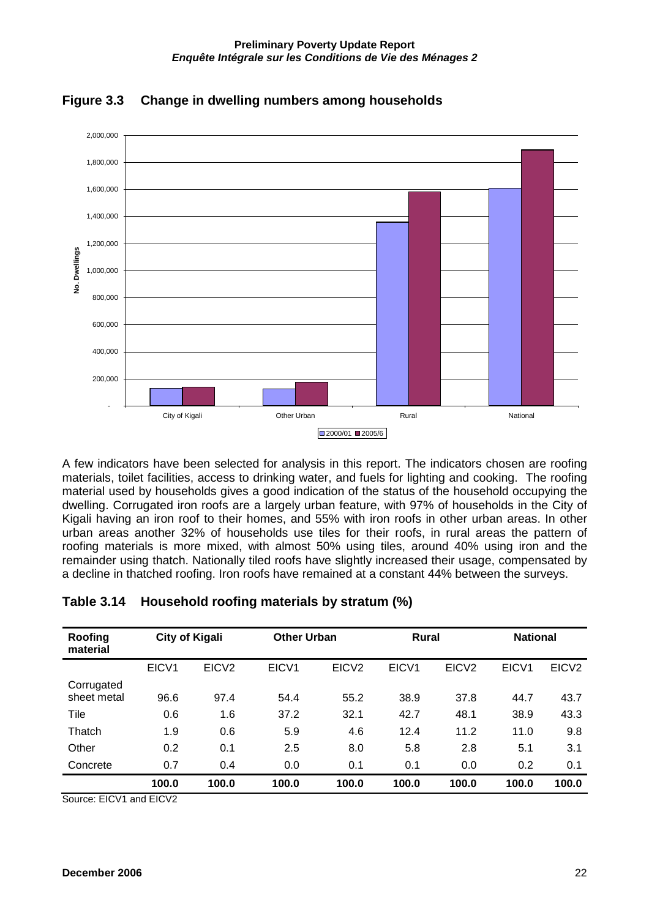## Figure 3.3 Change in dwelling numbers among households

A few indicators have been selected for analysis in this report. The indicators chosen are roofing materials, toilet facilities, access to drinking water, and fuels for lighting and cooking. The roofing material used by households gives a good indication of the status of the household occupying the dwelling. Corrugated iron roofs are a largely urban feature, with 97% of households in the City of Kigali having an iron roof to their homes, and 55% with iron roofs in other urban areas. In other urban areas another 32% of households use tiles for their roofs, in rural areas the pattern of roofing materials is more mixed, with almost 50% using tiles, around 40% using iron and the remainder using thatch. Nationally tiled roofs have slightly increased their usage, compensated by a decline in thatched roofing. Iron roofs have remained at a constant 44% between the surveys.

## Table 3.14 Household roofing materials by stratum (%)

| Roofing material | City of Kigali | | Other Urban | | Rural | | National | |
|---|---|---|---|---|---|---|---|---|
| | EICV1 | EICV2 | EICV1 | EICV2 | EICV1 | EICV2 | EICV1 | EICV2 |
| Corrugated sheet metal | 96.6 | 97.4 | 54.4 | 55.2 | 38.9 | 37.8 | 44.7 | 43.7 |
| Tile | 0.6 | 1.6 | 37.2 | 32.1 | 42.7 | 48.1 | 38.9 | 43.3 |
| Thatch | 1.9 | 0.6 | 5.9 | 4.6 | 12.4 | 11.2 | 11.0 | 9.8 |
| Other | 0.2 | 0.1 | 2.5 | 8.0 | 5.8 | 2.8 | 5.1 | 3.1 |
| Concrete | 0.7 | 0.4 | 0.0 | 0.1 | 0.1 | 0.0 | 0.2 | 0.1 |
| | **100.0** | **100.0** | **100.0** | **100.0** | **100.0** | **100.0** | **100.0** | **100.0** |

Source: EICV1 and EICV2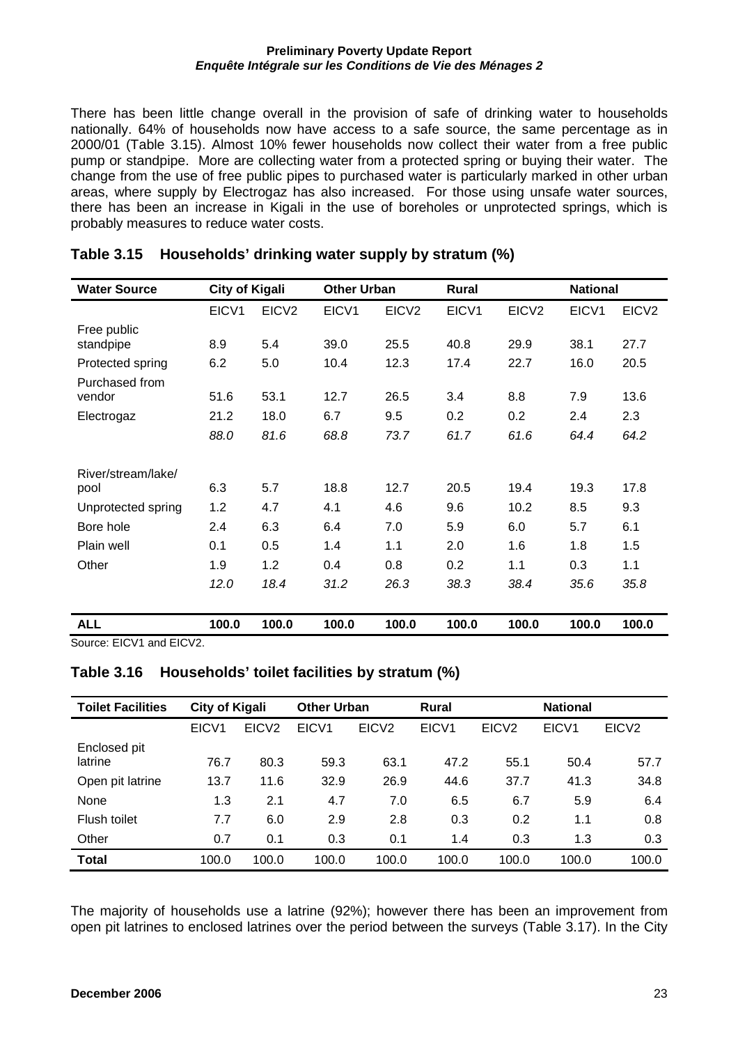There has been little change overall in the provision of safe of drinking water to households nationally. 64% of households now have access to a safe source, the same percentage as in 2000/01 (Table 3.15). Almost 10% fewer households now collect their water from a free public pump or standpipe. More are collecting water from a protected spring or buying their water. The change from the use of free public pipes to purchased water is particularly marked in other urban areas, where supply by Electrogaz has also increased. For those using unsafe water sources, there has been an increase in Kigali in the use of boreholes or unprotected springs, which is probably measures to reduce water costs.

## Table 3.15 Households' drinking water supply by stratum (%)

| Water Source | City of Kigali | | Other Urban | | Rural | | National | |
|---|---|---|---|---|---|---|---|---|
| | EICV1 | EICV2 | EICV1 | EICV2 | EICV1 | EICV2 | EICV1 | EICV2 |
| Free public standpipe | 8.9 | 5.4 | 39.0 | 25.5 | 40.8 | 29.9 | 38.1 | 27.7 |
| Protected spring | 6.2 | 5.0 | 10.4 | 12.3 | 17.4 | 22.7 | 16.0 | 20.5 |
| Purchased from vendor | 51.6 | 53.1 | 12.7 | 26.5 | 3.4 | 8.8 | 7.9 | 13.6 |
| Electrogaz | 21.2 | 18.0 | 6.7 | 9.5 | 0.2 | 0.2 | 2.4 | 2.3 |
| | *88.0* | *81.6* | *68.8* | *73.7* | *61.7* | *61.6* | *64.4* | *64.2* |
| River/stream/lake/pool | 6.3 | 5.7 | 18.8 | 12.7 | 20.5 | 19.4 | 19.3 | 17.8 |
| Unprotected spring | 1.2 | 4.7 | 4.1 | 4.6 | 9.6 | 10.2 | 8.5 | 9.3 |
| Bore hole | 2.4 | 6.3 | 6.4 | 7.0 | 5.9 | 6.0 | 5.7 | 6.1 |
| Plain well | 0.1 | 0.5 | 1.4 | 1.1 | 2.0 | 1.6 | 1.8 | 1.5 |
| Other | 1.9 | 1.2 | 0.4 | 0.8 | 0.2 | 1.1 | 0.3 | 1.1 |
| | *12.0* | *18.4* | *31.2* | *26.3* | *38.3* | *38.4* | *35.6* | *35.8* |
| **ALL** | **100.0** | **100.0** | **100.0** | **100.0** | **100.0** | **100.0** | **100.0** | **100.0** |

Source: EICV1 and EICV2.

## Table 3.16 Households' toilet facilities by stratum (%)

| Toilet Facilities | City of Kigali | | Other Urban | | Rural | | National | |
|---|---|---|---|---|---|---|---|---|
| | EICV1 | EICV2 | EICV1 | EICV2 | EICV1 | EICV2 | EICV1 | EICV2 |
| Enclosed pit latrine | 76.7 | 80.3 | 59.3 | 63.1 | 47.2 | 55.1 | 50.4 | 57.7 |
| Open pit latrine | 13.7 | 11.6 | 32.9 | 26.9 | 44.6 | 37.7 | 41.3 | 34.8 |
| None | 1.3 | 2.1 | 4.7 | 7.0 | 6.5 | 6.7 | 5.9 | 6.4 |
| Flush toilet | 7.7 | 6.0 | 2.9 | 2.8 | 0.3 | 0.2 | 1.1 | 0.8 |
| Other | 0.7 | 0.1 | 0.3 | 0.1 | 1.4 | 0.3 | 1.3 | 0.3 |
| **Total** | 100.0 | 100.0 | 100.0 | 100.0 | 100.0 | 100.0 | 100.0 | 100.0 |

The majority of households use a latrine (92%); however there has been an improvement from open pit latrines to enclosed latrines over the period between the surveys (Table 3.17). In the City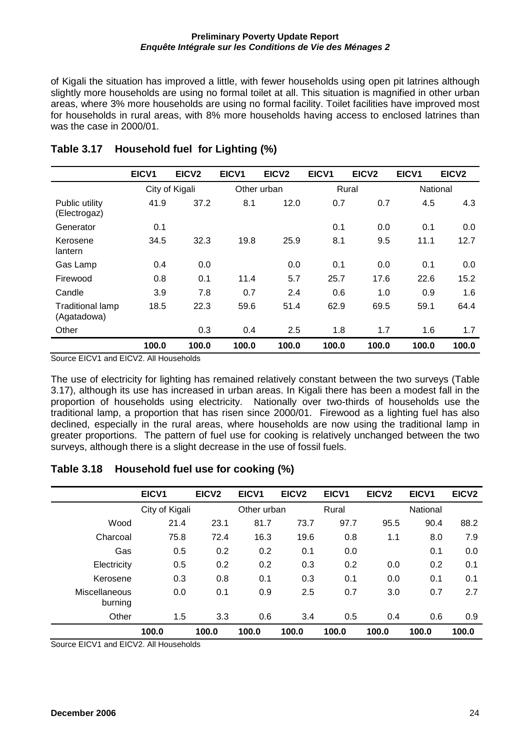of Kigali the situation has improved a little, with fewer households using open pit latrines although slightly more households are using no formal toilet at all. This situation is magnified in other urban areas, where 3% more households are using no formal facility. Toilet facilities have improved most for households in rural areas, with 8% more households having access to enclosed latrines than was the case in 2000/01.

## Table 3.17 Household fuel for Lighting (%)

| | EICV1 | EICV2 | EICV1 | EICV2 | EICV1 | EICV2 | EICV1 | EICV2 |
|---|---|---|---|---|---|---|---|---|
| | City of Kigali | | Other urban | | Rural | | National | |
| Public utility (Electrogaz) | 41.9 | 37.2 | 8.1 | 12.0 | 0.7 | 0.7 | 4.5 | 4.3 |
| Generator | 0.1 | | | | 0.1 | 0.0 | 0.1 | 0.0 |
| Kerosene lantern | 34.5 | 32.3 | 19.8 | 25.9 | 8.1 | 9.5 | 11.1 | 12.7 |
| Gas Lamp | 0.4 | 0.0 | | 0.0 | 0.1 | 0.0 | 0.1 | 0.0 |
| Firewood | 0.8 | 0.1 | 11.4 | 5.7 | 25.7 | 17.6 | 22.6 | 15.2 |
| Candle | 3.9 | 7.8 | 0.7 | 2.4 | 0.6 | 1.0 | 0.9 | 1.6 |
| Traditional lamp (Agatadowa) | 18.5 | 22.3 | 59.6 | 51.4 | 62.9 | 69.5 | 59.1 | 64.4 |
| Other | | 0.3 | 0.4 | 2.5 | 1.8 | 1.7 | 1.6 | 1.7 |
| | **100.0** | **100.0** | **100.0** | **100.0** | **100.0** | **100.0** | **100.0** | **100.0** |

Source EICV1 and EICV2. All Households

The use of electricity for lighting has remained relatively constant between the two surveys (Table 3.17), although its use has increased in urban areas. In Kigali there has been a modest fall in the proportion of households using electricity. Nationally over two-thirds of households use the traditional lamp, a proportion that has risen since 2000/01. Firewood as a lighting fuel has also declined, especially in the rural areas, where households are now using the traditional lamp in greater proportions. The pattern of fuel use for cooking is relatively unchanged between the two surveys, although there is a slight decrease in the use of fossil fuels.

## Table 3.18 Household fuel use for cooking (%)

| | EICV1 | EICV2 | EICV1 | EICV2 | EICV1 | EICV2 | EICV1 | EICV2 |
|---|---|---|---|---|---|---|---|---|
| | City of Kigali | | Other urban | | Rural | | National | |
| Wood | 21.4 | 23.1 | 81.7 | 73.7 | 97.7 | 95.5 | 90.4 | 88.2 |
| Charcoal | 75.8 | 72.4 | 16.3 | 19.6 | 0.8 | 1.1 | 8.0 | 7.9 |
| Gas | 0.5 | 0.2 | 0.2 | 0.1 | 0.0 | | 0.1 | 0.0 |
| Electricity | 0.5 | 0.2 | 0.2 | 0.3 | 0.2 | 0.0 | 0.2 | 0.1 |
| Kerosene | 0.3 | 0.8 | 0.1 | 0.3 | 0.1 | 0.0 | 0.1 | 0.1 |
| Miscellaneous burning | 0.0 | 0.1 | 0.9 | 2.5 | 0.7 | 3.0 | 0.7 | 2.7 |
| Other | 1.5 | 3.3 | 0.6 | 3.4 | 0.5 | 0.4 | 0.6 | 0.9 |
| | **100.0** | **100.0** | **100.0** | **100.0** | **100.0** | **100.0** | **100.0** | **100.0** |

Source EICV1 and EICV2. All Households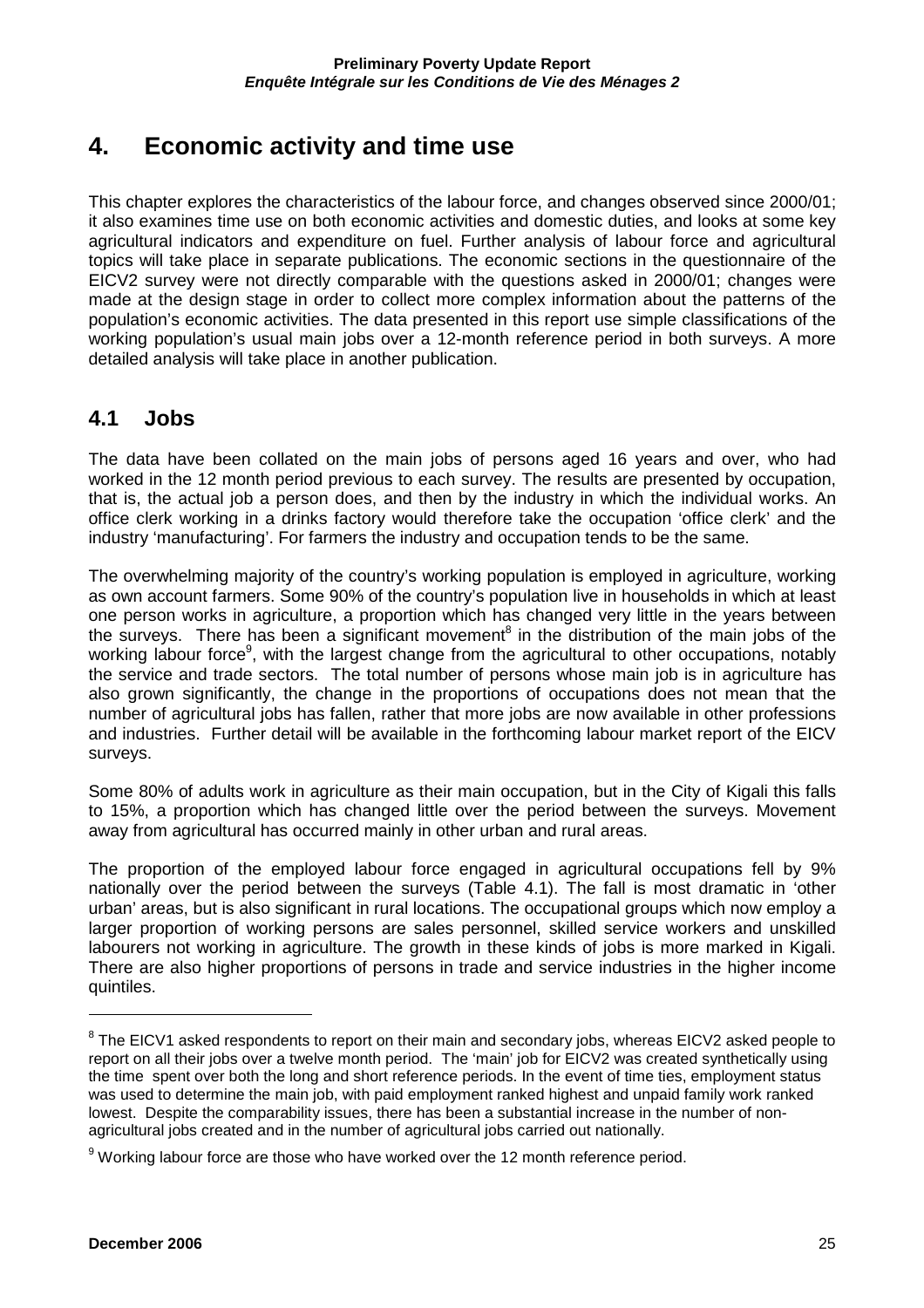# 4. Economic activity and time use

This chapter explores the characteristics of the labour force, and changes observed since 2000/01; it also examines time use on both economic activities and domestic duties, and looks at some key agricultural indicators and expenditure on fuel. Further analysis of labour force and agricultural topics will take place in separate publications. The economic sections in the questionnaire of the EICV2 survey were not directly comparable with the questions asked in 2000/01; changes were made at the design stage in order to collect more complex information about the patterns of the population's economic activities. The data presented in this report use simple classifications of the working population's usual main jobs over a 12-month reference period in both surveys. A more detailed analysis will take place in another publication.

## 4.1 Jobs

The data have been collated on the main jobs of persons aged 16 years and over, who had worked in the 12 month period previous to each survey. The results are presented by occupation, that is, the actual job a person does, and then by the industry in which the individual works. An office clerk working in a drinks factory would therefore take the occupation 'office clerk' and the industry 'manufacturing'. For farmers the industry and occupation tends to be the same.

The overwhelming majority of the country's working population is employed in agriculture, working as own account farmers. Some 90% of the country's population live in households in which at least one person works in agriculture, a proportion which has changed very little in the years between the surveys. There has been a significant movement[8] in the distribution of the main jobs of the working labour force[9], with the largest change from the agricultural to other occupations, notably the service and trade sectors. The total number of persons whose main job is in agriculture has also grown significantly, the change in the proportions of occupations does not mean that the number of agricultural jobs has fallen, rather that more jobs are now available in other professions and industries. Further detail will be available in the forthcoming labour market report of the EICV surveys.

Some 80% of adults work in agriculture as their main occupation, but in the City of Kigali this falls to 15%, a proportion which has changed little over the period between the surveys. Movement away from agricultural has occurred mainly in other urban and rural areas.

The proportion of the employed labour force engaged in agricultural occupations fell by 9% nationally over the period between the surveys (Table 4.1). The fall is most dramatic in 'other urban' areas, but is also significant in rural locations. The occupational groups which now employ a larger proportion of working persons are sales personnel, skilled service workers and unskilled labourers not working in agriculture. The growth in these kinds of jobs is more marked in Kigali. There are also higher proportions of persons in trade and service industries in the higher income quintiles.

---

[8] The EICV1 asked respondents to report on their main and secondary jobs, whereas EICV2 asked people to report on all their jobs over a twelve month period. The 'main' job for EICV2 was created synthetically using the time spent over both the long and short reference periods. In the event of time ties, employment status was used to determine the main job, with paid employment ranked highest and unpaid family work ranked lowest. Despite the comparability issues, there has been a substantial increase in the number of non-agricultural jobs created and in the number of agricultural jobs carried out nationally.

[9] Working labour force are those who have worked over the 12 month reference period.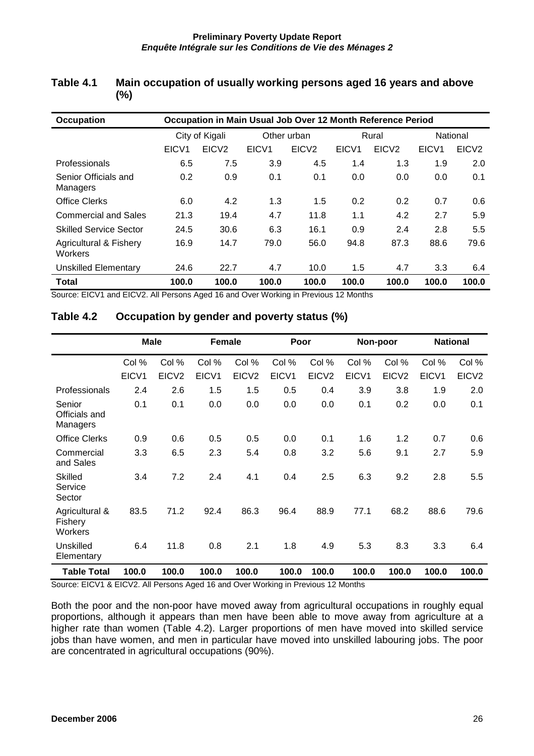## Table 4.1 Main occupation of usually working persons aged 16 years and above (%)

| Occupation | Occupation in Main Usual Job Over 12 Month Reference Period | | | | | | | |
|---|---|---|---|---|---|---|---|---|
| | City of Kigali | | Other urban | | Rural | | National | |
| | EICV1 | EICV2 | EICV1 | EICV2 | EICV1 | EICV2 | EICV1 | EICV2 |
| Professionals | 6.5 | 7.5 | 3.9 | 4.5 | 1.4 | 1.3 | 1.9 | 2.0 |
| Senior Officials and Managers | 0.2 | 0.9 | 0.1 | 0.1 | 0.0 | 0.0 | 0.0 | 0.1 |
| Office Clerks | 6.0 | 4.2 | 1.3 | 1.5 | 0.2 | 0.2 | 0.7 | 0.6 |
| Commercial and Sales | 21.3 | 19.4 | 4.7 | 11.8 | 1.1 | 4.2 | 2.7 | 5.9 |
| Skilled Service Sector | 24.5 | 30.6 | 6.3 | 16.1 | 0.9 | 2.4 | 2.8 | 5.5 |
| Agricultural & Fishery Workers | 16.9 | 14.7 | 79.0 | 56.0 | 94.8 | 87.3 | 88.6 | 79.6 |
| Unskilled Elementary | 24.6 | 22.7 | 4.7 | 10.0 | 1.5 | 4.7 | 3.3 | 6.4 |
| **Total** | **100.0** | **100.0** | **100.0** | **100.0** | **100.0** | **100.0** | **100.0** | **100.0** |

Source: EICV1 and EICV2. All Persons Aged 16 and Over Working in Previous 12 Months

## Table 4.2 Occupation by gender and poverty status (%)

| | Male | | Female | | Poor | | Non-poor | | National | |
|---|---|---|---|---|---|---|---|---|---|---|
| | Col % | Col % | Col % | Col % | Col % | Col % | Col % | Col % | Col % | Col % |
| | EICV1 | EICV2 | EICV1 | EICV2 | EICV1 | EICV2 | EICV1 | EICV2 | EICV1 | EICV2 |
| Professionals | 2.4 | 2.6 | 1.5 | 1.5 | 0.5 | 0.4 | 3.9 | 3.8 | 1.9 | 2.0 |
| Senior Officials and Managers | 0.1 | 0.1 | 0.0 | 0.0 | 0.0 | 0.0 | 0.1 | 0.2 | 0.0 | 0.1 |
| Office Clerks | 0.9 | 0.6 | 0.5 | 0.5 | 0.0 | 0.1 | 1.6 | 1.2 | 0.7 | 0.6 |
| Commercial and Sales | 3.3 | 6.5 | 2.3 | 5.4 | 0.8 | 3.2 | 5.6 | 9.1 | 2.7 | 5.9 |
| Skilled Service Sector | 3.4 | 7.2 | 2.4 | 4.1 | 0.4 | 2.5 | 6.3 | 9.2 | 2.8 | 5.5 |
| Agricultural & Fishery Workers | 83.5 | 71.2 | 92.4 | 86.3 | 96.4 | 88.9 | 77.1 | 68.2 | 88.6 | 79.6 |
| Unskilled Elementary | 6.4 | 11.8 | 0.8 | 2.1 | 1.8 | 4.9 | 5.3 | 8.3 | 3.3 | 6.4 |
| **Table Total** | **100.0** | **100.0** | **100.0** | **100.0** | **100.0** | **100.0** | **100.0** | **100.0** | **100.0** | **100.0** |

Source: EICV1 & EICV2. All Persons Aged 16 and Over Working in Previous 12 Months

Both the poor and the non-poor have moved away from agricultural occupations in roughly equal proportions, although it appears than men have been able to move away from agriculture at a higher rate than women (Table 4.2). Larger proportions of men have moved into skilled service jobs than have women, and men in particular have moved into unskilled labouring jobs. The poor are concentrated in agricultural occupations (90%).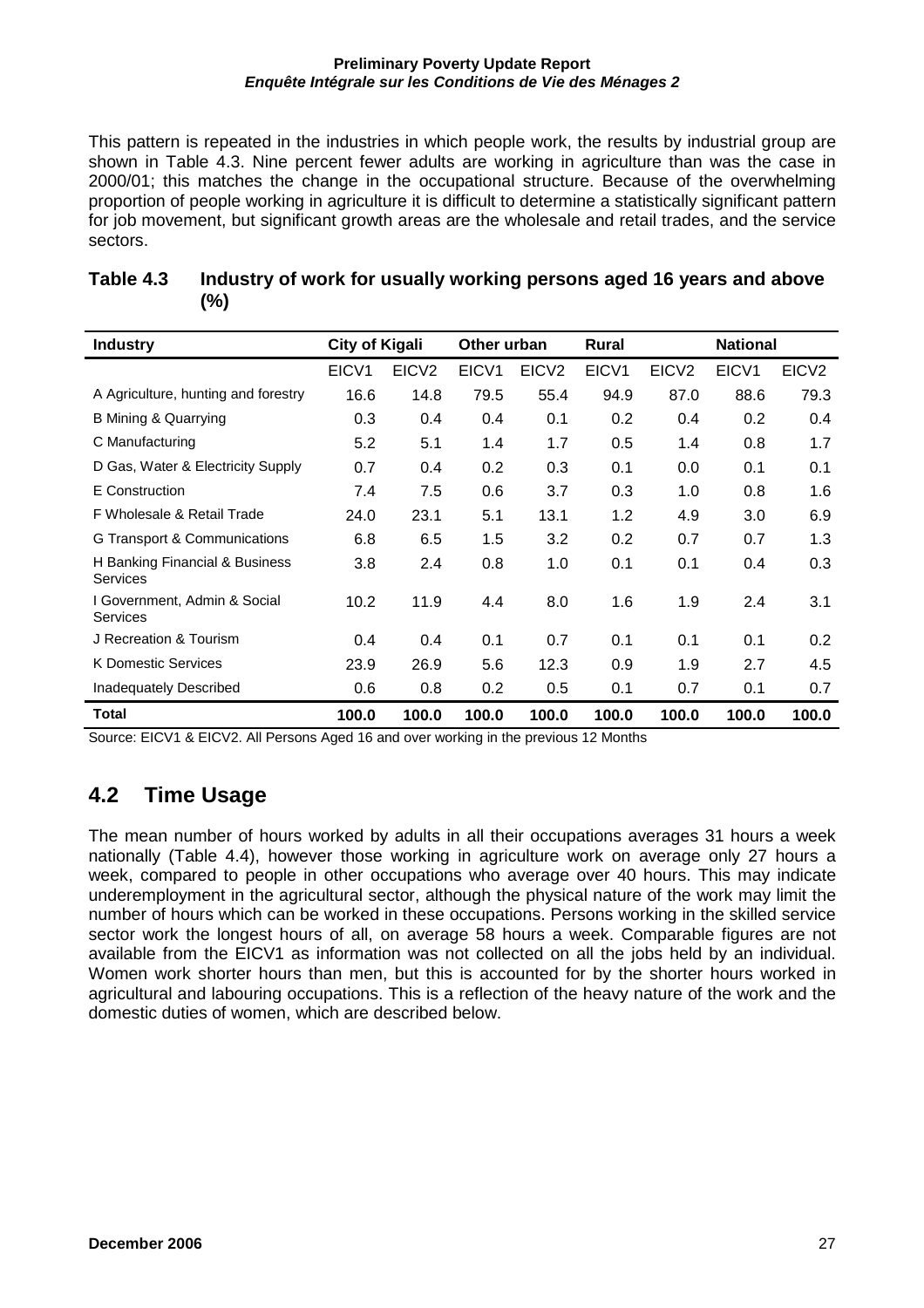This pattern is repeated in the industries in which people work, the results by industrial group are shown in Table 4.3. Nine percent fewer adults are working in agriculture than was the case in 2000/01; this matches the change in the occupational structure. Because of the overwhelming proportion of people working in agriculture it is difficult to determine a statistically significant pattern for job movement, but significant growth areas are the wholesale and retail trades, and the service sectors.

**Table 4.3 Industry of work for usually working persons aged 16 years and above (%)**

| Industry | City of Kigali | | Other urban | | Rural | | National | |
|---|---|---|---|---|---|---|---|---|
| | EICV1 | EICV2 | EICV1 | EICV2 | EICV1 | EICV2 | EICV1 | EICV2 |
| A Agriculture, hunting and forestry | 16.6 | 14.8 | 79.5 | 55.4 | 94.9 | 87.0 | 88.6 | 79.3 |
| B Mining & Quarrying | 0.3 | 0.4 | 0.4 | 0.1 | 0.2 | 0.4 | 0.2 | 0.4 |
| C Manufacturing | 5.2 | 5.1 | 1.4 | 1.7 | 0.5 | 1.4 | 0.8 | 1.7 |
| D Gas, Water & Electricity Supply | 0.7 | 0.4 | 0.2 | 0.3 | 0.1 | 0.0 | 0.1 | 0.1 |
| E Construction | 7.4 | 7.5 | 0.6 | 3.7 | 0.3 | 1.0 | 0.8 | 1.6 |
| F Wholesale & Retail Trade | 24.0 | 23.1 | 5.1 | 13.1 | 1.2 | 4.9 | 3.0 | 6.9 |
| G Transport & Communications | 6.8 | 6.5 | 1.5 | 3.2 | 0.2 | 0.7 | 0.7 | 1.3 |
| H Banking Financial & Business Services | 3.8 | 2.4 | 0.8 | 1.0 | 0.1 | 0.1 | 0.4 | 0.3 |
| I Government, Admin & Social Services | 10.2 | 11.9 | 4.4 | 8.0 | 1.6 | 1.9 | 2.4 | 3.1 |
| J Recreation & Tourism | 0.4 | 0.4 | 0.1 | 0.7 | 0.1 | 0.1 | 0.1 | 0.2 |
| K Domestic Services | 23.9 | 26.9 | 5.6 | 12.3 | 0.9 | 1.9 | 2.7 | 4.5 |
| Inadequately Described | 0.6 | 0.8 | 0.2 | 0.5 | 0.1 | 0.7 | 0.1 | 0.7 |
| **Total** | **100.0** | **100.0** | **100.0** | **100.0** | **100.0** | **100.0** | **100.0** | **100.0** |

Source: EICV1 & EICV2. All Persons Aged 16 and over working in the previous 12 Months

## 4.2 Time Usage

The mean number of hours worked by adults in all their occupations averages 31 hours a week nationally (Table 4.4), however those working in agriculture work on average only 27 hours a week, compared to people in other occupations who average over 40 hours. This may indicate underemployment in the agricultural sector, although the physical nature of the work may limit the number of hours which can be worked in these occupations. Persons working in the skilled service sector work the longest hours of all, on average 58 hours a week. Comparable figures are not available from the EICV1 as information was not collected on all the jobs held by an individual. Women work shorter hours than men, but this is accounted for by the shorter hours worked in agricultural and labouring occupations. This is a reflection of the heavy nature of the work and the domestic duties of women, which are described below.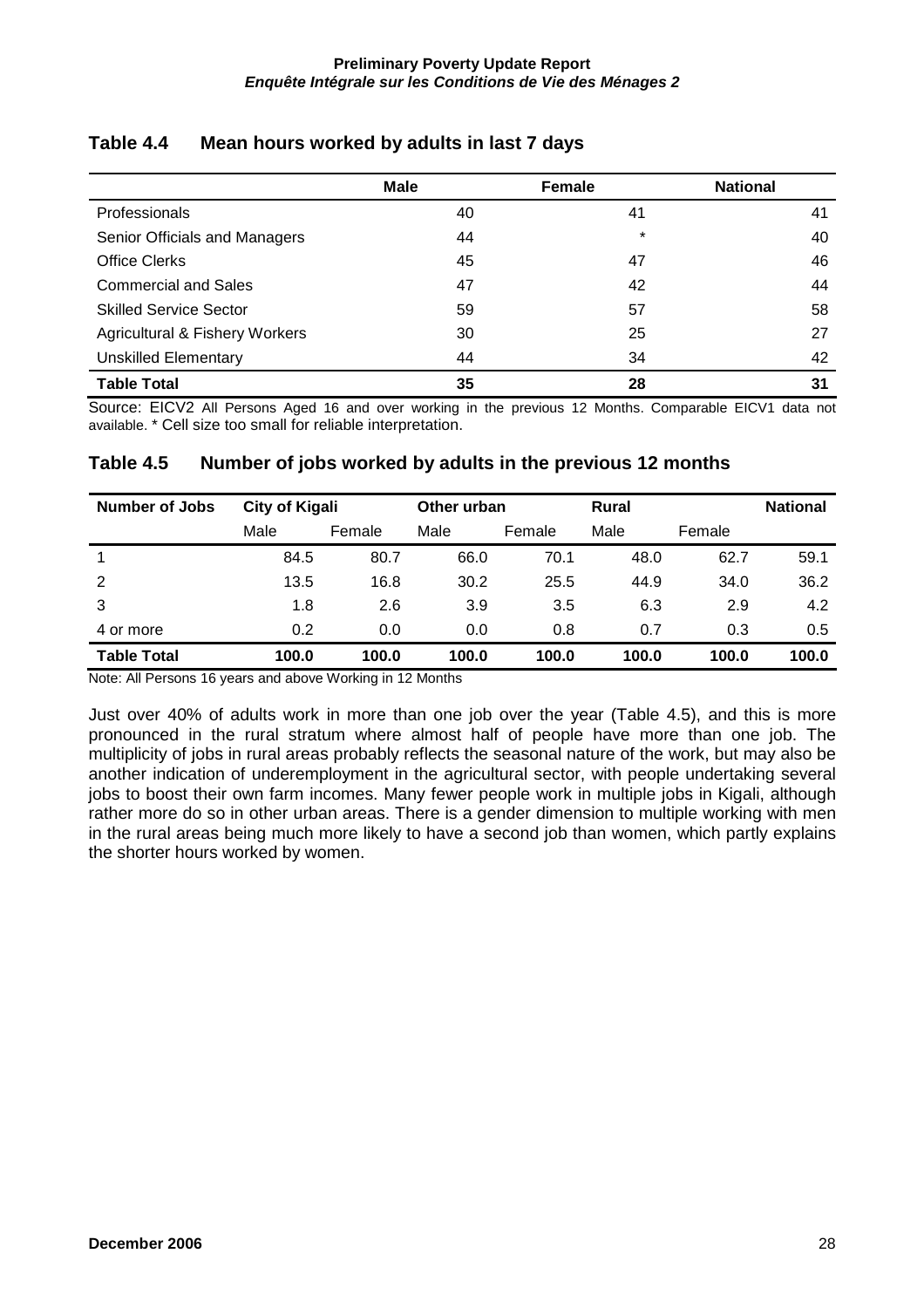## Table 4.4 Mean hours worked by adults in last 7 days

| | Male | Female | National |
|---|---|---|---|
| Professionals | 40 | 41 | 41 |
| Senior Officials and Managers | 44 | * | 40 |
| Office Clerks | 45 | 47 | 46 |
| Commercial and Sales | 47 | 42 | 44 |
| Skilled Service Sector | 59 | 57 | 58 |
| Agricultural & Fishery Workers | 30 | 25 | 27 |
| Unskilled Elementary | 44 | 34 | 42 |
| **Table Total** | **35** | **28** | **31** |

Source: EICV2 All Persons Aged 16 and over working in the previous 12 Months. Comparable EICV1 data not available. * Cell size too small for reliable interpretation.

## Table 4.5 Number of jobs worked by adults in the previous 12 months

| Number of Jobs | City of Kigali | | Other urban | | Rural | | National |
|---|---|---|---|---|---|---|---|
| | Male | Female | Male | Female | Male | Female | |
| 1 | 84.5 | 80.7 | 66.0 | 70.1 | 48.0 | 62.7 | 59.1 |
| 2 | 13.5 | 16.8 | 30.2 | 25.5 | 44.9 | 34.0 | 36.2 |
| 3 | 1.8 | 2.6 | 3.9 | 3.5 | 6.3 | 2.9 | 4.2 |
| 4 or more | 0.2 | 0.0 | 0.0 | 0.8 | 0.7 | 0.3 | 0.5 |
| **Table Total** | **100.0** | **100.0** | **100.0** | **100.0** | **100.0** | **100.0** | **100.0** |

Note: All Persons 16 years and above Working in 12 Months

Just over 40% of adults work in more than one job over the year (Table 4.5), and this is more pronounced in the rural stratum where almost half of people have more than one job. The multiplicity of jobs in rural areas probably reflects the seasonal nature of the work, but may also be another indication of underemployment in the agricultural sector, with people undertaking several jobs to boost their own farm incomes. Many fewer people work in multiple jobs in Kigali, although rather more do so in other urban areas. There is a gender dimension to multiple working with men in the rural areas being much more likely to have a second job than women, which partly explains the shorter hours worked by women.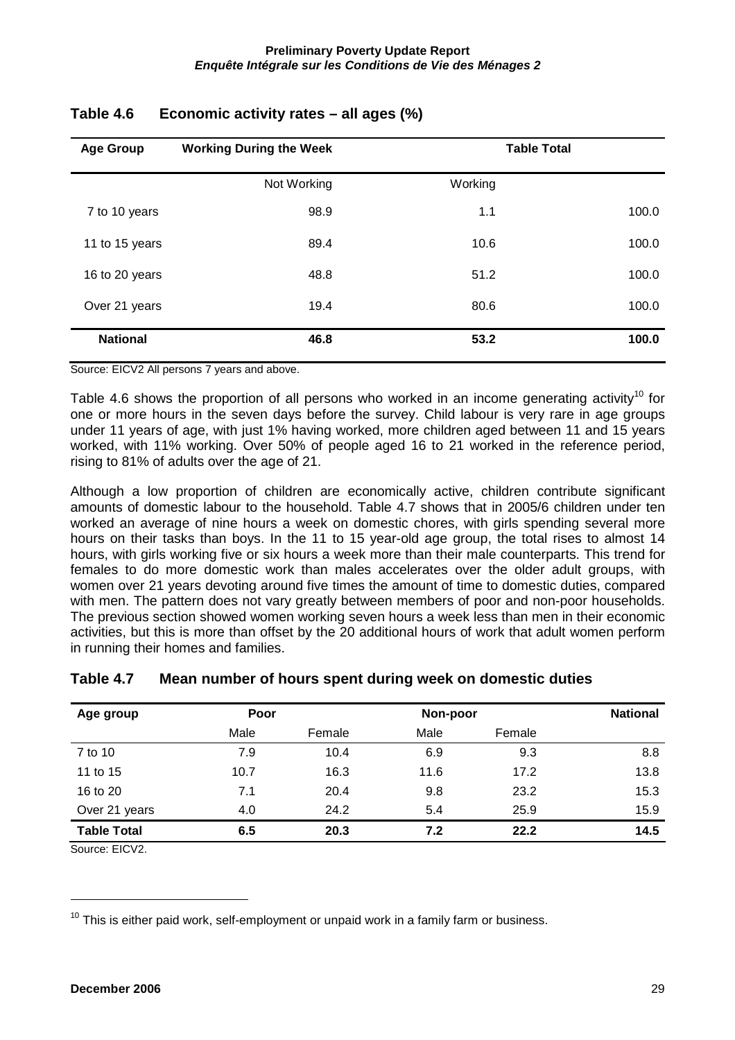## Table 4.6 Economic activity rates – all ages (%)

| Age Group | Working During the Week | | Table Total |
|---|---|---|---|
| | Not Working | Working | |
| 7 to 10 years | 98.9 | 1.1 | 100.0 |
| 11 to 15 years | 89.4 | 10.6 | 100.0 |
| 16 to 20 years | 48.8 | 51.2 | 100.0 |
| Over 21 years | 19.4 | 80.6 | 100.0 |
| **National** | **46.8** | **53.2** | **100.0** |

Source: EICV2 All persons 7 years and above.

Table 4.6 shows the proportion of all persons who worked in an income generating activity[10] for one or more hours in the seven days before the survey. Child labour is very rare in age groups under 11 years of age, with just 1% having worked, more children aged between 11 and 15 years worked, with 11% working. Over 50% of people aged 16 to 21 worked in the reference period, rising to 81% of adults over the age of 21.

Although a low proportion of children are economically active, children contribute significant amounts of domestic labour to the household. Table 4.7 shows that in 2005/6 children under ten worked an average of nine hours a week on domestic chores, with girls spending several more hours on their tasks than boys. In the 11 to 15 year-old age group, the total rises to almost 14 hours, with girls working five or six hours a week more than their male counterparts. This trend for females to do more domestic work than males accelerates over the older adult groups, with women over 21 years devoting around five times the amount of time to domestic duties, compared with men. The pattern does not vary greatly between members of poor and non-poor households. The previous section showed women working seven hours a week less than men in their economic activities, but this is more than offset by the 20 additional hours of work that adult women perform in running their homes and families.

## Table 4.7 Mean number of hours spent during week on domestic duties

| Age group | Poor | | Non-poor | | National |
|---|---|---|---|---|---|
| | Male | Female | Male | Female | |
| 7 to 10 | 7.9 | 10.4 | 6.9 | 9.3 | 8.8 |
| 11 to 15 | 10.7 | 16.3 | 11.6 | 17.2 | 13.8 |
| 16 to 20 | 7.1 | 20.4 | 9.8 | 23.2 | 15.3 |
| Over 21 years | 4.0 | 24.2 | 5.4 | 25.9 | 15.9 |
| **Table Total** | **6.5** | **20.3** | **7.2** | **22.2** | **14.5** |

Source: EICV2.

[10] This is either paid work, self-employment or unpaid work in a family farm or business.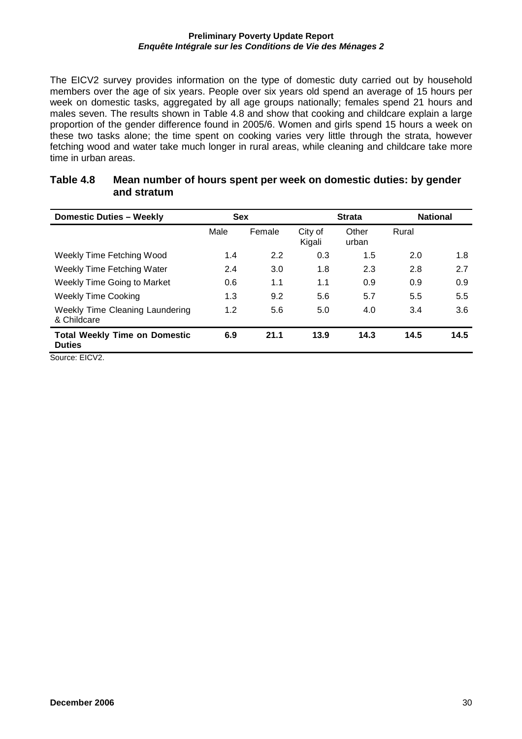The EICV2 survey provides information on the type of domestic duty carried out by household members over the age of six years. People over six years old spend an average of 15 hours per week on domestic tasks, aggregated by all age groups nationally; females spend 21 hours and males seven. The results shown in Table 4.8 and show that cooking and childcare explain a large proportion of the gender difference found in 2005/6. Women and girls spend 15 hours a week on these two tasks alone; the time spent on cooking varies very little through the strata, however fetching wood and water take much longer in rural areas, while cleaning and childcare take more time in urban areas.

## Table 4.8 Mean number of hours spent per week on domestic duties: by gender and stratum

| Domestic Duties – Weekly | Sex | | Strata | | | National |
|---|---|---|---|---|---|---|
| | Male | Female | City of Kigali | Other urban | Rural | |
| Weekly Time Fetching Wood | 1.4 | 2.2 | 0.3 | 1.5 | 2.0 | 1.8 |
| Weekly Time Fetching Water | 2.4 | 3.0 | 1.8 | 2.3 | 2.8 | 2.7 |
| Weekly Time Going to Market | 0.6 | 1.1 | 1.1 | 0.9 | 0.9 | 0.9 |
| Weekly Time Cooking | 1.3 | 9.2 | 5.6 | 5.7 | 5.5 | 5.5 |
| Weekly Time Cleaning Laundering & Childcare | 1.2 | 5.6 | 5.0 | 4.0 | 3.4 | 3.6 |
| **Total Weekly Time on Domestic Duties** | **6.9** | **21.1** | **13.9** | **14.3** | **14.5** | **14.5** |

Source: EICV2.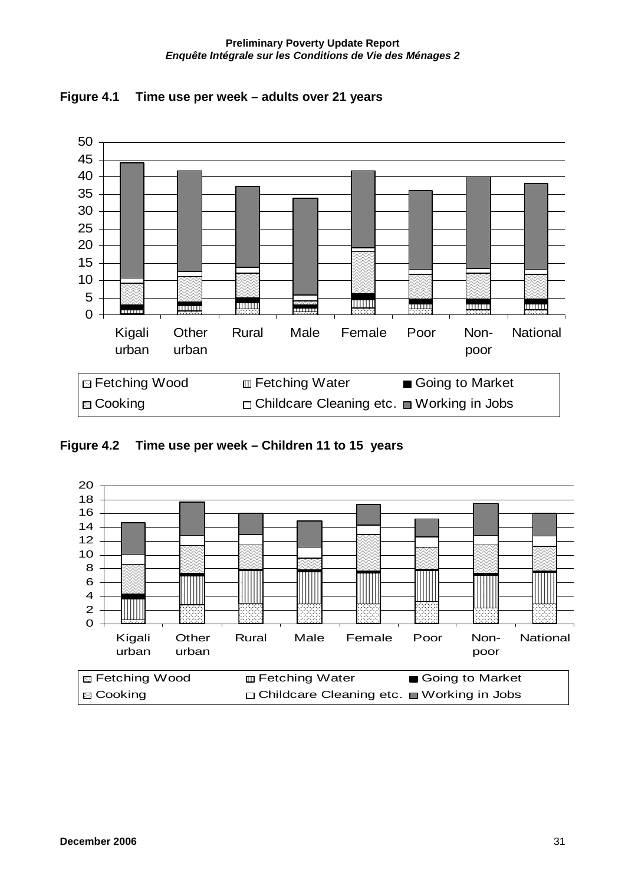**Figure 4.1 Time use per week – adults over 21 years**

**Figure 4.2 Time use per week – Children 11 to 15 years**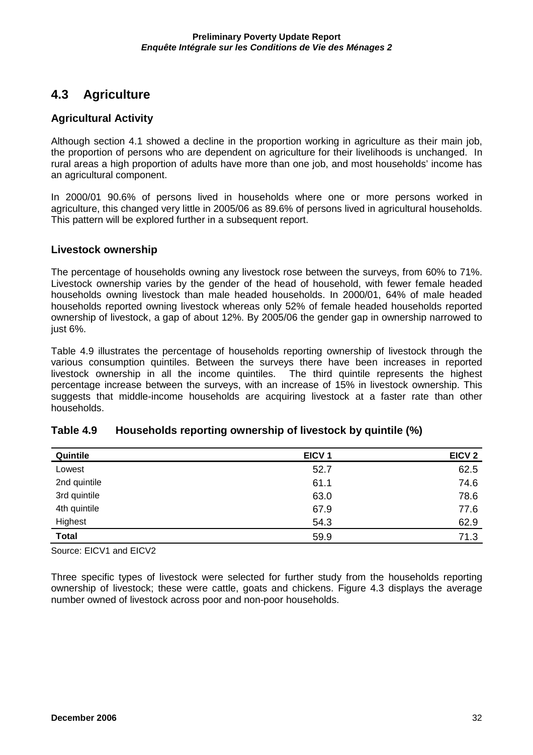## 4.3 Agriculture

### Agricultural Activity

Although section 4.1 showed a decline in the proportion working in agriculture as their main job, the proportion of persons who are dependent on agriculture for their livelihoods is unchanged. In rural areas a high proportion of adults have more than one job, and most households' income has an agricultural component.

In 2000/01 90.6% of persons lived in households where one or more persons worked in agriculture, this changed very little in 2005/06 as 89.6% of persons lived in agricultural households. This pattern will be explored further in a subsequent report.

### Livestock ownership

The percentage of households owning any livestock rose between the surveys, from 60% to 71%. Livestock ownership varies by the gender of the head of household, with fewer female headed households owning livestock than male headed households. In 2000/01, 64% of male headed households reported owning livestock whereas only 52% of female headed households reported ownership of livestock, a gap of about 12%. By 2005/06 the gender gap in ownership narrowed to just 6%.

Table 4.9 illustrates the percentage of households reporting ownership of livestock through the various consumption quintiles. Between the surveys there have been increases in reported livestock ownership in all the income quintiles. The third quintile represents the highest percentage increase between the surveys, with an increase of 15% in livestock ownership. This suggests that middle-income households are acquiring livestock at a faster rate than other households.

**Table 4.9 Households reporting ownership of livestock by quintile (%)**

| Quintile | EICV 1 | EICV 2 |
|---|---|---|
| Lowest | 52.7 | 62.5 |
| 2nd quintile | 61.1 | 74.6 |
| 3rd quintile | 63.0 | 78.6 |
| 4th quintile | 67.9 | 77.6 |
| Highest | 54.3 | 62.9 |
| **Total** | 59.9 | 71.3 |

Source: EICV1 and EICV2

Three specific types of livestock were selected for further study from the households reporting ownership of livestock; these were cattle, goats and chickens. Figure 4.3 displays the average number owned of livestock across poor and non-poor households.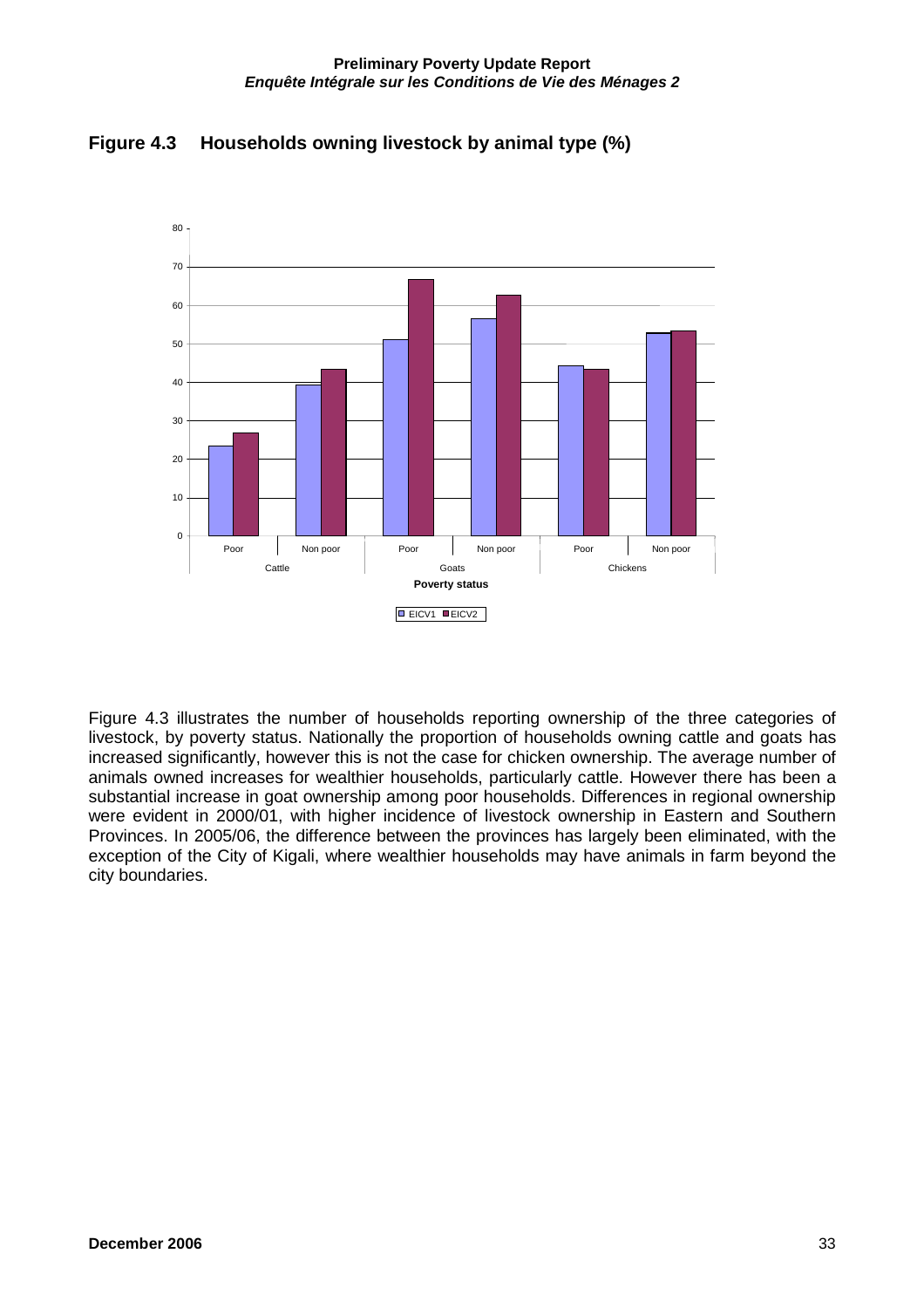## Figure 4.3 Households owning livestock by animal type (%)

Figure 4.3 illustrates the number of households reporting ownership of the three categories of livestock, by poverty status. Nationally the proportion of households owning cattle and goats has increased significantly, however this is not the case for chicken ownership. The average number of animals owned increases for wealthier households, particularly cattle. However there has been a substantial increase in goat ownership among poor households. Differences in regional ownership were evident in 2000/01, with higher incidence of livestock ownership in Eastern and Southern Provinces. In 2005/06, the difference between the provinces has largely been eliminated, with the exception of the City of Kigali, where wealthier households may have animals in farm beyond the city boundaries.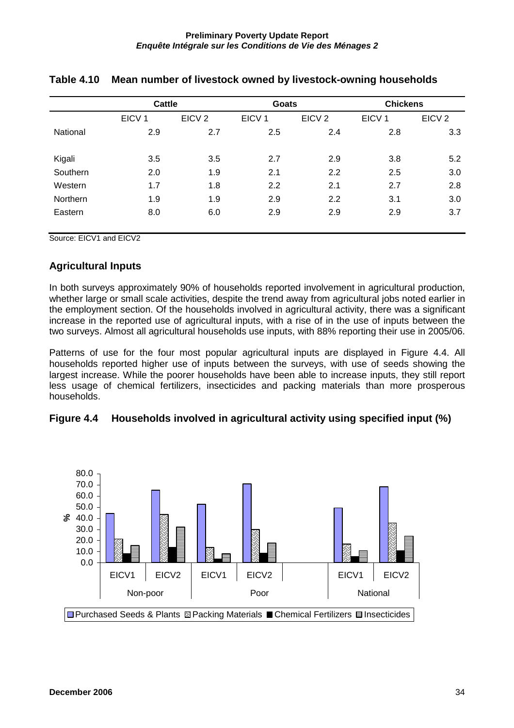## Table 4.10 Mean number of livestock owned by livestock-owning households

| | Cattle | | Goats | | Chickens | |
|---|---|---|---|---|---|---|
| | EICV 1 | EICV 2 | EICV 1 | EICV 2 | EICV 1 | EICV 2 |
| National | 2.9 | 2.7 | 2.5 | 2.4 | 2.8 | 3.3 |
| Kigali | 3.5 | 3.5 | 2.7 | 2.9 | 3.8 | 5.2 |
| Southern | 2.0 | 1.9 | 2.1 | 2.2 | 2.5 | 3.0 |
| Western | 1.7 | 1.8 | 2.2 | 2.1 | 2.7 | 2.8 |
| Northern | 1.9 | 1.9 | 2.9 | 2.2 | 3.1 | 3.0 |
| Eastern | 8.0 | 6.0 | 2.9 | 2.9 | 2.9 | 3.7 |

Source: EICV1 and EICV2

### Agricultural Inputs

In both surveys approximately 90% of households reported involvement in agricultural production, whether large or small scale activities, despite the trend away from agricultural jobs noted earlier in the employment section. Of the households involved in agricultural activity, there was a significant increase in the reported use of agricultural inputs, with a rise of in the use of inputs between the two surveys. Almost all agricultural households use inputs, with 88% reporting their use in 2005/06.

Patterns of use for the four most popular agricultural inputs are displayed in Figure 4.4. All households reported higher use of inputs between the surveys, with use of seeds showing the largest increase. While the poorer households have been able to increase inputs, they still report less usage of chemical fertilizers, insecticides and packing materials than more prosperous households.

## Figure 4.4 Households involved in agricultural activity using specified input (%)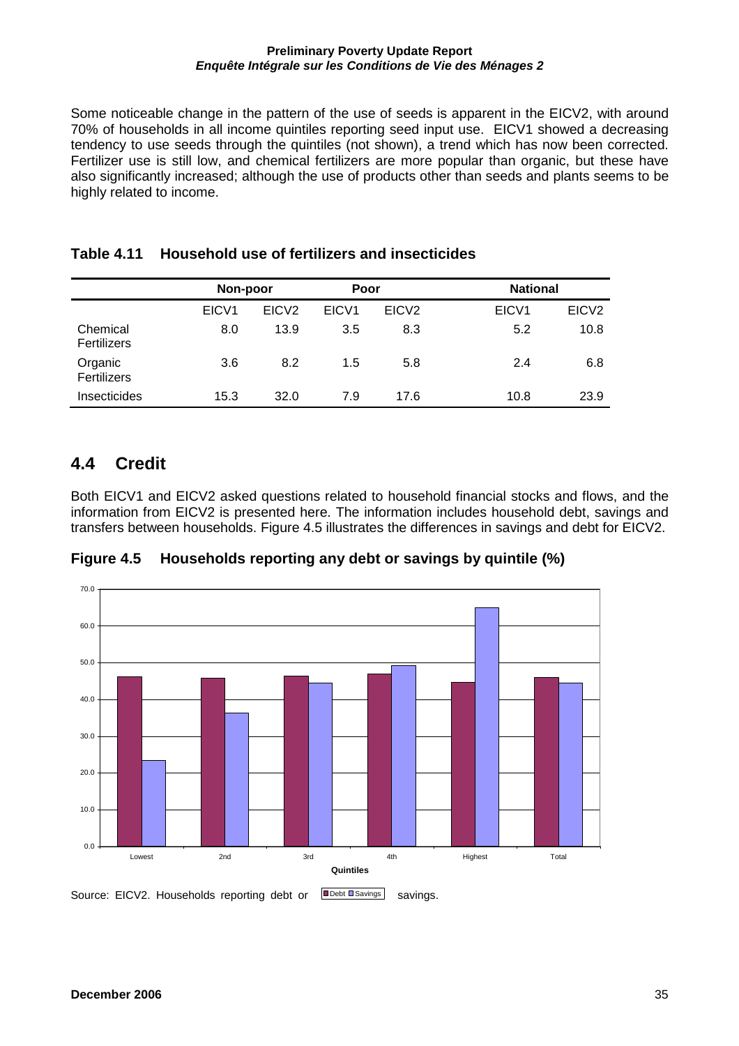Some noticeable change in the pattern of the use of seeds is apparent in the EICV2, with around 70% of households in all income quintiles reporting seed input use. EICV1 showed a decreasing tendency to use seeds through the quintiles (not shown), a trend which has now been corrected. Fertilizer use is still low, and chemical fertilizers are more popular than organic, but these have also significantly increased; although the use of products other than seeds and plants seems to be highly related to income.

### Table 4.11 Household use of fertilizers and insecticides

| | Non-poor | | Poor | | National | |
|---|---|---|---|---|---|---|
| | EICV1 | EICV2 | EICV1 | EICV2 | EICV1 | EICV2 |
| Chemical Fertilizers | 8.0 | 13.9 | 3.5 | 8.3 | 5.2 | 10.8 |
| Organic Fertilizers | 3.6 | 8.2 | 1.5 | 5.8 | 2.4 | 6.8 |
| Insecticides | 15.3 | 32.0 | 7.9 | 17.6 | 10.8 | 23.9 |

## 4.4 Credit

Both EICV1 and EICV2 asked questions related to household financial stocks and flows, and the information from EICV2 is presented here. The information includes household debt, savings and transfers between households. Figure 4.5 illustrates the differences in savings and debt for EICV2.

### Figure 4.5 Households reporting any debt or savings by quintile (%)

Source: EICV2. Households reporting debt or savings.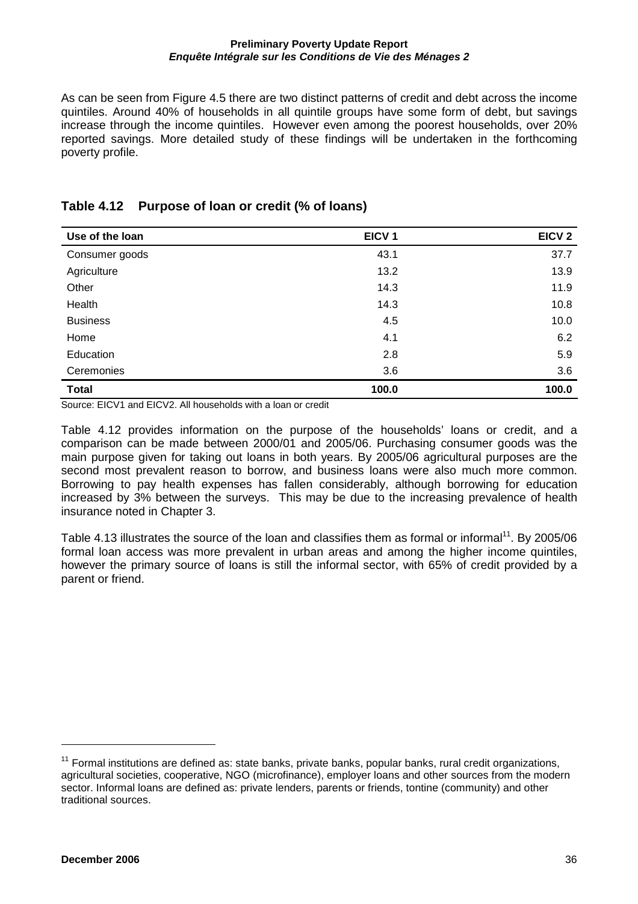As can be seen from Figure 4.5 there are two distinct patterns of credit and debt across the income quintiles. Around 40% of households in all quintile groups have some form of debt, but savings increase through the income quintiles. However even among the poorest households, over 20% reported savings. More detailed study of these findings will be undertaken in the forthcoming poverty profile.

## Table 4.12 Purpose of loan or credit (% of loans)

| Use of the loan | EICV 1 | EICV 2 |
|---|---|---|
| Consumer goods | 43.1 | 37.7 |
| Agriculture | 13.2 | 13.9 |
| Other | 14.3 | 11.9 |
| Health | 14.3 | 10.8 |
| Business | 4.5 | 10.0 |
| Home | 4.1 | 6.2 |
| Education | 2.8 | 5.9 |
| Ceremonies | 3.6 | 3.6 |
| **Total** | **100.0** | **100.0** |

Source: EICV1 and EICV2. All households with a loan or credit

Table 4.12 provides information on the purpose of the households' loans or credit, and a comparison can be made between 2000/01 and 2005/06. Purchasing consumer goods was the main purpose given for taking out loans in both years. By 2005/06 agricultural purposes are the second most prevalent reason to borrow, and business loans were also much more common. Borrowing to pay health expenses has fallen considerably, although borrowing for education increased by 3% between the surveys. This may be due to the increasing prevalence of health insurance noted in Chapter 3.

Table 4.13 illustrates the source of the loan and classifies them as formal or informal[11]. By 2005/06 formal loan access was more prevalent in urban areas and among the higher income quintiles, however the primary source of loans is still the informal sector, with 65% of credit provided by a parent or friend.

[11] Formal institutions are defined as: state banks, private banks, popular banks, rural credit organizations, agricultural societies, cooperative, NGO (microfinance), employer loans and other sources from the modern sector. Informal loans are defined as: private lenders, parents or friends, tontine (community) and other traditional sources.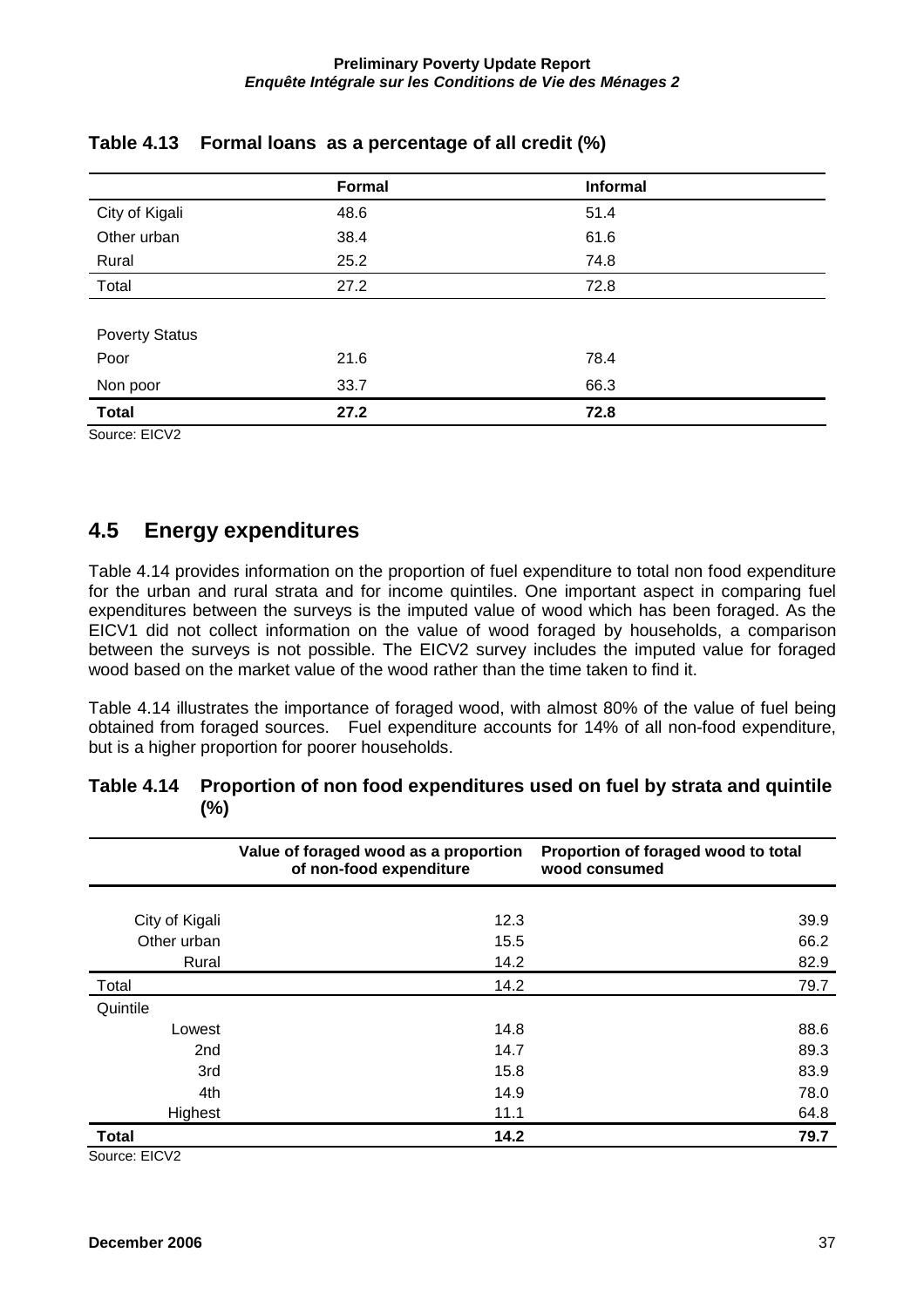**Table 4.13 Formal loans as a percentage of all credit (%)**

| | Formal | Informal |
|---|---|---|
| City of Kigali | 48.6 | 51.4 |
| Other urban | 38.4 | 61.6 |
| Rural | 25.2 | 74.8 |
| Total | 27.2 | 72.8 |
| | | |
| Poverty Status | | |
| Poor | 21.6 | 78.4 |
| Non poor | 33.7 | 66.3 |
| **Total** | **27.2** | **72.8** |

Source: EICV2

## 4.5 Energy expenditures

Table 4.14 provides information on the proportion of fuel expenditure to total non food expenditure for the urban and rural strata and for income quintiles. One important aspect in comparing fuel expenditures between the surveys is the imputed value of wood which has been foraged. As the EICV1 did not collect information on the value of wood foraged by households, a comparison between the surveys is not possible. The EICV2 survey includes the imputed value for foraged wood based on the market value of the wood rather than the time taken to find it.

Table 4.14 illustrates the importance of foraged wood, with almost 80% of the value of fuel being obtained from foraged sources. Fuel expenditure accounts for 14% of all non-food expenditure, but is a higher proportion for poorer households.

**Table 4.14 Proportion of non food expenditures used on fuel by strata and quintile (%)**

| | Value of foraged wood as a proportion of non-food expenditure | Proportion of foraged wood to total wood consumed |
|---|---|---|
| City of Kigali | 12.3 | 39.9 |
| Other urban | 15.5 | 66.2 |
| Rural | 14.2 | 82.9 |
| Total | 14.2 | 79.7 |
| Quintile | | |
| Lowest | 14.8 | 88.6 |
| 2nd | 14.7 | 89.3 |
| 3rd | 15.8 | 83.9 |
| 4th | 14.9 | 78.0 |
| Highest | 11.1 | 64.8 |
| **Total** | **14.2** | **79.7** |

Source: EICV2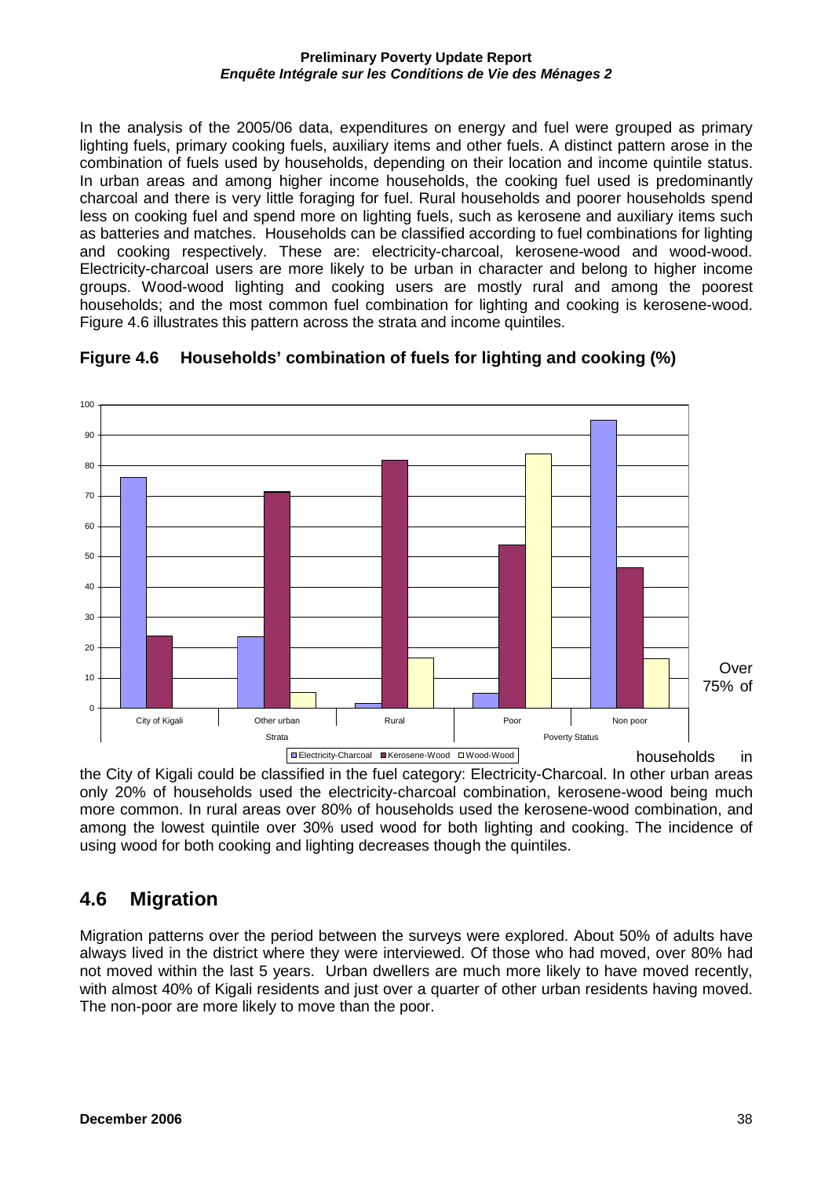In the analysis of the 2005/06 data, expenditures on energy and fuel were grouped as primary lighting fuels, primary cooking fuels, auxiliary items and other fuels. A distinct pattern arose in the combination of fuels used by households, depending on their location and income quintile status. In urban areas and among higher income households, the cooking fuel used is predominantly charcoal and there is very little foraging for fuel. Rural households and poorer households spend less on cooking fuel and spend more on lighting fuels, such as kerosene and auxiliary items such as batteries and matches. Households can be classified according to fuel combinations for lighting and cooking respectively. These are: electricity-charcoal, kerosene-wood and wood-wood. Electricity-charcoal users are more likely to be urban in character and belong to higher income groups. Wood-wood lighting and cooking users are mostly rural and among the poorest households; and the most common fuel combination for lighting and cooking is kerosene-wood. Figure 4.6 illustrates this pattern across the strata and income quintiles.

**Figure 4.6 Households' combination of fuels for lighting and cooking (%)**

| | Electricity-Charcoal | Kerosene-Wood | Wood-Wood |
|---|---|---|---|
| **Strata** | | | |
| City of Kigali | 76 | 24 | |
| Other urban | 23.5 | 71.5 | 5 |
| Rural | 1.5 | 82 | 16.5 |
| **Poverty Status** | | | |
| Poor | 5 | 54 | 84 |
| Non poor | 95 | 46.5 | 16.5 |

Over 75% of households in the City of Kigali could be classified in the fuel category: Electricity-Charcoal. In other urban areas only 20% of households used the electricity-charcoal combination, kerosene-wood being much more common. In rural areas over 80% of households used the kerosene-wood combination, and among the lowest quintile over 30% used wood for both lighting and cooking. The incidence of using wood for both cooking and lighting decreases though the quintiles.

## 4.6 Migration

Migration patterns over the period between the surveys were explored. About 50% of adults have always lived in the district where they were interviewed. Of those who had moved, over 80% had not moved within the last 5 years. Urban dwellers are much more likely to have moved recently, with almost 40% of Kigali residents and just over a quarter of other urban residents having moved. The non-poor are more likely to move than the poor.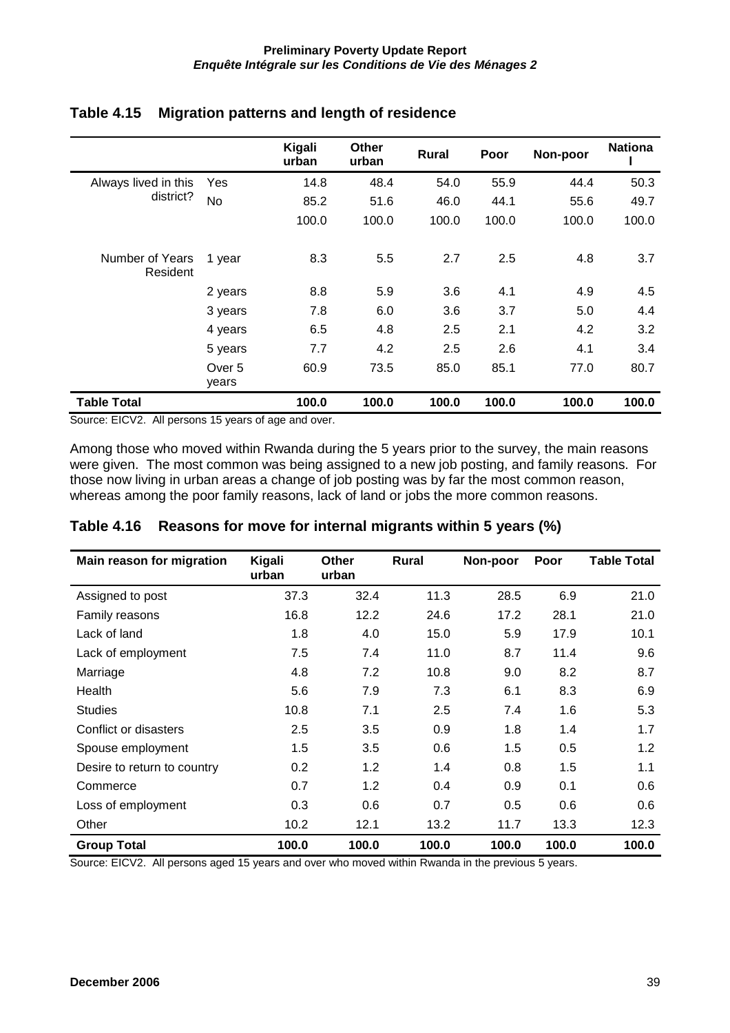## Table 4.15 Migration patterns and length of residence

| | | Kigali urban | Other urban | Rural | Poor | Non-poor | National |
|---|---|---|---|---|---|---|---|
| Always lived in this district? | Yes | 14.8 | 48.4 | 54.0 | 55.9 | 44.4 | 50.3 |
| | No | 85.2 | 51.6 | 46.0 | 44.1 | 55.6 | 49.7 |
| | | 100.0 | 100.0 | 100.0 | 100.0 | 100.0 | 100.0 |
| Number of Years Resident | 1 year | 8.3 | 5.5 | 2.7 | 2.5 | 4.8 | 3.7 |
| | 2 years | 8.8 | 5.9 | 3.6 | 4.1 | 4.9 | 4.5 |
| | 3 years | 7.8 | 6.0 | 3.6 | 3.7 | 5.0 | 4.4 |
| | 4 years | 6.5 | 4.8 | 2.5 | 2.1 | 4.2 | 3.2 |
| | 5 years | 7.7 | 4.2 | 2.5 | 2.6 | 4.1 | 3.4 |
| | Over 5 years | 60.9 | 73.5 | 85.0 | 85.1 | 77.0 | 80.7 |
| **Table Total** | | **100.0** | **100.0** | **100.0** | **100.0** | **100.0** | **100.0** |

Source: EICV2. All persons 15 years of age and over.

Among those who moved within Rwanda during the 5 years prior to the survey, the main reasons were given. The most common was being assigned to a new job posting, and family reasons. For those now living in urban areas a change of job posting was by far the most common reason, whereas among the poor family reasons, lack of land or jobs the more common reasons.

## Table 4.16 Reasons for move for internal migrants within 5 years (%)

| Main reason for migration | Kigali urban | Other urban | Rural | Non-poor | Poor | Table Total |
|---|---|---|---|---|---|---|
| Assigned to post | 37.3 | 32.4 | 11.3 | 28.5 | 6.9 | 21.0 |
| Family reasons | 16.8 | 12.2 | 24.6 | 17.2 | 28.1 | 21.0 |
| Lack of land | 1.8 | 4.0 | 15.0 | 5.9 | 17.9 | 10.1 |
| Lack of employment | 7.5 | 7.4 | 11.0 | 8.7 | 11.4 | 9.6 |
| Marriage | 4.8 | 7.2 | 10.8 | 9.0 | 8.2 | 8.7 |
| Health | 5.6 | 7.9 | 7.3 | 6.1 | 8.3 | 6.9 |
| Studies | 10.8 | 7.1 | 2.5 | 7.4 | 1.6 | 5.3 |
| Conflict or disasters | 2.5 | 3.5 | 0.9 | 1.8 | 1.4 | 1.7 |
| Spouse employment | 1.5 | 3.5 | 0.6 | 1.5 | 0.5 | 1.2 |
| Desire to return to country | 0.2 | 1.2 | 1.4 | 0.8 | 1.5 | 1.1 |
| Commerce | 0.7 | 1.2 | 0.4 | 0.9 | 0.1 | 0.6 |
| Loss of employment | 0.3 | 0.6 | 0.7 | 0.5 | 0.6 | 0.6 |
| Other | 10.2 | 12.1 | 13.2 | 11.7 | 13.3 | 12.3 |
| **Group Total** | **100.0** | **100.0** | **100.0** | **100.0** | **100.0** | **100.0** |

Source: EICV2. All persons aged 15 years and over who moved within Rwanda in the previous 5 years.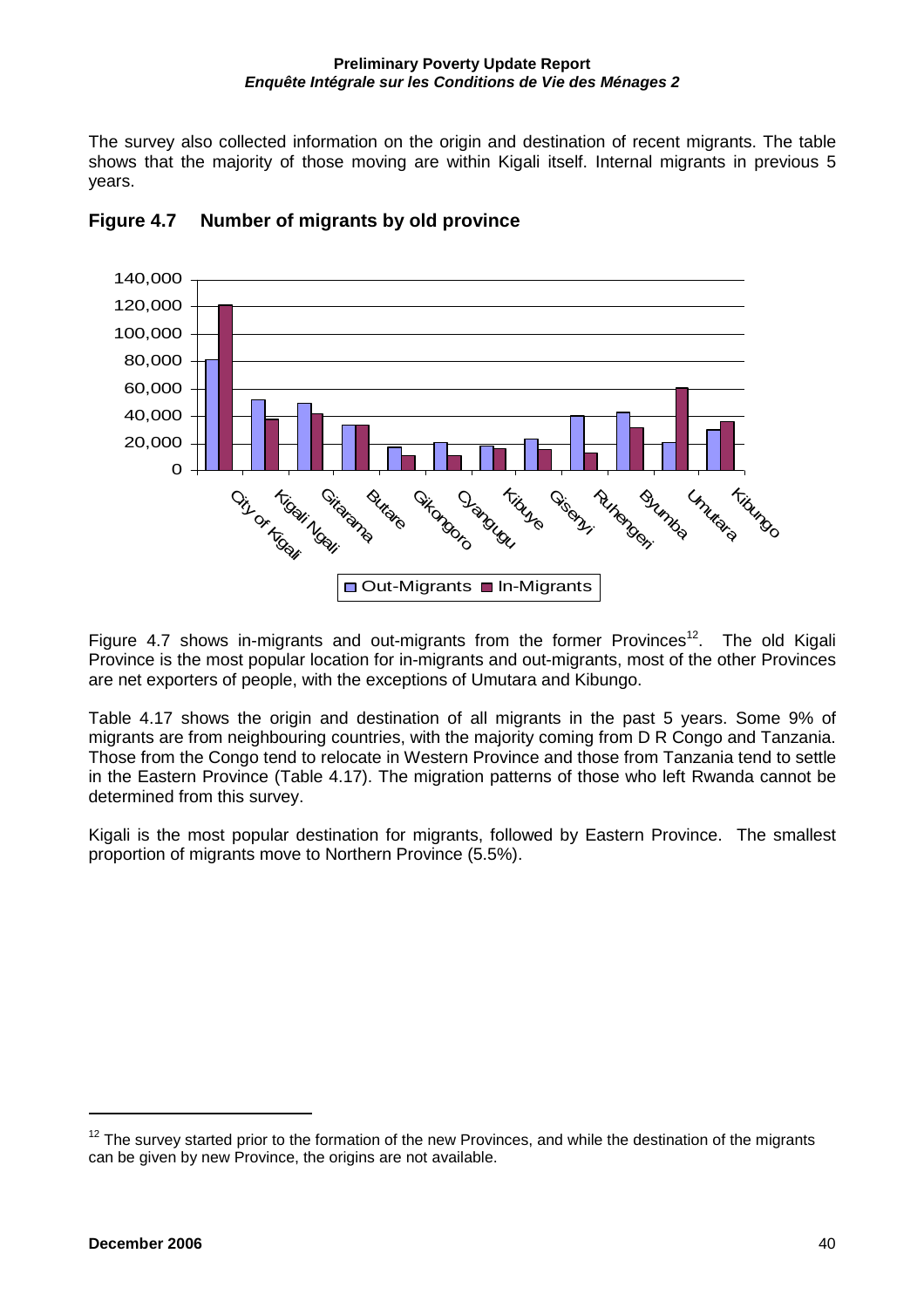The survey also collected information on the origin and destination of recent migrants. The table shows that the majority of those moving are within Kigali itself. Internal migrants in previous 5 years.

## Figure 4.7 Number of migrants by old province

Figure 4.7 shows in-migrants and out-migrants from the former Provinces[12]. The old Kigali Province is the most popular location for in-migrants and out-migrants, most of the other Provinces are net exporters of people, with the exceptions of Umutara and Kibungo.

Table 4.17 shows the origin and destination of all migrants in the past 5 years. Some 9% of migrants are from neighbouring countries, with the majority coming from D R Congo and Tanzania. Those from the Congo tend to relocate in Western Province and those from Tanzania tend to settle in the Eastern Province (Table 4.17). The migration patterns of those who left Rwanda cannot be determined from this survey.

Kigali is the most popular destination for migrants, followed by Eastern Province. The smallest proportion of migrants move to Northern Province (5.5%).

---

[12] The survey started prior to the formation of the new Provinces, and while the destination of the migrants can be given by new Province, the origins are not available.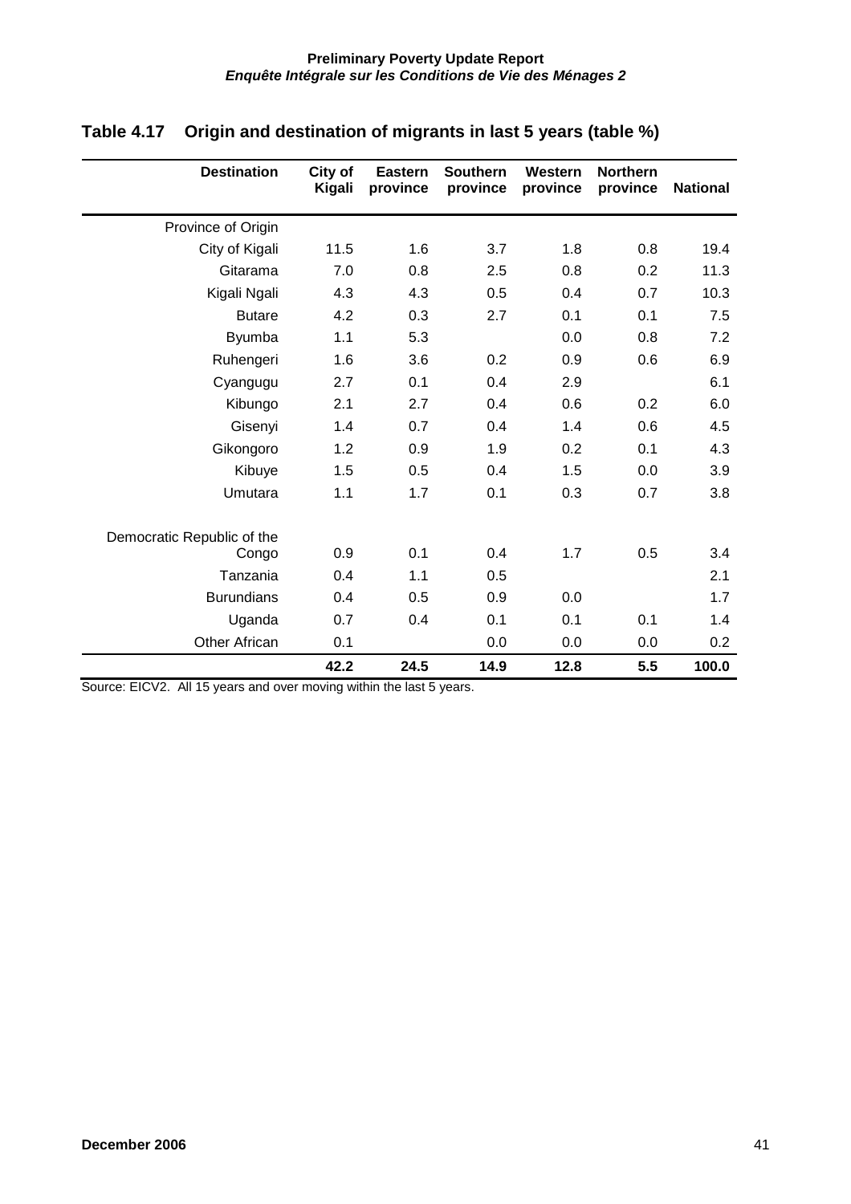## Table 4.17 Origin and destination of migrants in last 5 years (table %)

| Destination | City of Kigali | Eastern province | Southern province | Western province | Northern province | National |
|---|---|---|---|---|---|---|
| Province of Origin | | | | | | |
| City of Kigali | 11.5 | 1.6 | 3.7 | 1.8 | 0.8 | 19.4 |
| Gitarama | 7.0 | 0.8 | 2.5 | 0.8 | 0.2 | 11.3 |
| Kigali Ngali | 4.3 | 4.3 | 0.5 | 0.4 | 0.7 | 10.3 |
| Butare | 4.2 | 0.3 | 2.7 | 0.1 | 0.1 | 7.5 |
| Byumba | 1.1 | 5.3 | | 0.0 | 0.8 | 7.2 |
| Ruhengeri | 1.6 | 3.6 | 0.2 | 0.9 | 0.6 | 6.9 |
| Cyangugu | 2.7 | 0.1 | 0.4 | 2.9 | | 6.1 |
| Kibungo | 2.1 | 2.7 | 0.4 | 0.6 | 0.2 | 6.0 |
| Gisenyi | 1.4 | 0.7 | 0.4 | 1.4 | 0.6 | 4.5 |
| Gikongoro | 1.2 | 0.9 | 1.9 | 0.2 | 0.1 | 4.3 |
| Kibuye | 1.5 | 0.5 | 0.4 | 1.5 | 0.0 | 3.9 |
| Umutara | 1.1 | 1.7 | 0.1 | 0.3 | 0.7 | 3.8 |
| Democratic Republic of the Congo | 0.9 | 0.1 | 0.4 | 1.7 | 0.5 | 3.4 |
| Tanzania | 0.4 | 1.1 | 0.5 | | | 2.1 |
| Burundians | 0.4 | 0.5 | 0.9 | 0.0 | | 1.7 |
| Uganda | 0.7 | 0.4 | 0.1 | 0.1 | 0.1 | 1.4 |
| Other African | 0.1 | | 0.0 | 0.0 | 0.0 | 0.2 |
| | **42.2** | **24.5** | **14.9** | **12.8** | **5.5** | **100.0** |

Source: EICV2. All 15 years and over moving within the last 5 years.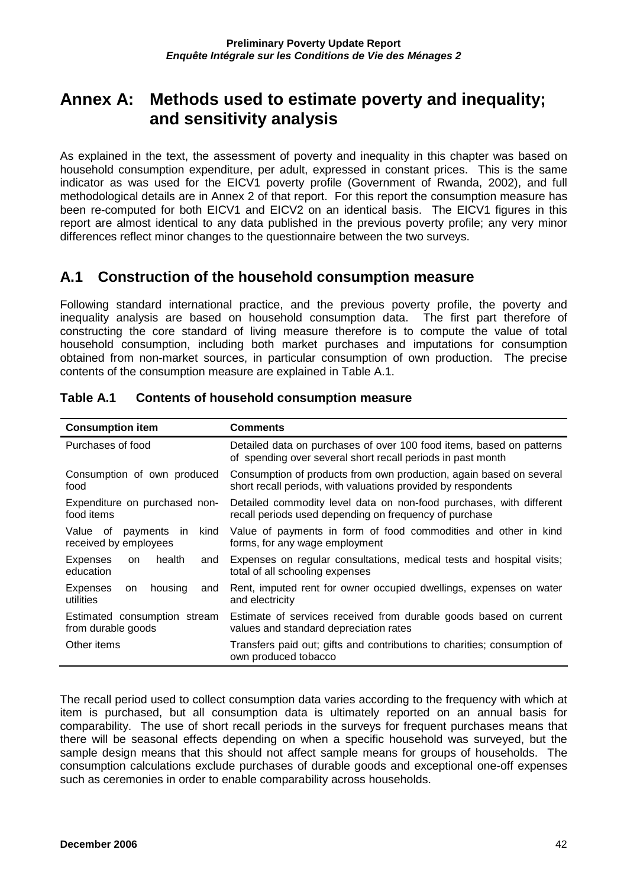# Annex A: Methods used to estimate poverty and inequality; and sensitivity analysis

As explained in the text, the assessment of poverty and inequality in this chapter was based on household consumption expenditure, per adult, expressed in constant prices. This is the same indicator as was used for the EICV1 poverty profile (Government of Rwanda, 2002), and full methodological details are in Annex 2 of that report. For this report the consumption measure has been re-computed for both EICV1 and EICV2 on an identical basis. The EICV1 figures in this report are almost identical to any data published in the previous poverty profile; any very minor differences reflect minor changes to the questionnaire between the two surveys.

## A.1 Construction of the household consumption measure

Following standard international practice, and the previous poverty profile, the poverty and inequality analysis are based on household consumption data. The first part therefore of constructing the core standard of living measure therefore is to compute the value of total household consumption, including both market purchases and imputations for consumption obtained from non-market sources, in particular consumption of own production. The precise contents of the consumption measure are explained in Table A.1.

### Table A.1 Contents of household consumption measure

| Consumption item | Comments |
|---|---|
| Purchases of food | Detailed data on purchases of over 100 food items, based on patterns of spending over several short recall periods in past month |
| Consumption of own produced food | Consumption of products from own production, again based on several short recall periods, with valuations provided by respondents |
| Expenditure on purchased non-food items | Detailed commodity level data on non-food purchases, with different recall periods used depending on frequency of purchase |
| Value of payments in kind received by employees | Value of payments in form of food commodities and other in kind forms, for any wage employment |
| Expenses on health and education | Expenses on regular consultations, medical tests and hospital visits; total of all schooling expenses |
| Expenses on housing and utilities | Rent, imputed rent for owner occupied dwellings, expenses on water and electricity |
| Estimated consumption stream from durable goods | Estimate of services received from durable goods based on current values and standard depreciation rates |
| Other items | Transfers paid out; gifts and contributions to charities; consumption of own produced tobacco |

The recall period used to collect consumption data varies according to the frequency with which at item is purchased, but all consumption data is ultimately reported on an annual basis for comparability. The use of short recall periods in the surveys for frequent purchases means that there will be seasonal effects depending on when a specific household was surveyed, but the sample design means that this should not affect sample means for groups of households. The consumption calculations exclude purchases of durable goods and exceptional one-off expenses such as ceremonies in order to enable comparability across households.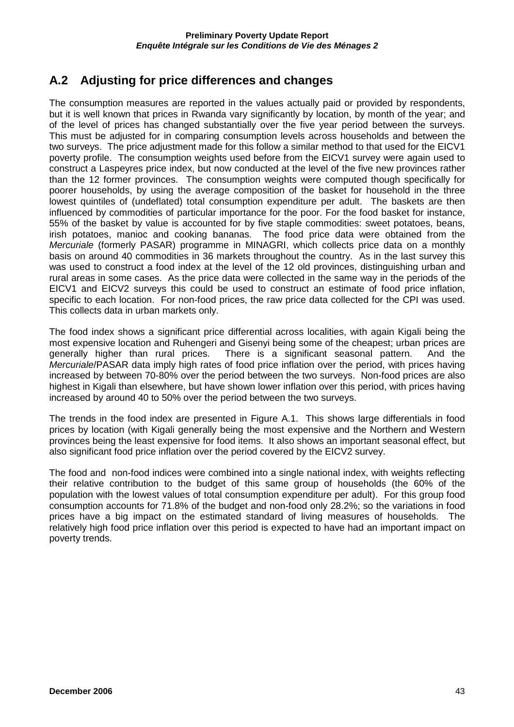## A.2 Adjusting for price differences and changes

The consumption measures are reported in the values actually paid or provided by respondents, but it is well known that prices in Rwanda vary significantly by location, by month of the year; and of the level of prices has changed substantially over the five year period between the surveys. This must be adjusted for in comparing consumption levels across households and between the two surveys. The price adjustment made for this follow a similar method to that used for the EICV1 poverty profile. The consumption weights used before from the EICV1 survey were again used to construct a Laspeyres price index, but now conducted at the level of the five new provinces rather than the 12 former provinces. The consumption weights were computed though specifically for poorer households, by using the average composition of the basket for household in the three lowest quintiles of (undeflated) total consumption expenditure per adult. The baskets are then influenced by commodities of particular importance for the poor. For the food basket for instance, 55% of the basket by value is accounted for by five staple commodities: sweet potatoes, beans, irish potatoes, manioc and cooking bananas. The food price data were obtained from the *Mercuriale* (formerly PASAR) programme in MINAGRI, which collects price data on a monthly basis on around 40 commodities in 36 markets throughout the country. As in the last survey this was used to construct a food index at the level of the 12 old provinces, distinguishing urban and rural areas in some cases. As the price data were collected in the same way in the periods of the EICV1 and EICV2 surveys this could be used to construct an estimate of food price inflation, specific to each location. For non-food prices, the raw price data collected for the CPI was used. This collects data in urban markets only.

The food index shows a significant price differential across localities, with again Kigali being the most expensive location and Ruhengeri and Gisenyi being some of the cheapest; urban prices are generally higher than rural prices. There is a significant seasonal pattern. And the *Mercuriale*/PASAR data imply high rates of food price inflation over the period, with prices having increased by between 70-80% over the period between the two surveys. Non-food prices are also highest in Kigali than elsewhere, but have shown lower inflation over this period, with prices having increased by around 40 to 50% over the period between the two surveys.

The trends in the food index are presented in Figure A.1. This shows large differentials in food prices by location (with Kigali generally being the most expensive and the Northern and Western provinces being the least expensive for food items. It also shows an important seasonal effect, but also significant food price inflation over the period covered by the EICV2 survey.

The food and non-food indices were combined into a single national index, with weights reflecting their relative contribution to the budget of this same group of households (the 60% of the population with the lowest values of total consumption expenditure per adult). For this group food consumption accounts for 71.8% of the budget and non-food only 28.2%; so the variations in food prices have a big impact on the estimated standard of living measures of households. The relatively high food price inflation over this period is expected to have had an important impact on poverty trends.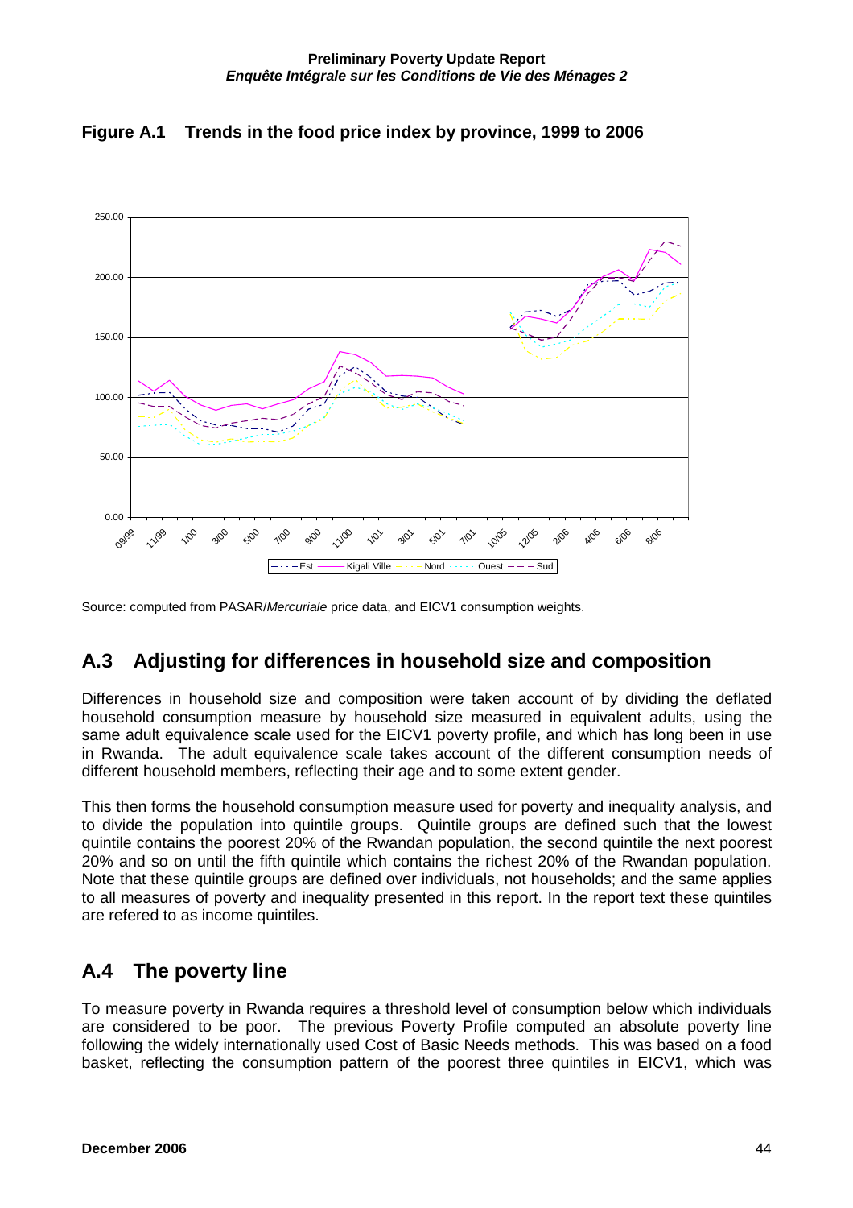**Figure A.1 Trends in the food price index by province, 1999 to 2006**

Source: computed from PASAR/*Mercuriale* price data, and EICV1 consumption weights.

## A.3 Adjusting for differences in household size and composition

Differences in household size and composition were taken account of by dividing the deflated household consumption measure by household size measured in equivalent adults, using the same adult equivalence scale used for the EICV1 poverty profile, and which has long been in use in Rwanda. The adult equivalence scale takes account of the different consumption needs of different household members, reflecting their age and to some extent gender.

This then forms the household consumption measure used for poverty and inequality analysis, and to divide the population into quintile groups. Quintile groups are defined such that the lowest quintile contains the poorest 20% of the Rwandan population, the second quintile the next poorest 20% and so on until the fifth quintile which contains the richest 20% of the Rwandan population. Note that these quintile groups are defined over individuals, not households; and the same applies to all measures of poverty and inequality presented in this report. In the report text these quintiles are refered to as income quintiles.

## A.4 The poverty line

To measure poverty in Rwanda requires a threshold level of consumption below which individuals are considered to be poor. The previous Poverty Profile computed an absolute poverty line following the widely internationally used Cost of Basic Needs methods. This was based on a food basket, reflecting the consumption pattern of the poorest three quintiles in EICV1, which was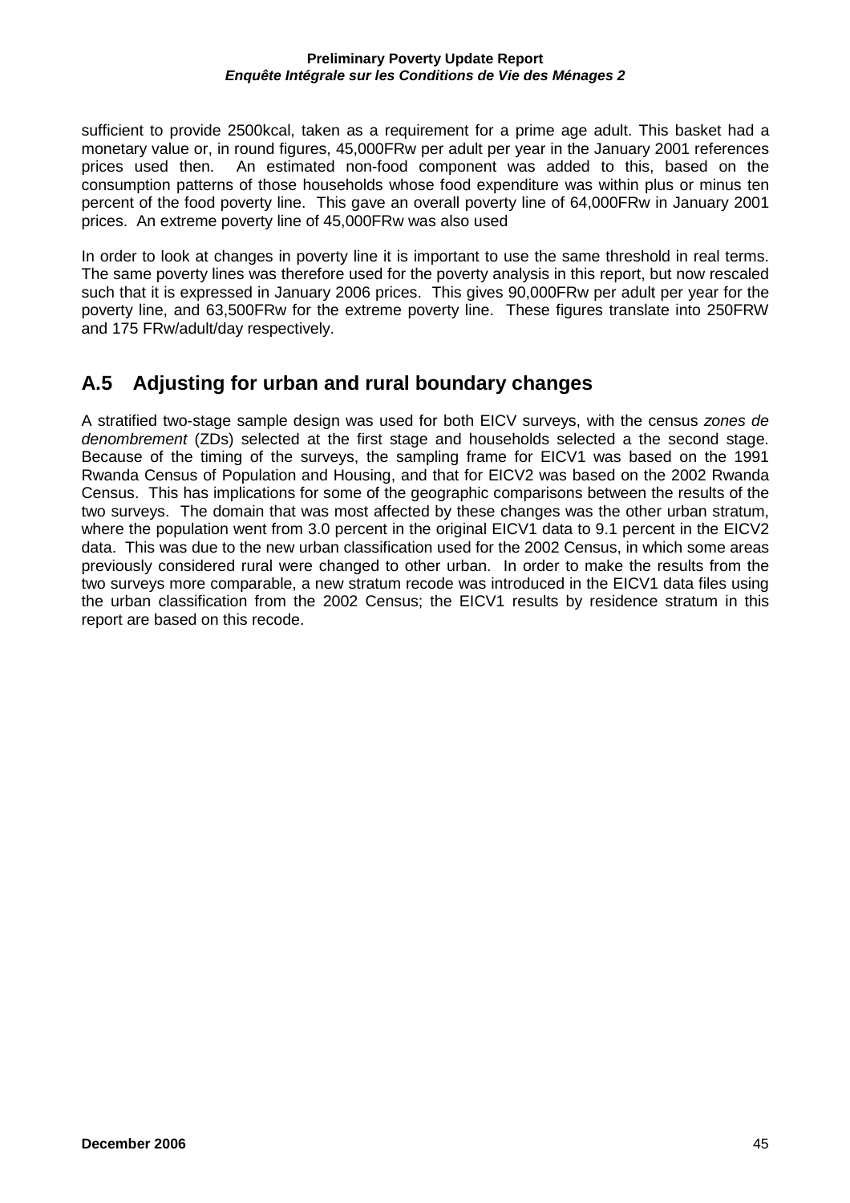sufficient to provide 2500kcal, taken as a requirement for a prime age adult. This basket had a monetary value or, in round figures, 45,000FRw per adult per year in the January 2001 references prices used then. An estimated non-food component was added to this, based on the consumption patterns of those households whose food expenditure was within plus or minus ten percent of the food poverty line. This gave an overall poverty line of 64,000FRw in January 2001 prices. An extreme poverty line of 45,000FRw was also used

In order to look at changes in poverty line it is important to use the same threshold in real terms. The same poverty lines was therefore used for the poverty analysis in this report, but now rescaled such that it is expressed in January 2006 prices. This gives 90,000FRw per adult per year for the poverty line, and 63,500FRw for the extreme poverty line. These figures translate into 250FRW and 175 FRw/adult/day respectively.

## A.5 Adjusting for urban and rural boundary changes

A stratified two-stage sample design was used for both EICV surveys, with the census *zones de denombrement* (ZDs) selected at the first stage and households selected a the second stage. Because of the timing of the surveys, the sampling frame for EICV1 was based on the 1991 Rwanda Census of Population and Housing, and that for EICV2 was based on the 2002 Rwanda Census. This has implications for some of the geographic comparisons between the results of the two surveys. The domain that was most affected by these changes was the other urban stratum, where the population went from 3.0 percent in the original EICV1 data to 9.1 percent in the EICV2 data. This was due to the new urban classification used for the 2002 Census, in which some areas previously considered rural were changed to other urban. In order to make the results from the two surveys more comparable, a new stratum recode was introduced in the EICV1 data files using the urban classification from the 2002 Census; the EICV1 results by residence stratum in this report are based on this recode.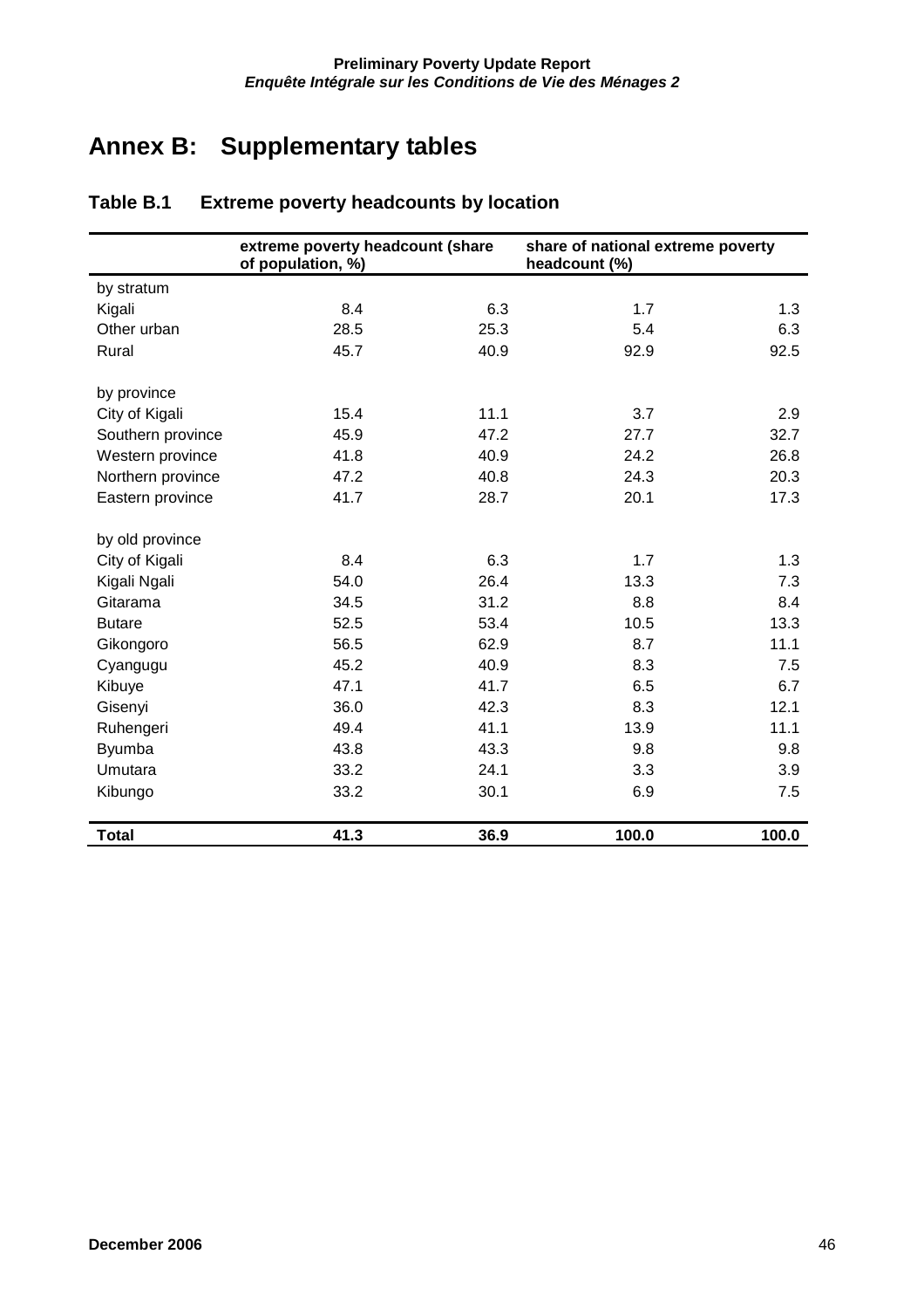# Annex B: Supplementary tables

## Table B.1 Extreme poverty headcounts by location

| | extreme poverty headcount (share of population, %) | | share of national extreme poverty headcount (%) | |
|---|---|---|---|---|
| by stratum | | | | |
| Kigali | 8.4 | 6.3 | 1.7 | 1.3 |
| Other urban | 28.5 | 25.3 | 5.4 | 6.3 |
| Rural | 45.7 | 40.9 | 92.9 | 92.5 |
| | | | | |
| by province | | | | |
| City of Kigali | 15.4 | 11.1 | 3.7 | 2.9 |
| Southern province | 45.9 | 47.2 | 27.7 | 32.7 |
| Western province | 41.8 | 40.9 | 24.2 | 26.8 |
| Northern province | 47.2 | 40.8 | 24.3 | 20.3 |
| Eastern province | 41.7 | 28.7 | 20.1 | 17.3 |
| | | | | |
| by old province | | | | |
| City of Kigali | 8.4 | 6.3 | 1.7 | 1.3 |
| Kigali Ngali | 54.0 | 26.4 | 13.3 | 7.3 |
| Gitarama | 34.5 | 31.2 | 8.8 | 8.4 |
| Butare | 52.5 | 53.4 | 10.5 | 13.3 |
| Gikongoro | 56.5 | 62.9 | 8.7 | 11.1 |
| Cyangugu | 45.2 | 40.9 | 8.3 | 7.5 |
| Kibuye | 47.1 | 41.7 | 6.5 | 6.7 |
| Gisenyi | 36.0 | 42.3 | 8.3 | 12.1 |
| Ruhengeri | 49.4 | 41.1 | 13.9 | 11.1 |
| Byumba | 43.8 | 43.3 | 9.8 | 9.8 |
| Umutara | 33.2 | 24.1 | 3.3 | 3.9 |
| Kibungo | 33.2 | 30.1 | 6.9 | 7.5 |
| | | | | |
| **Total** | **41.3** | **36.9** | **100.0** | **100.0** |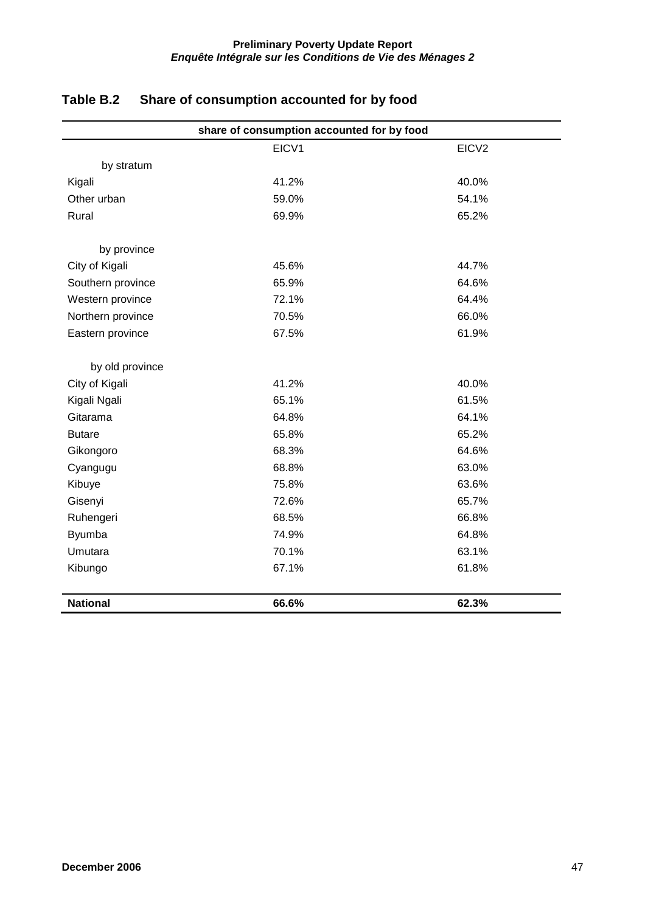## Table B.2 Share of consumption accounted for by food

| share of consumption accounted for by food | | |
|---|---|---|
| | EICV1 | EICV2 |
| by stratum | | |
| Kigali | 41.2% | 40.0% |
| Other urban | 59.0% | 54.1% |
| Rural | 69.9% | 65.2% |
| | | |
| by province | | |
| City of Kigali | 45.6% | 44.7% |
| Southern province | 65.9% | 64.6% |
| Western province | 72.1% | 64.4% |
| Northern province | 70.5% | 66.0% |
| Eastern province | 67.5% | 61.9% |
| | | |
| by old province | | |
| City of Kigali | 41.2% | 40.0% |
| Kigali Ngali | 65.1% | 61.5% |
| Gitarama | 64.8% | 64.1% |
| Butare | 65.8% | 65.2% |
| Gikongoro | 68.3% | 64.6% |
| Cyangugu | 68.8% | 63.0% |
| Kibuye | 75.8% | 63.6% |
| Gisenyi | 72.6% | 65.7% |
| Ruhengeri | 68.5% | 66.8% |
| Byumba | 74.9% | 64.8% |
| Umutara | 70.1% | 63.1% |
| Kibungo | 67.1% | 61.8% |
| | | |
| **National** | **66.6%** | **62.3%** |